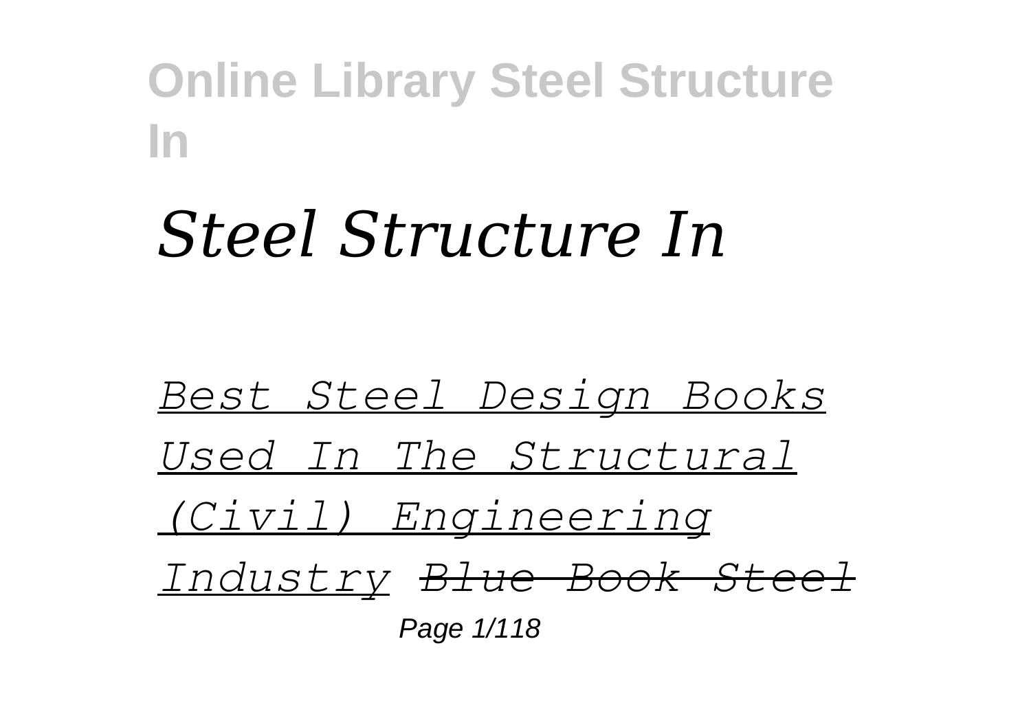# *Steel Structure In*

*Best Steel Design Books Used In The Structural (Civil) Engineering Industry* ~~*Blue Book Steel*~~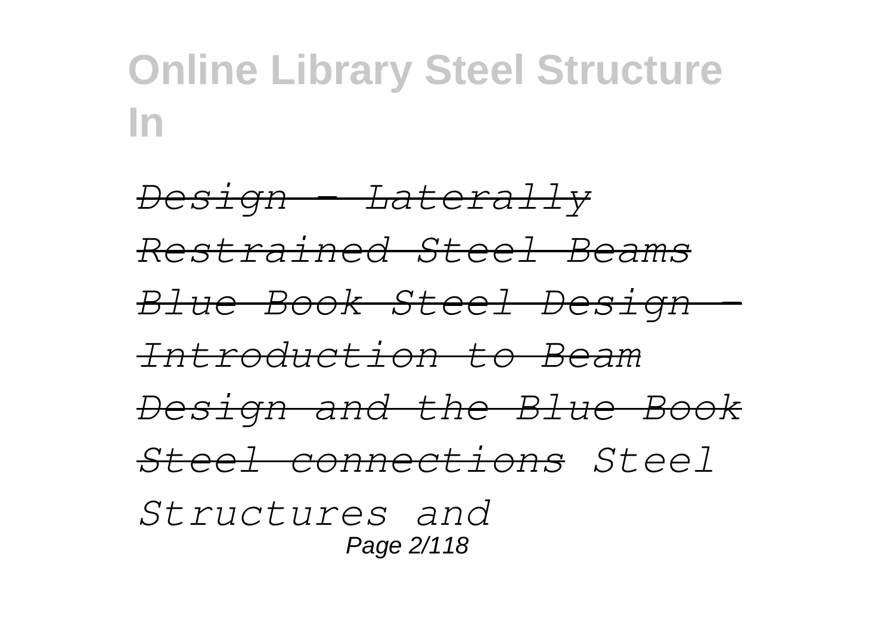*Design - Laterally Restrained Steel Beams Blue Book Steel Design - Introduction to Beam Design and the Blue Book Steel connections Steel Structures and*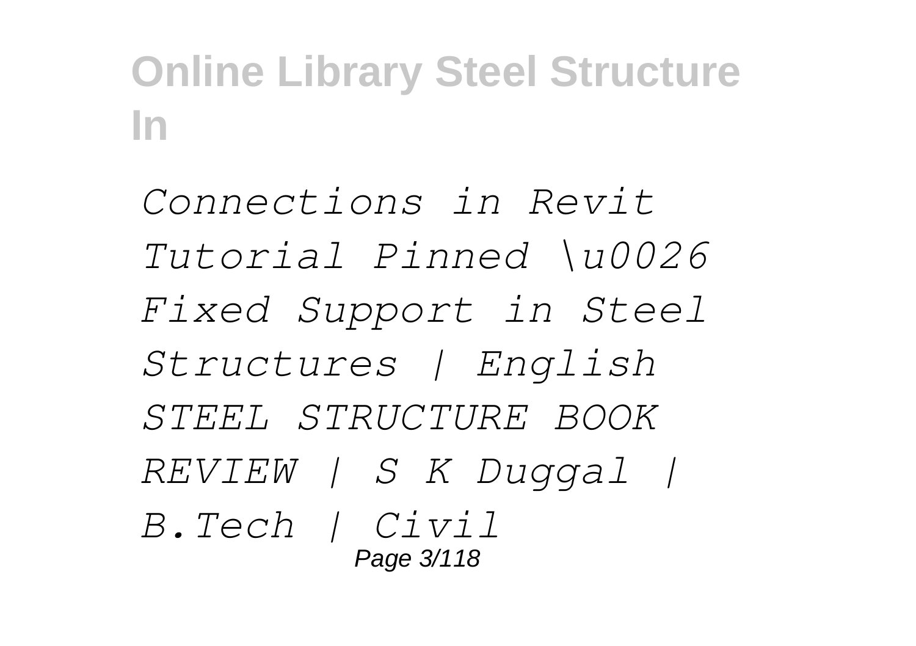*Connections in Revit Tutorial Pinned \u0026 Fixed Support in Steel Structures | English STEEL STRUCTURE BOOK REVIEW | S K Duggal | B.Tech | Civil*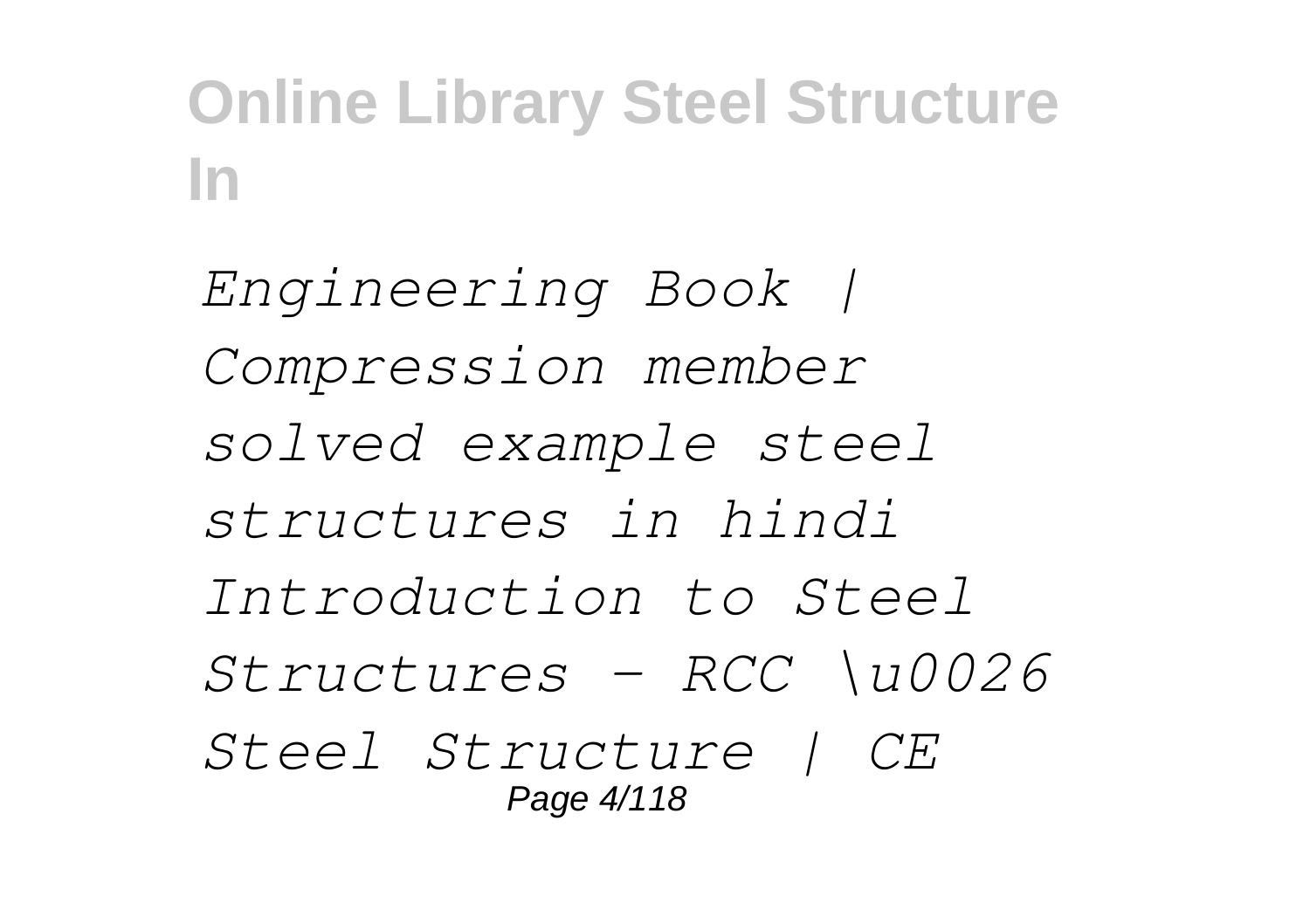*Engineering Book | Compression member solved example steel structures in hindi Introduction to Steel Structures - RCC \u0026 Steel Structure | CE*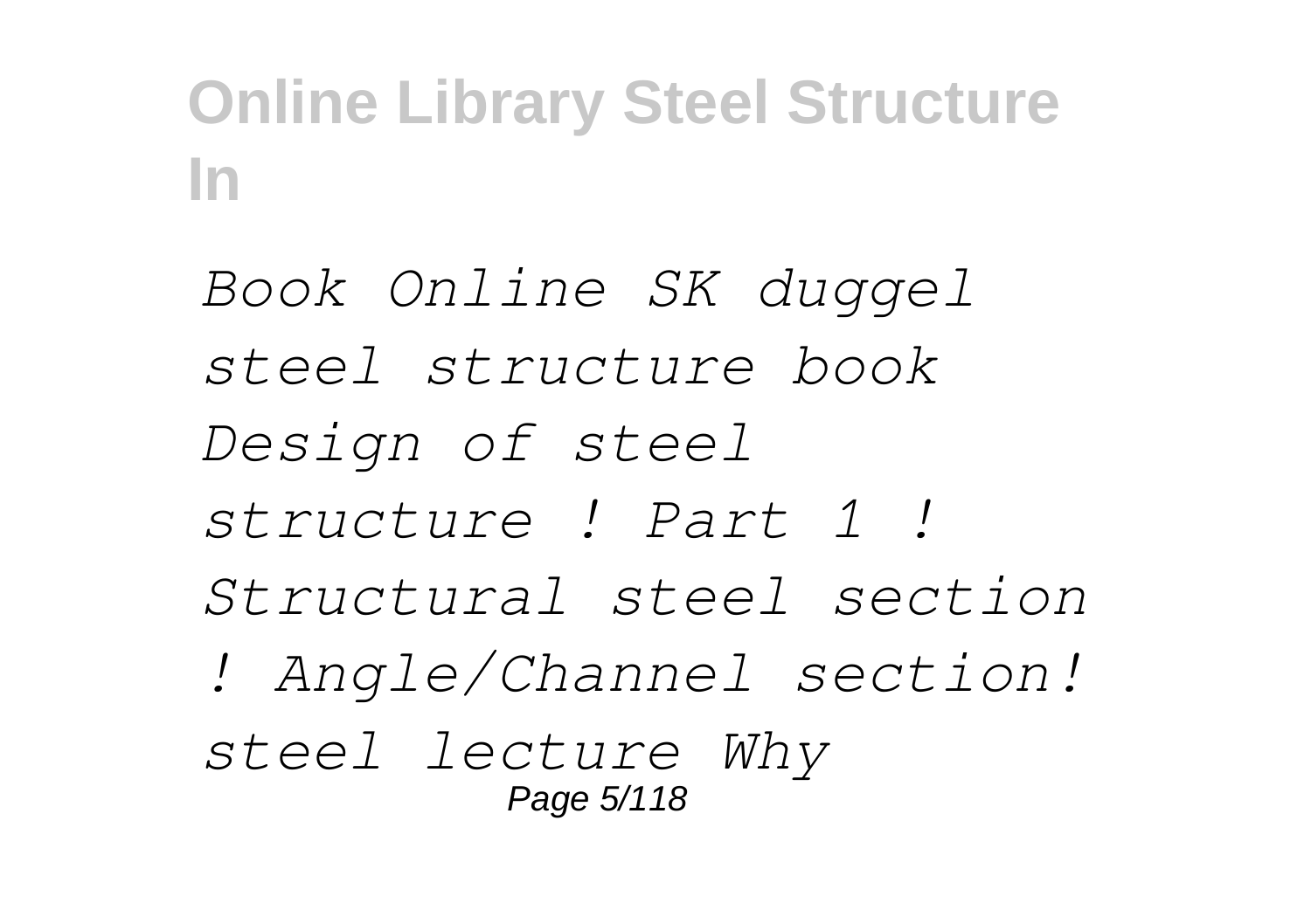*Book Online SK duggel steel structure book Design of steel structure ! Part 1 ! Structural steel section ! Angle/Channel section! steel lecture Why*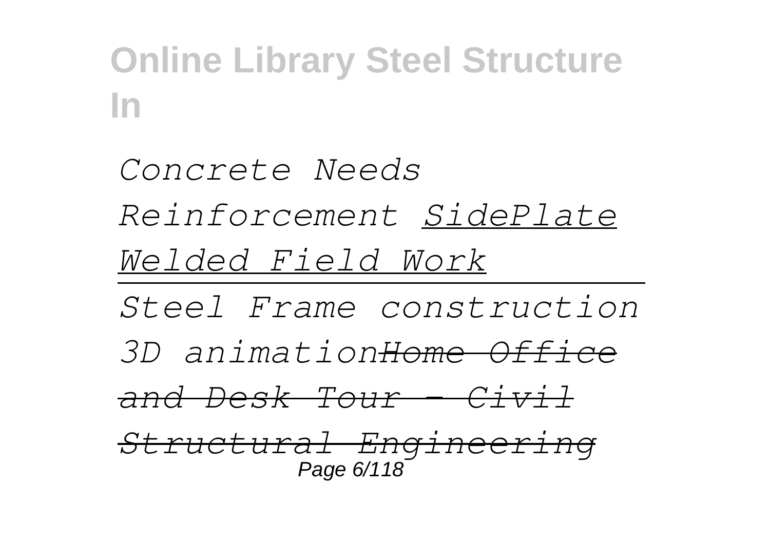*Concrete Needs Reinforcement SidePlate Welded Field Work*

*Steel Frame construction 3D animationHome Office and Desk Tour - Civil Structural Engineering*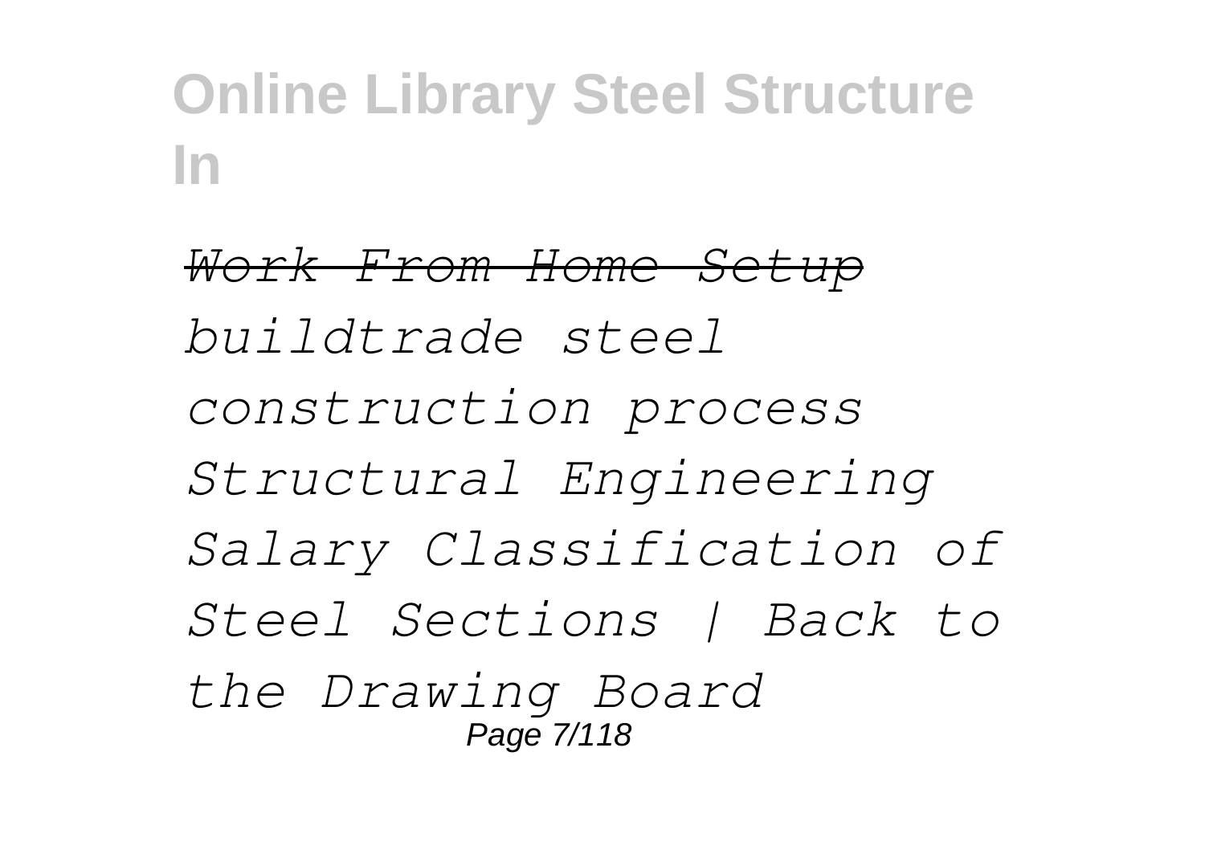*Work From Home Setup* *buildtrade steel construction process Structural Engineering Salary Classification of Steel Sections | Back to the Drawing Board*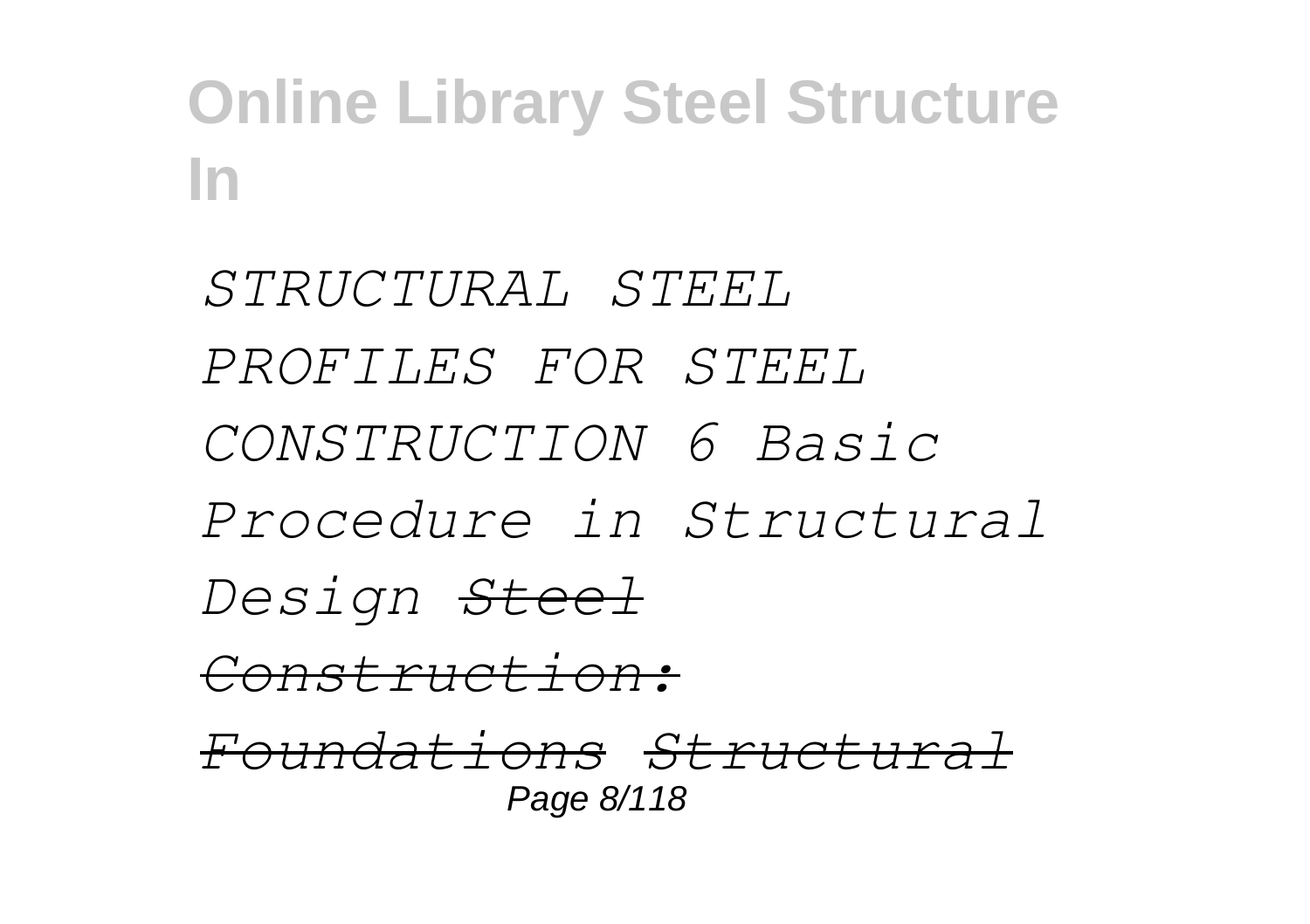*STRUCTURAL STEEL PROFILES FOR STEEL CONSTRUCTION 6 Basic Procedure in Structural Design* *Steel Construction: Foundations* *Structural*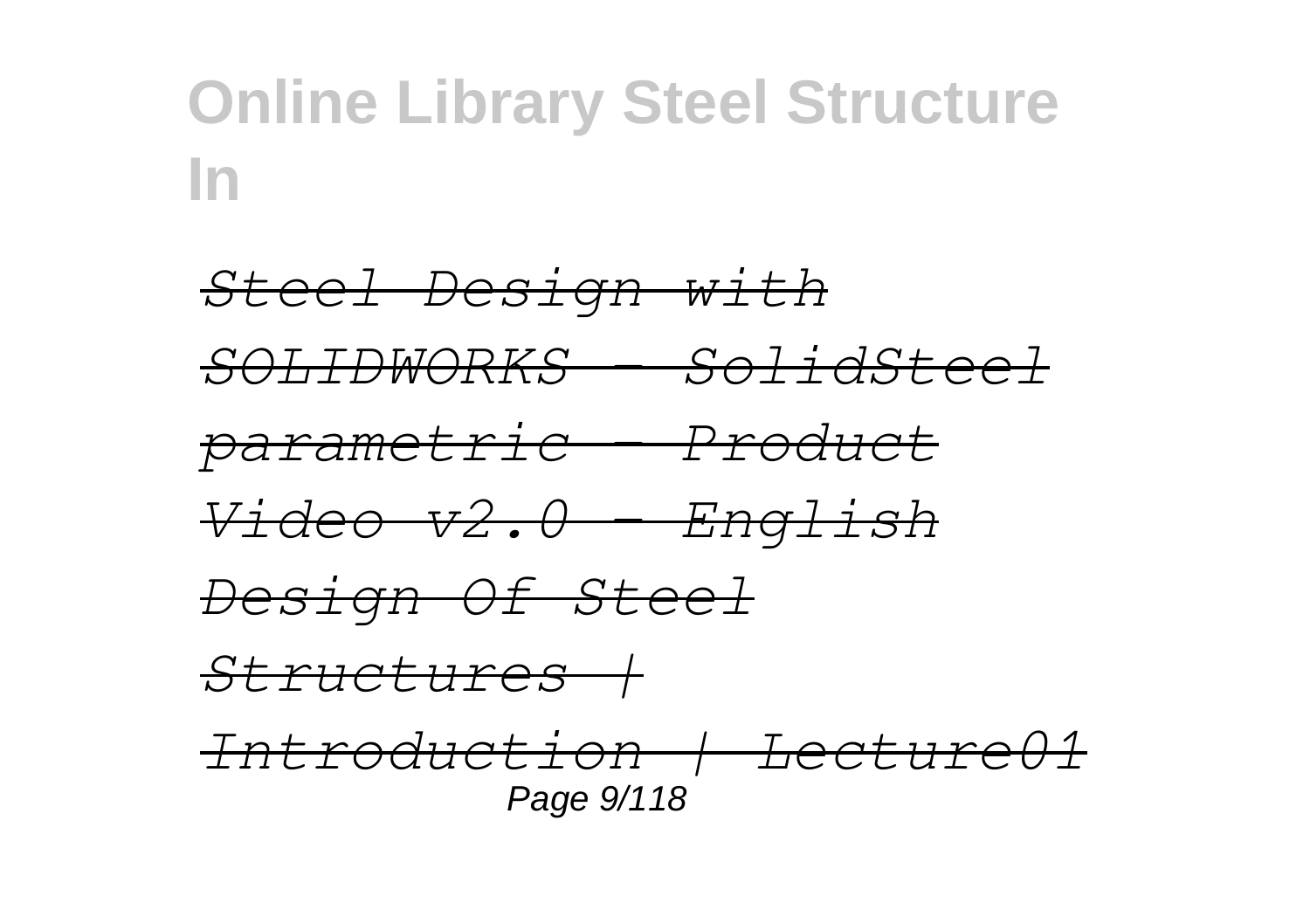*Steel Design with SOLIDWORKS - SolidSteel parametric - Product Video v2.0 - English*

*Design Of Steel Structures | Introduction | Lecture01*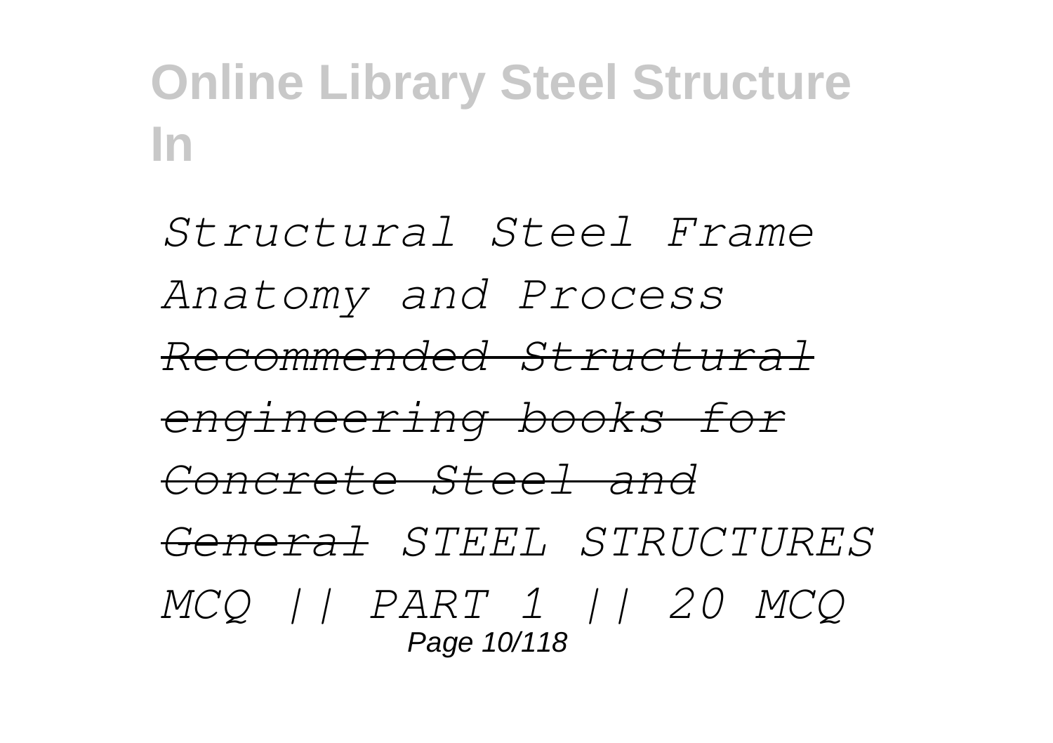*Structural Steel Frame Anatomy and Process* ~~*Recommended Structural engineering books for Concrete Steel and General*~~ *STEEL STRUCTURES MCQ || PART 1 || 20 MCQ*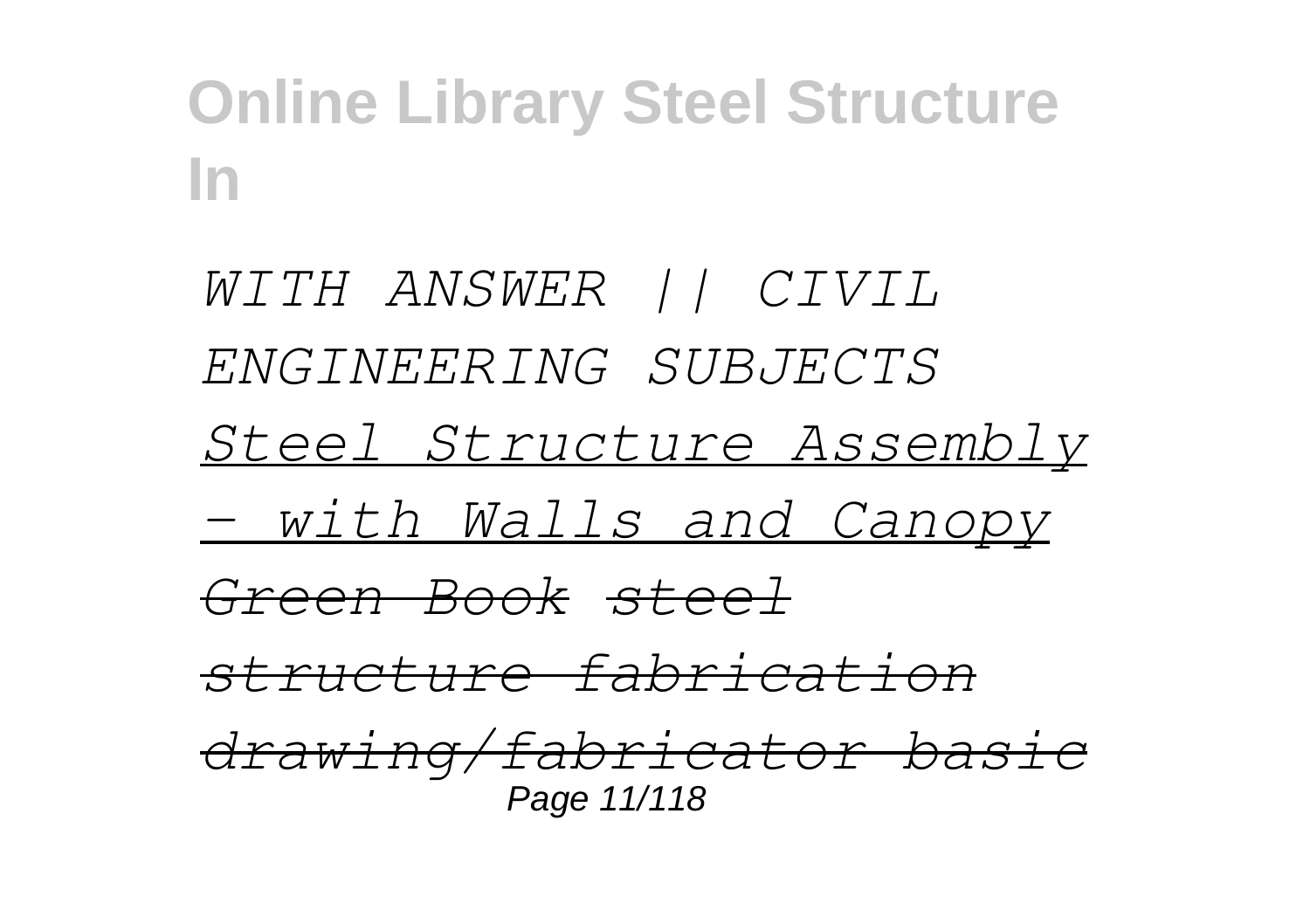*WITH ANSWER || CIVIL ENGINEERING SUBJECTS* *Steel Structure Assembly - with Walls and Canopy Green Book* *steel structure fabrication drawing/fabricator basic*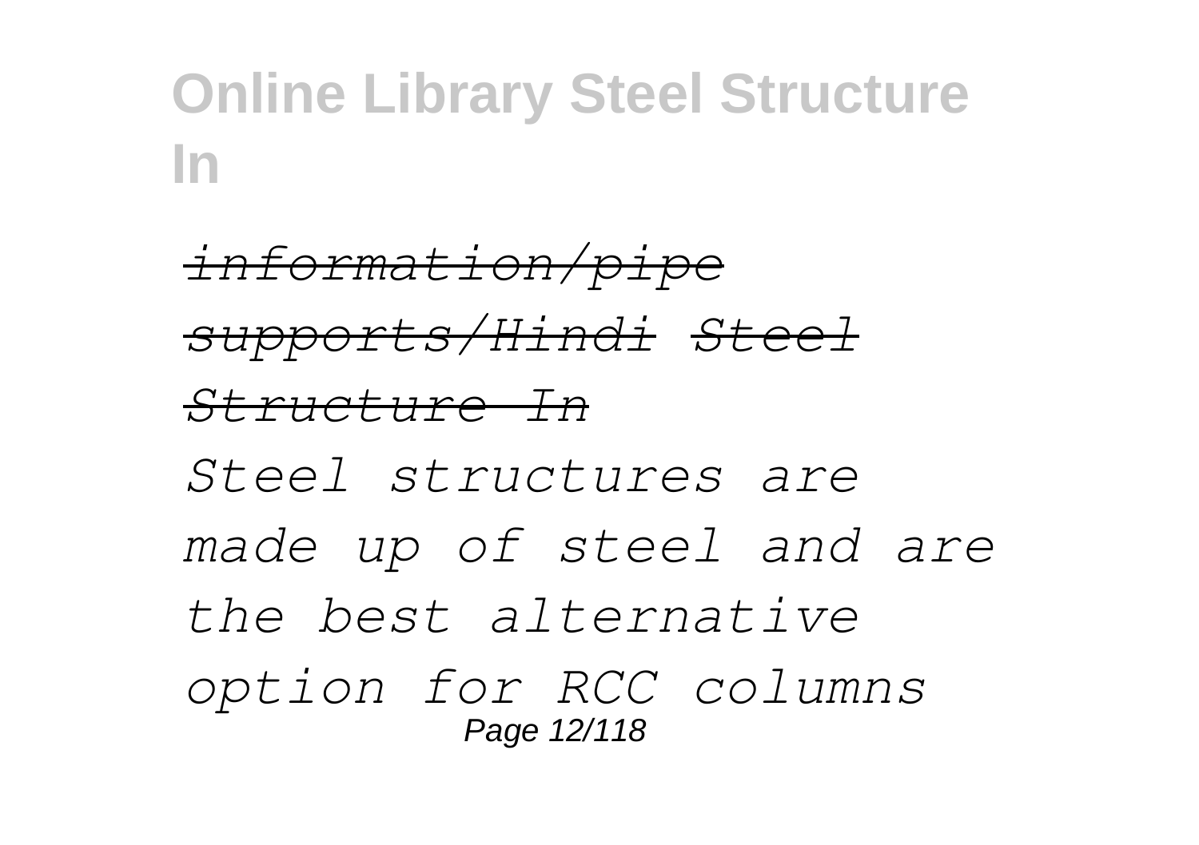*information/pipe supports/Hindi* *Steel Structure In*

*Steel structures are made up of steel and are the best alternative option for RCC columns*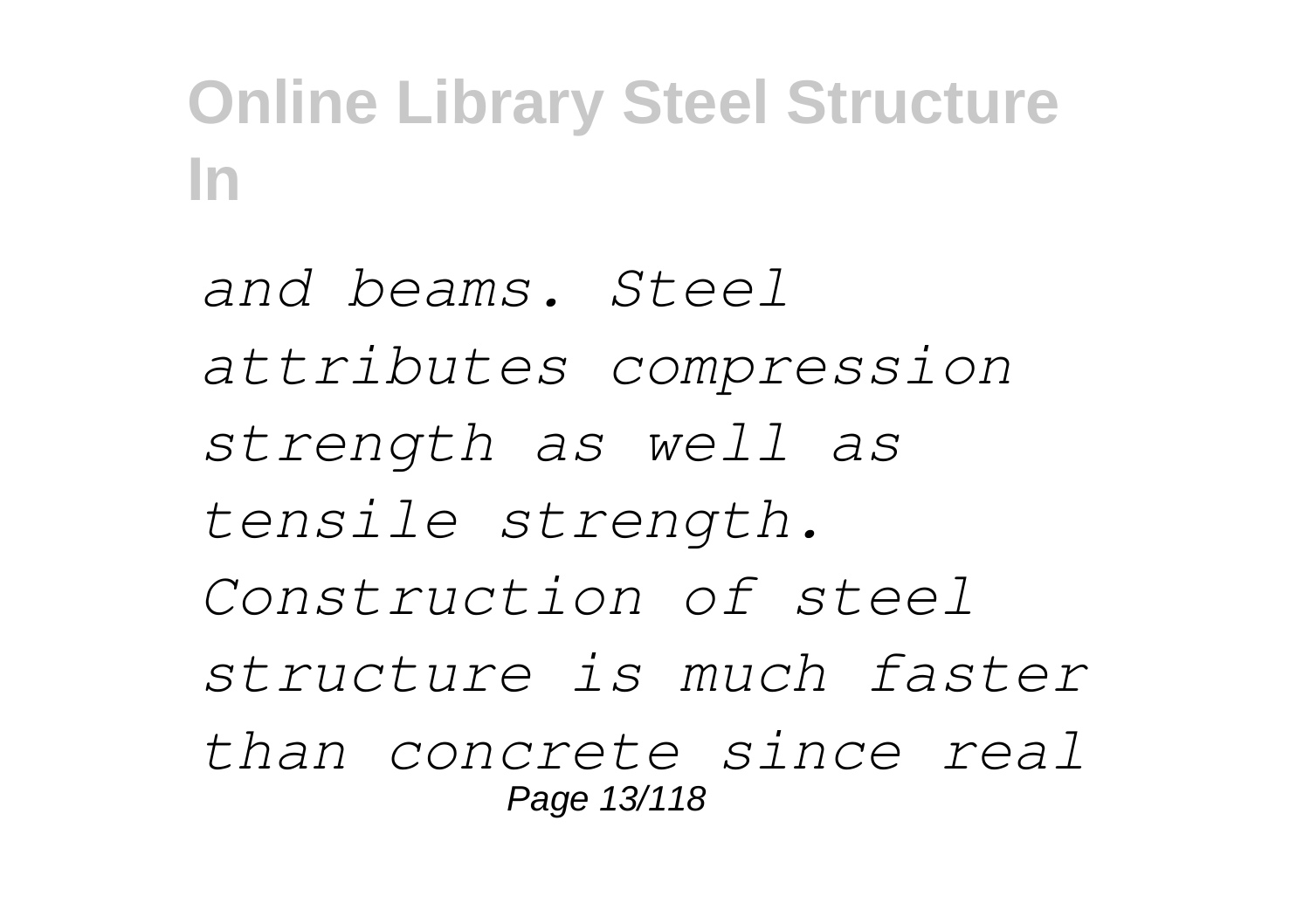*and beams. Steel attributes compression strength as well as tensile strength. Construction of steel structure is much faster than concrete since real*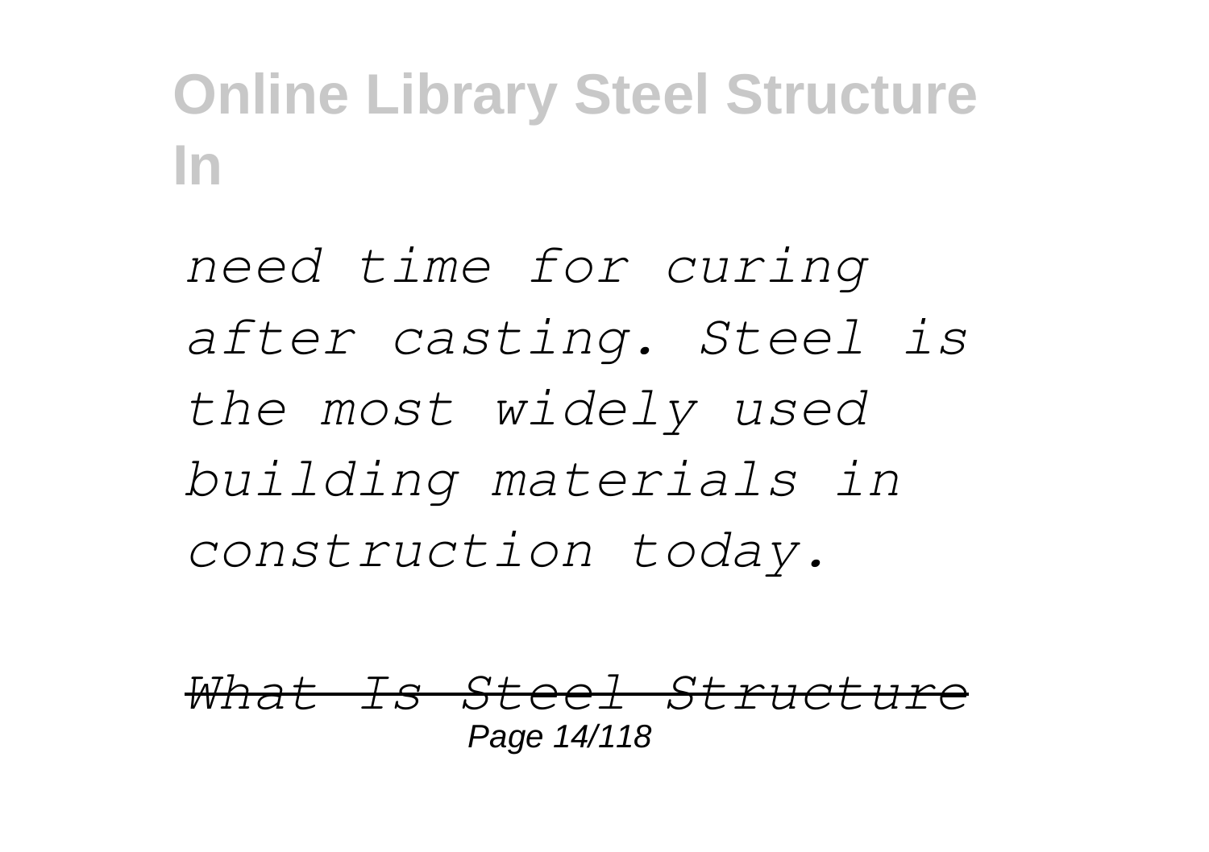*need time for curing after casting. Steel is the most widely used building materials in construction today.*

~~*What Is Steel Structure*~~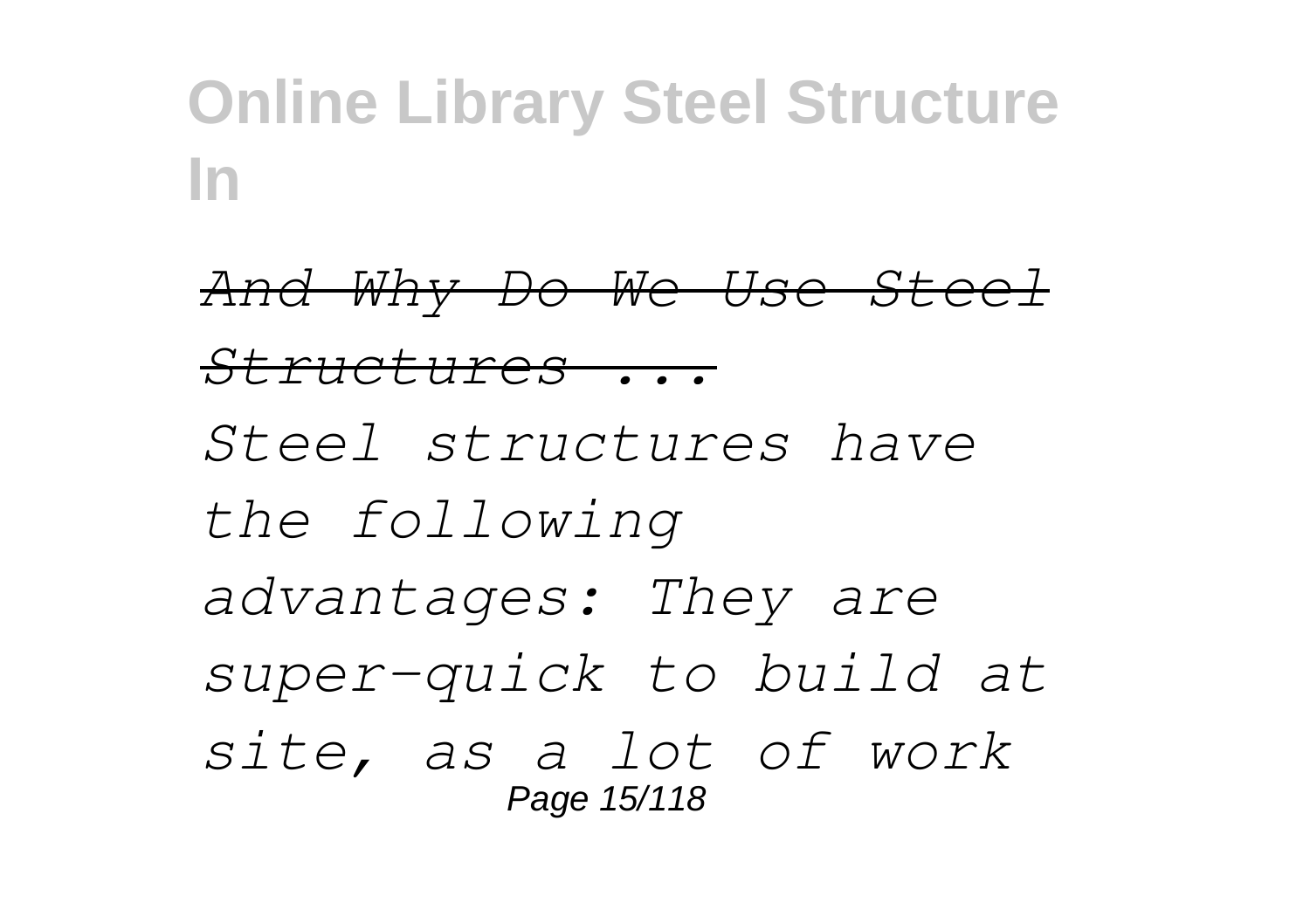*~~And Why Do We Use Steel Structures ...~~*

*Steel structures have the following advantages: They are super-quick to build at site, as a lot of work*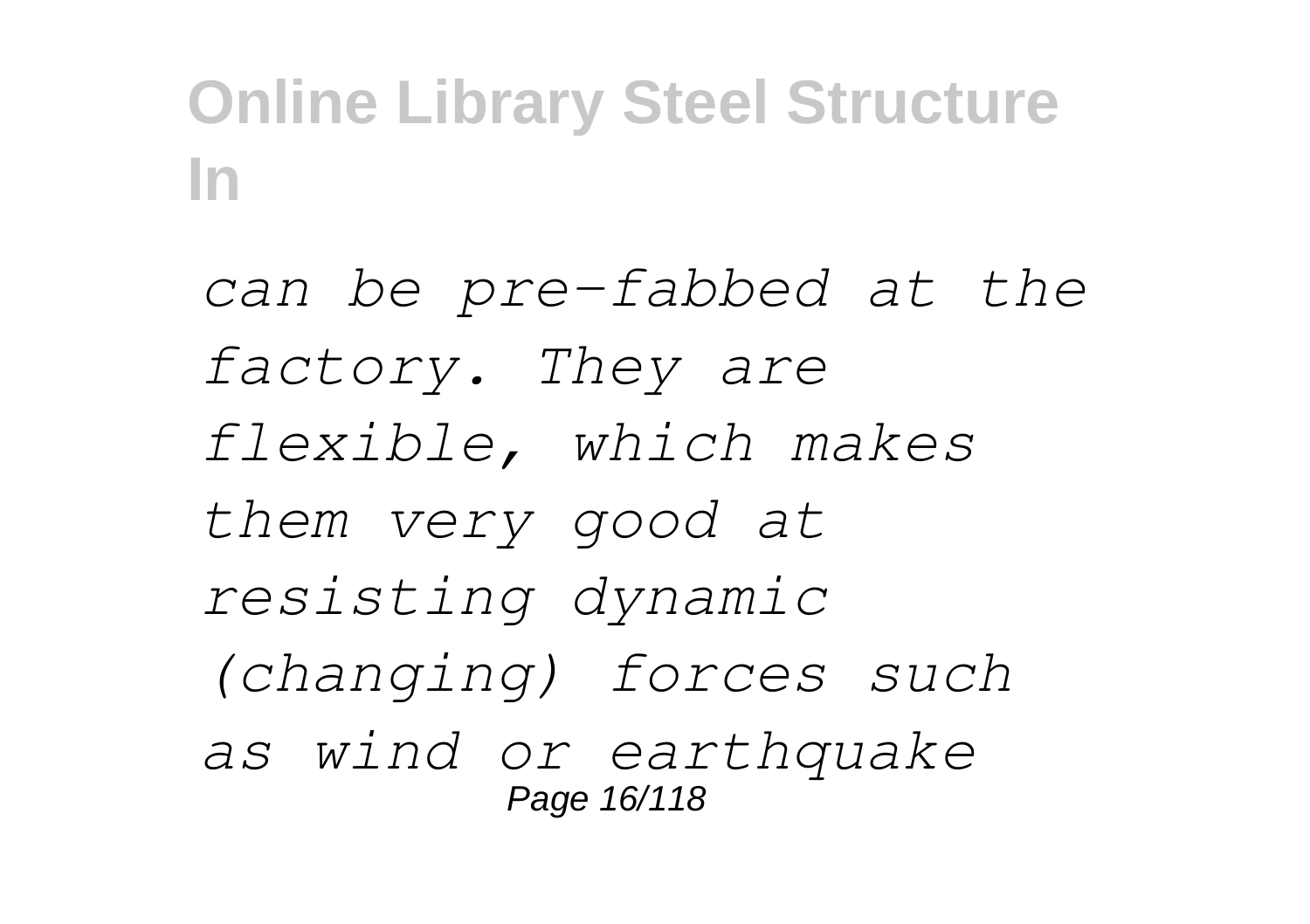*can be pre-fabbed at the factory. They are flexible, which makes them very good at resisting dynamic (changing) forces such as wind or earthquake*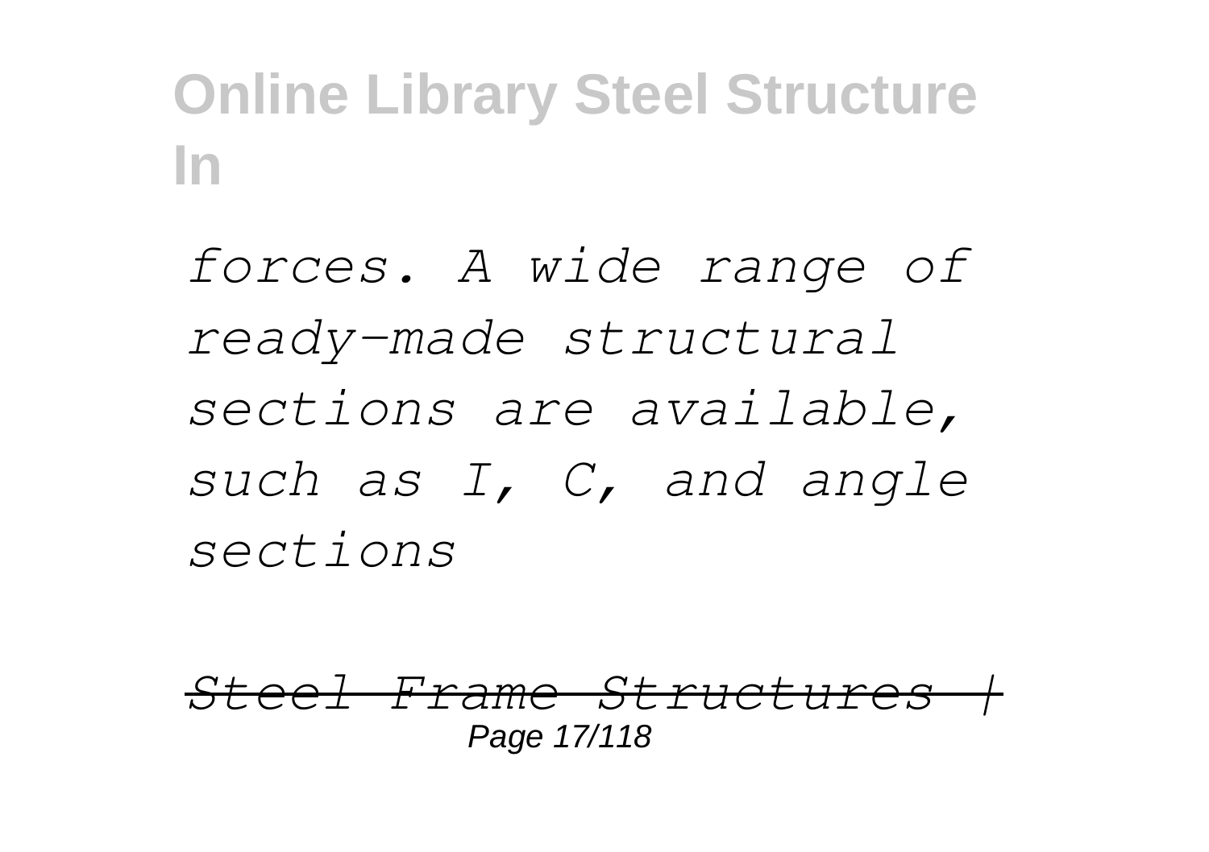*forces. A wide range of ready-made structural sections are available, such as I, C, and angle sections*

~~*Steel Frame Structures |*~~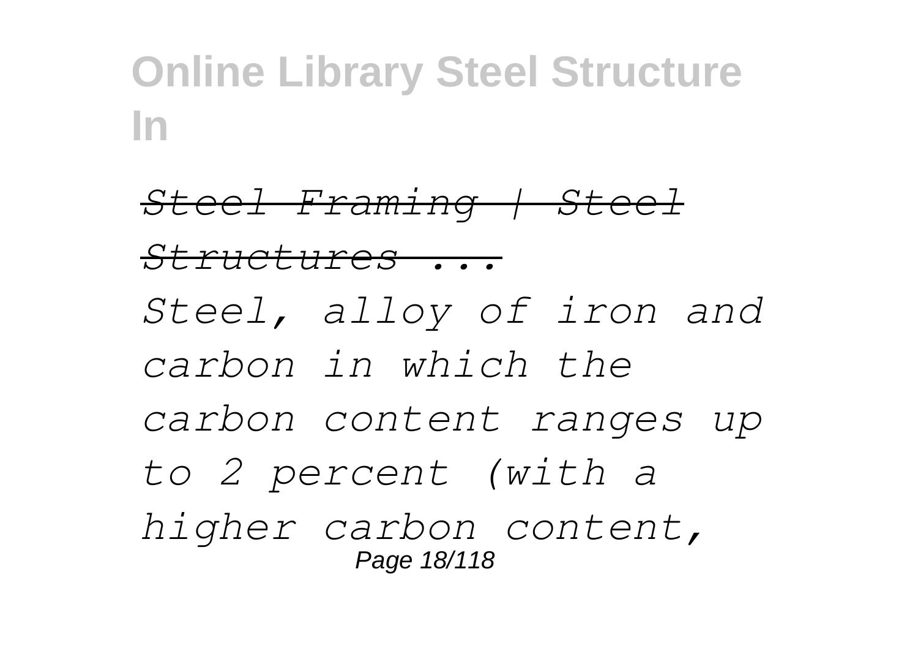*Steel Framing | Steel Structures ...*

*Steel, alloy of iron and carbon in which the carbon content ranges up to 2 percent (with a higher carbon content,*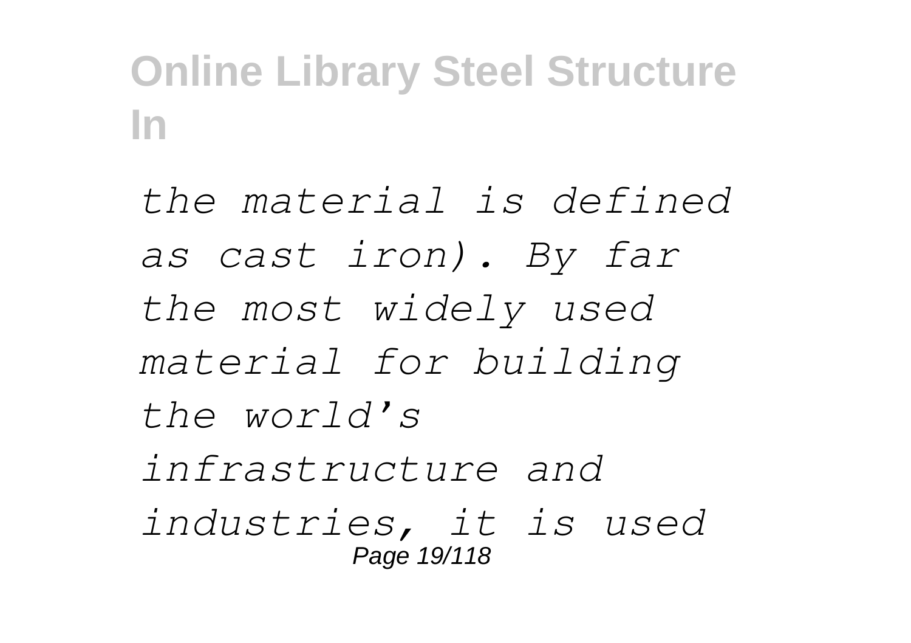*the material is defined as cast iron). By far the most widely used material for building the world's infrastructure and industries, it is used*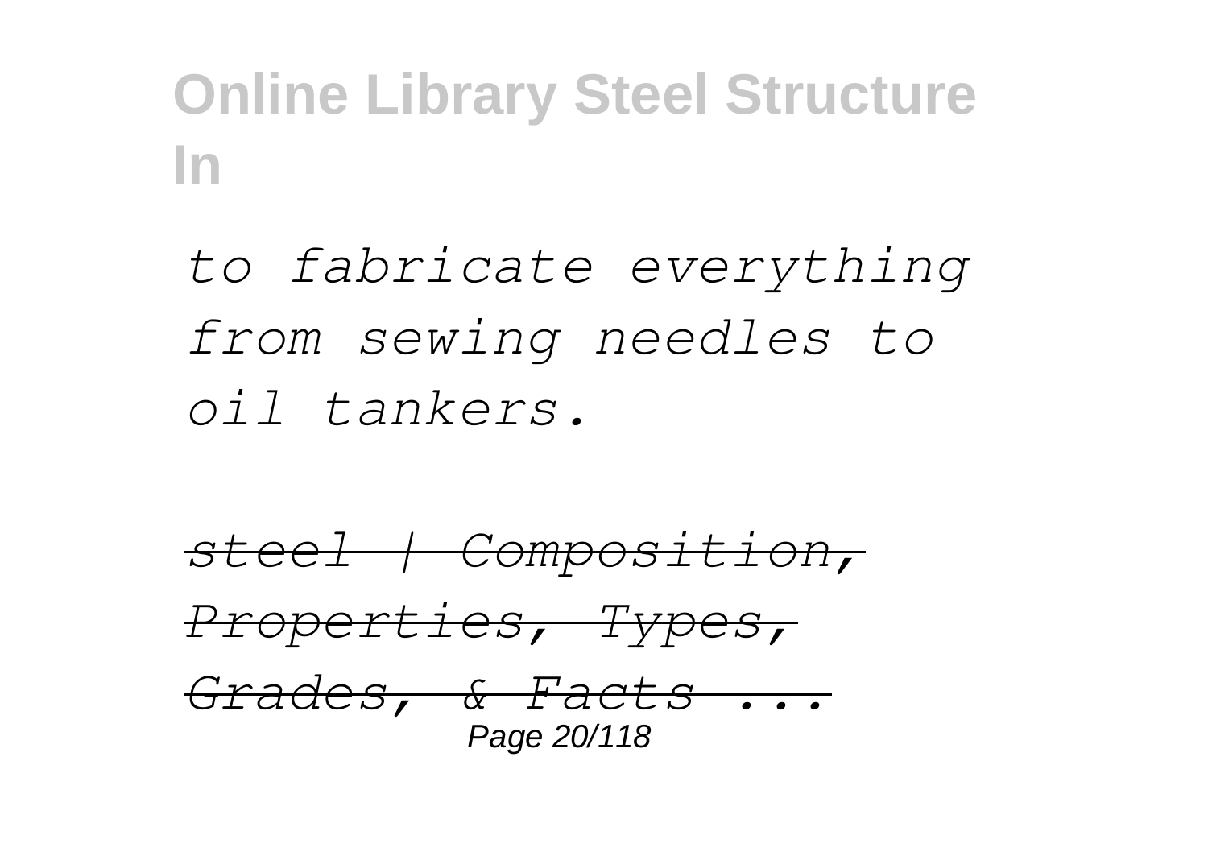*to fabricate everything from sewing needles to oil tankers.*

~~*steel | Composition, Properties, Types, Grades, & Facts ...*~~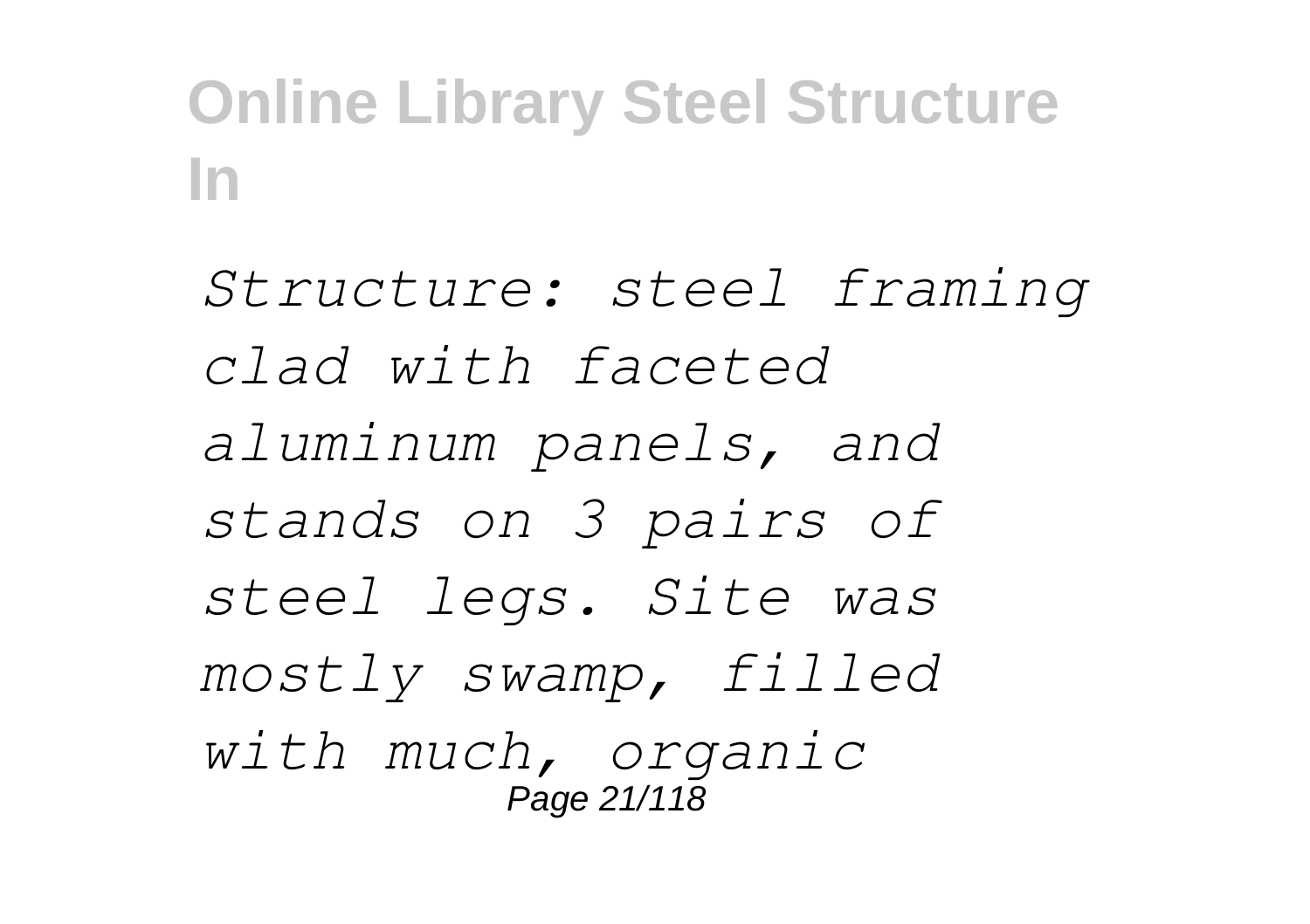*Structure: steel framing clad with faceted aluminum panels, and stands on 3 pairs of steel legs. Site was mostly swamp, filled with much, organic*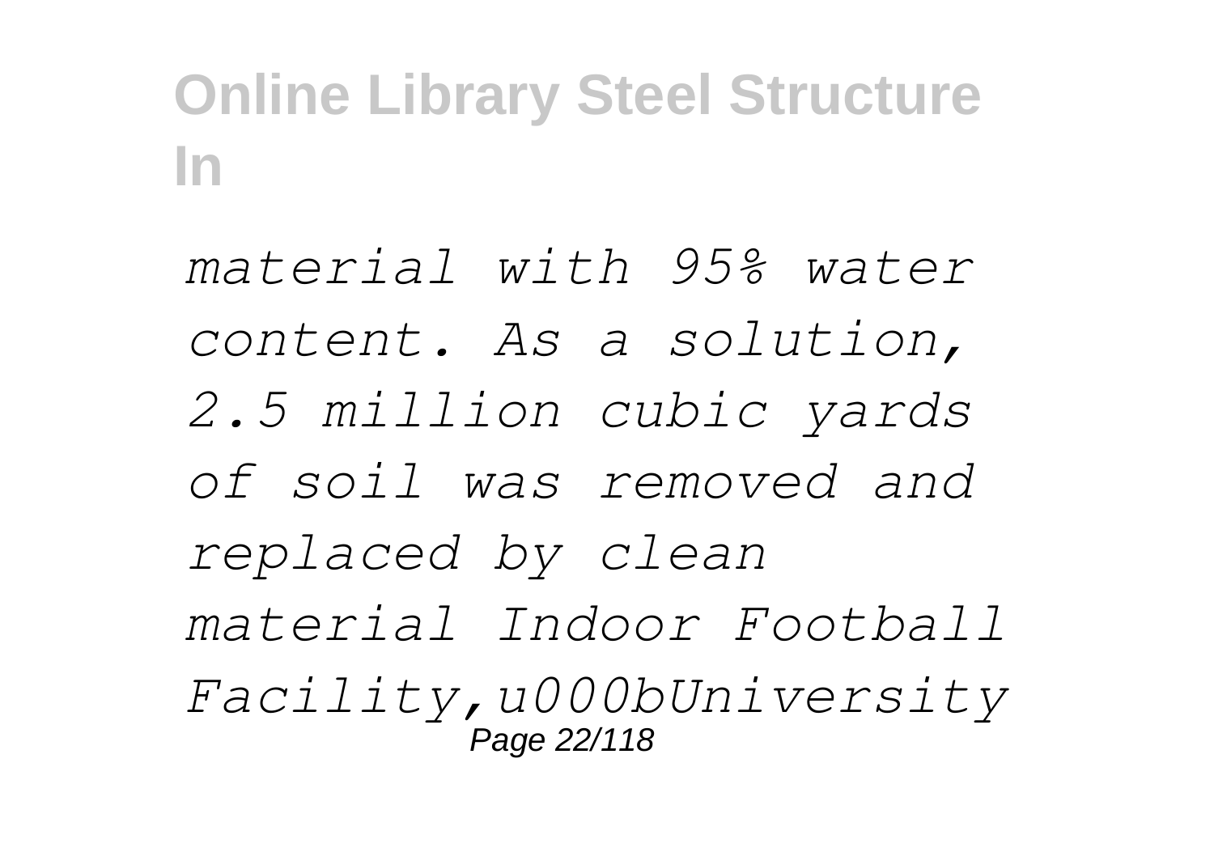*material with 95% water content. As a solution, 2.5 million cubic yards of soil was removed and replaced by clean material Indoor Football Facility,u000bUniversity*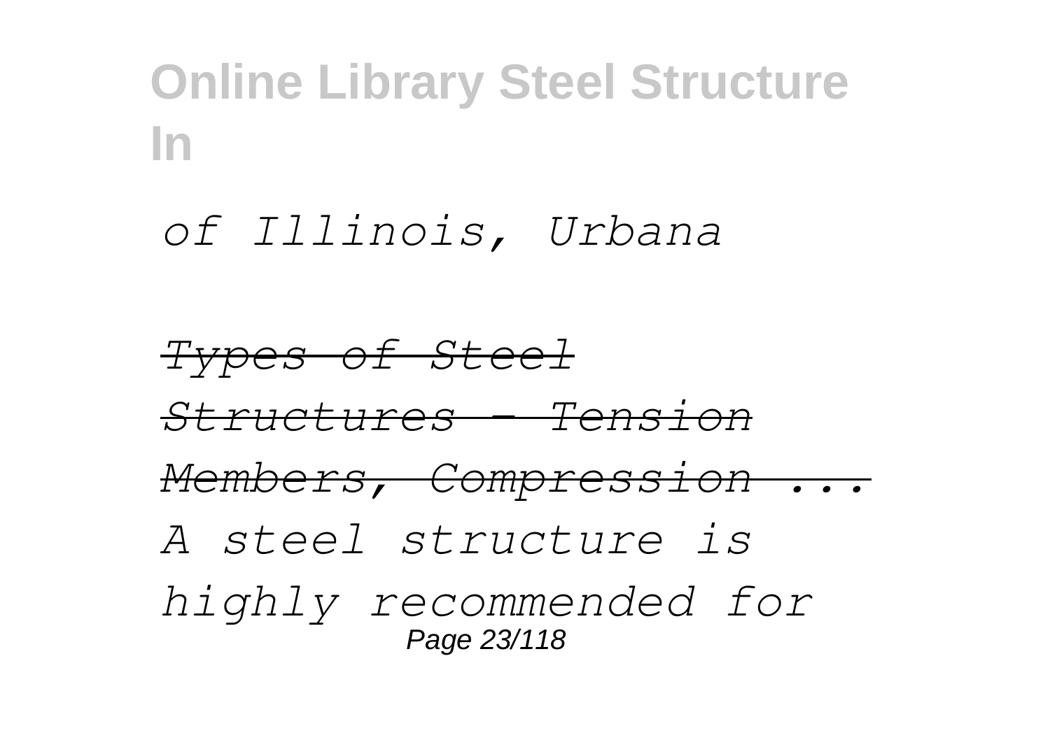*of Illinois, Urbana*

*Types of Steel Structures - Tension Members, Compression ...*

*A steel structure is highly recommended for*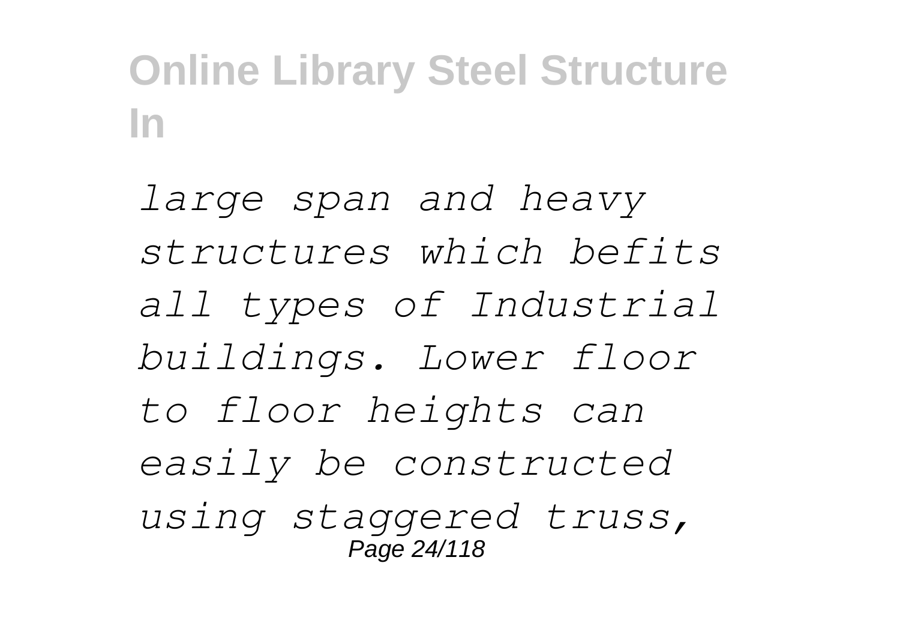*large span and heavy structures which befits all types of Industrial buildings. Lower floor to floor heights can easily be constructed using staggered truss,*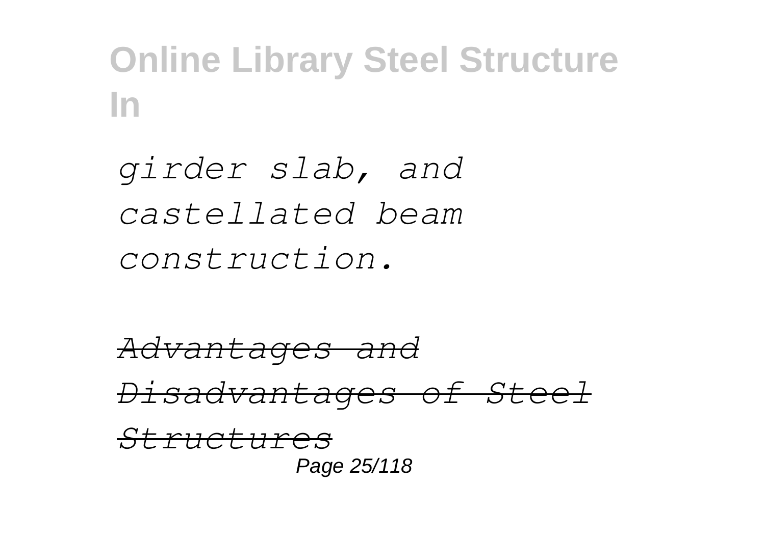*girder slab, and castellated beam construction.*

*Advantages and Disadvantages of Steel Structures*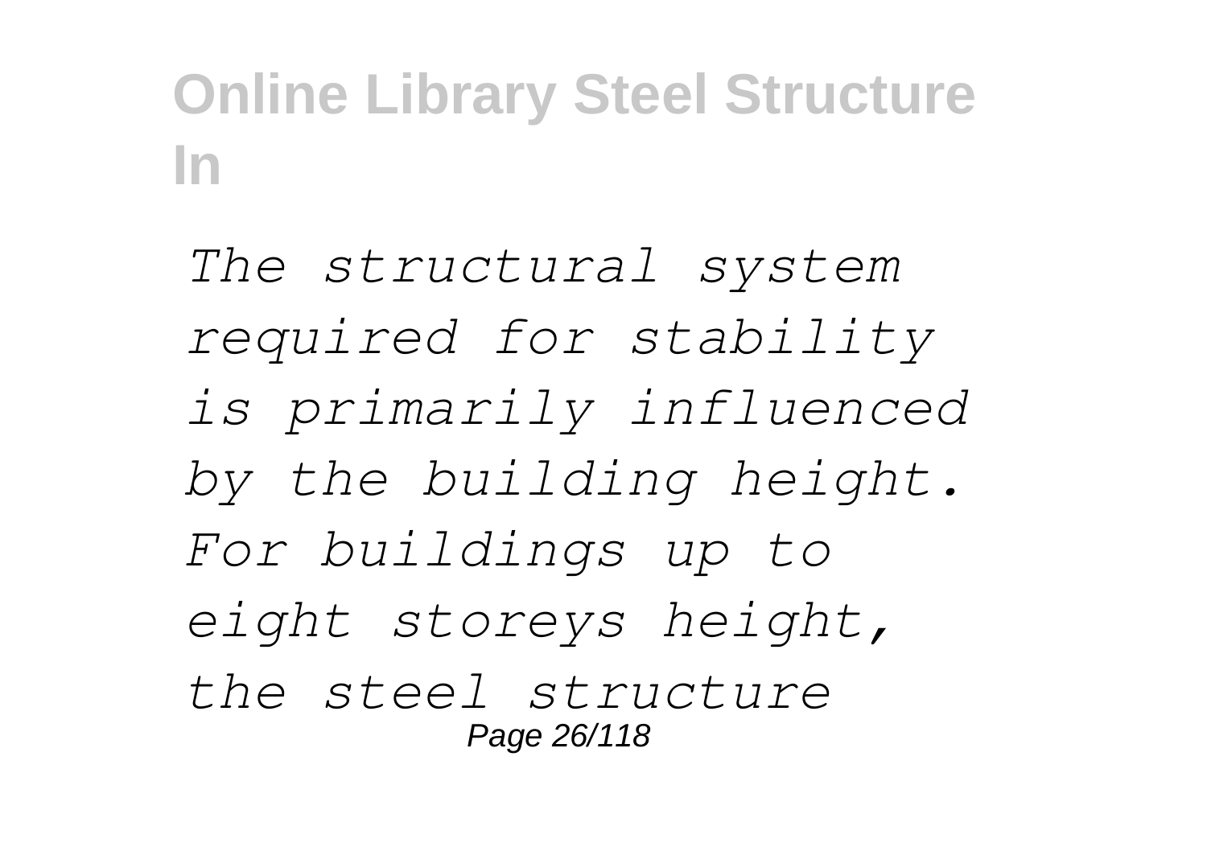*The structural system required for stability is primarily influenced by the building height. For buildings up to eight storeys height, the steel structure*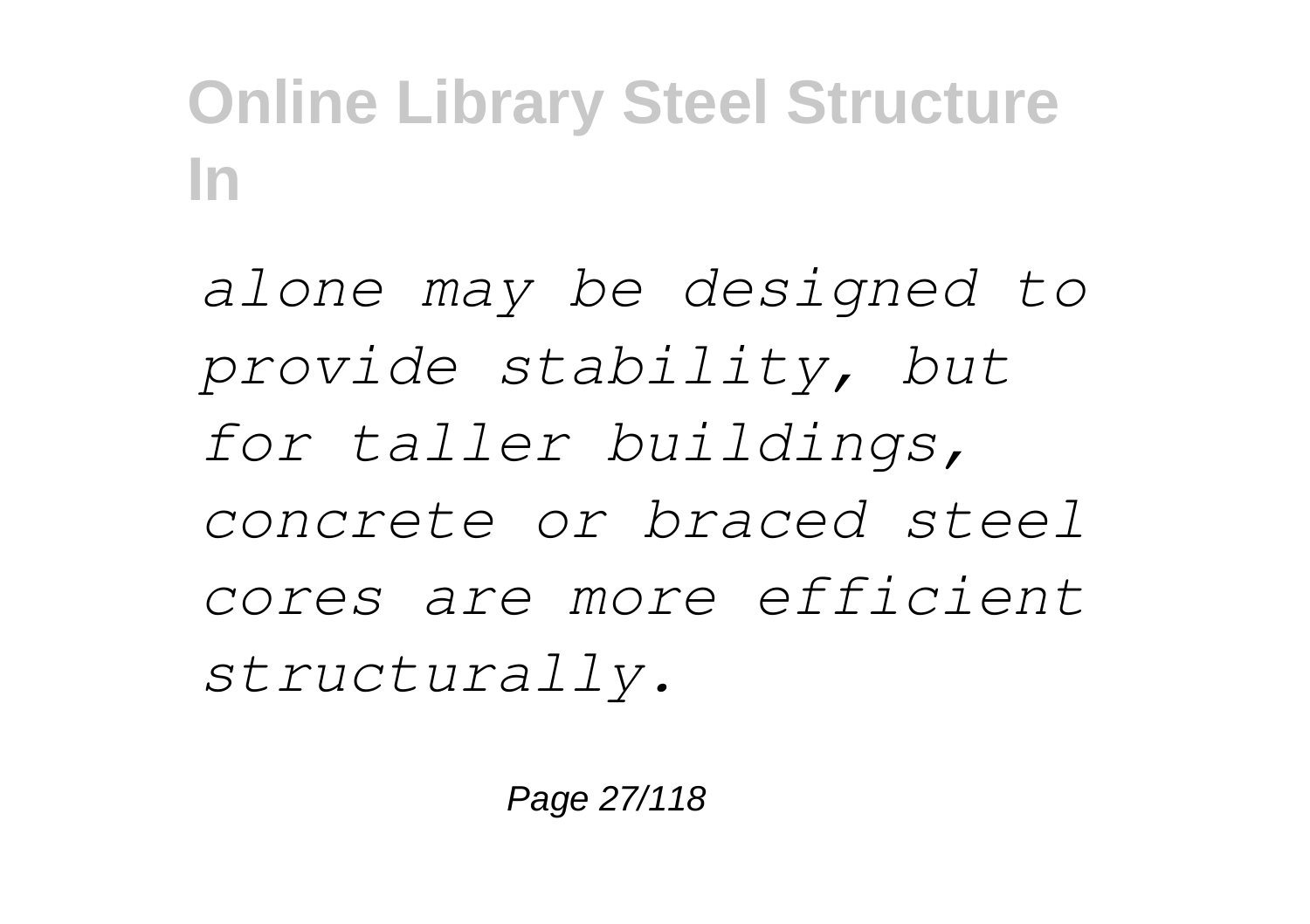*alone may be designed to provide stability, but for taller buildings, concrete or braced steel cores are more efficient structurally.*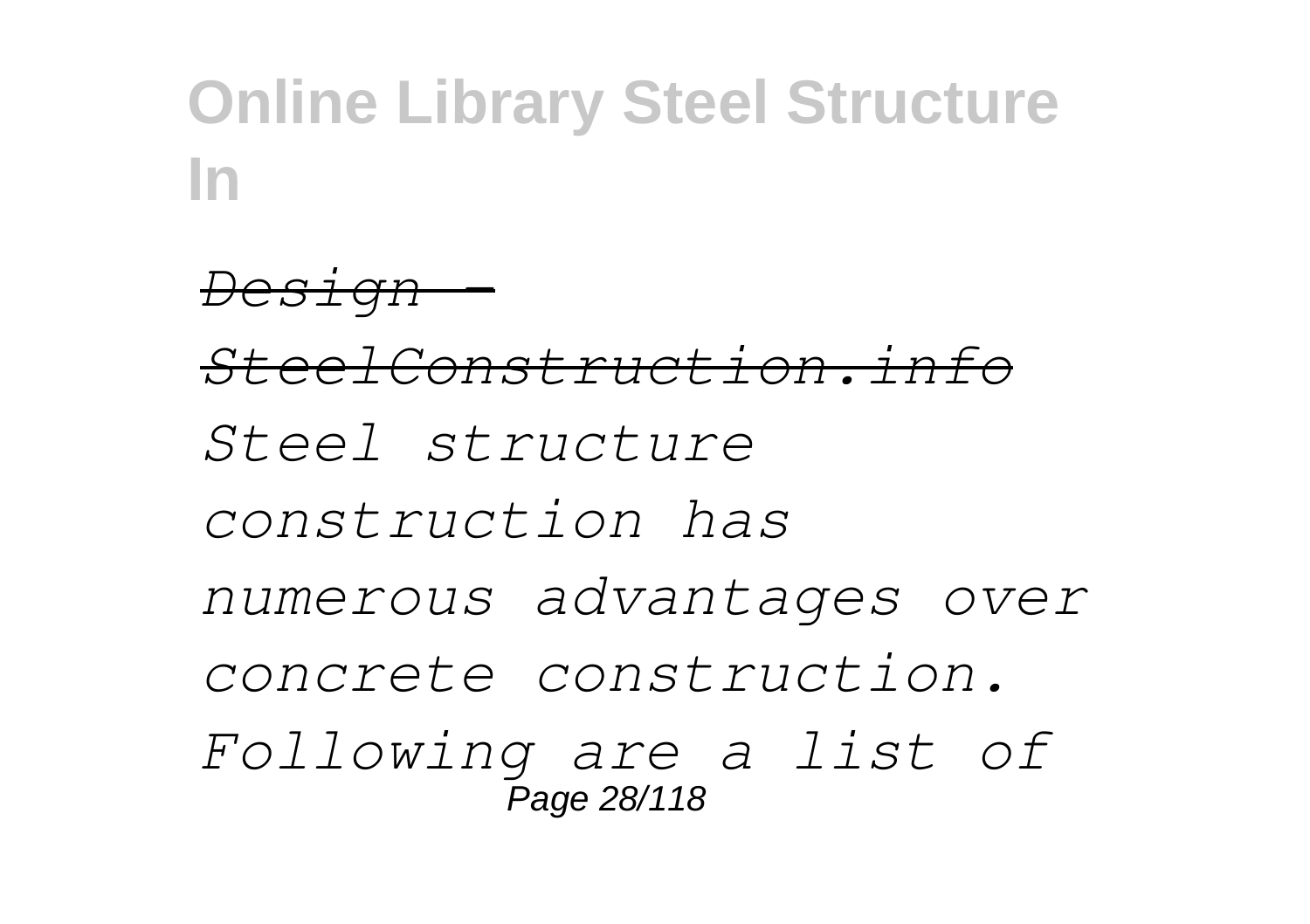*Design - SteelConstruction.info*

*Steel structure construction has numerous advantages over concrete construction. Following are a list of*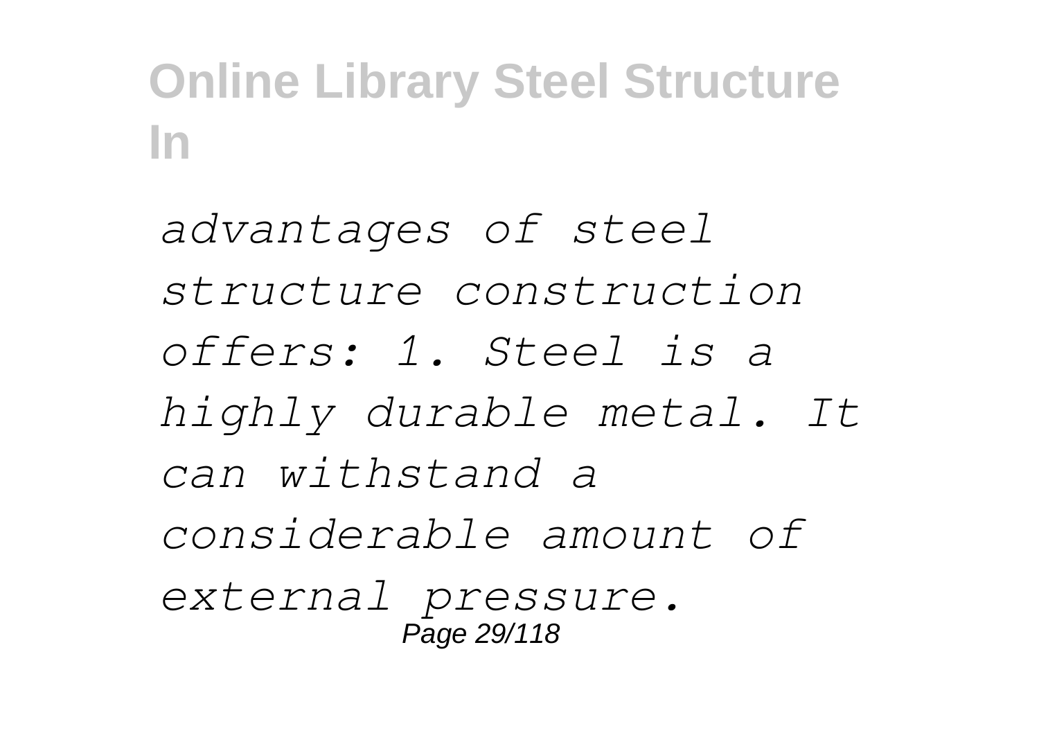*advantages of steel structure construction offers: 1. Steel is a highly durable metal. It can withstand a considerable amount of external pressure.*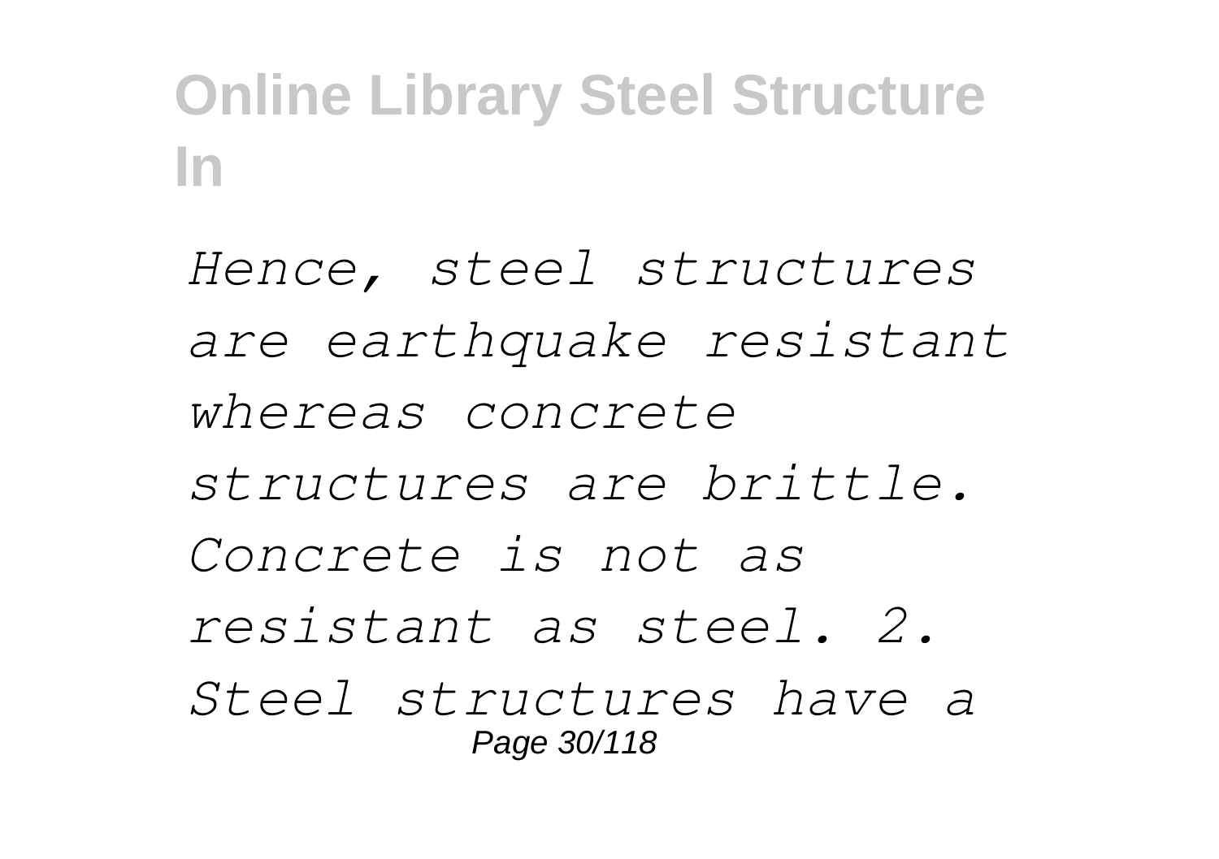*Hence, steel structures are earthquake resistant whereas concrete structures are brittle. Concrete is not as resistant as steel. 2. Steel structures have a*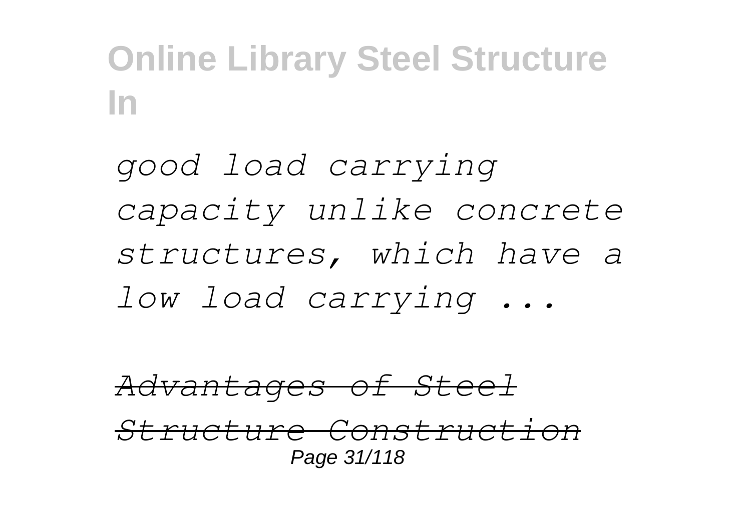*good load carrying capacity unlike concrete structures, which have a low load carrying ...*

*Advantages of Steel Structure Construction*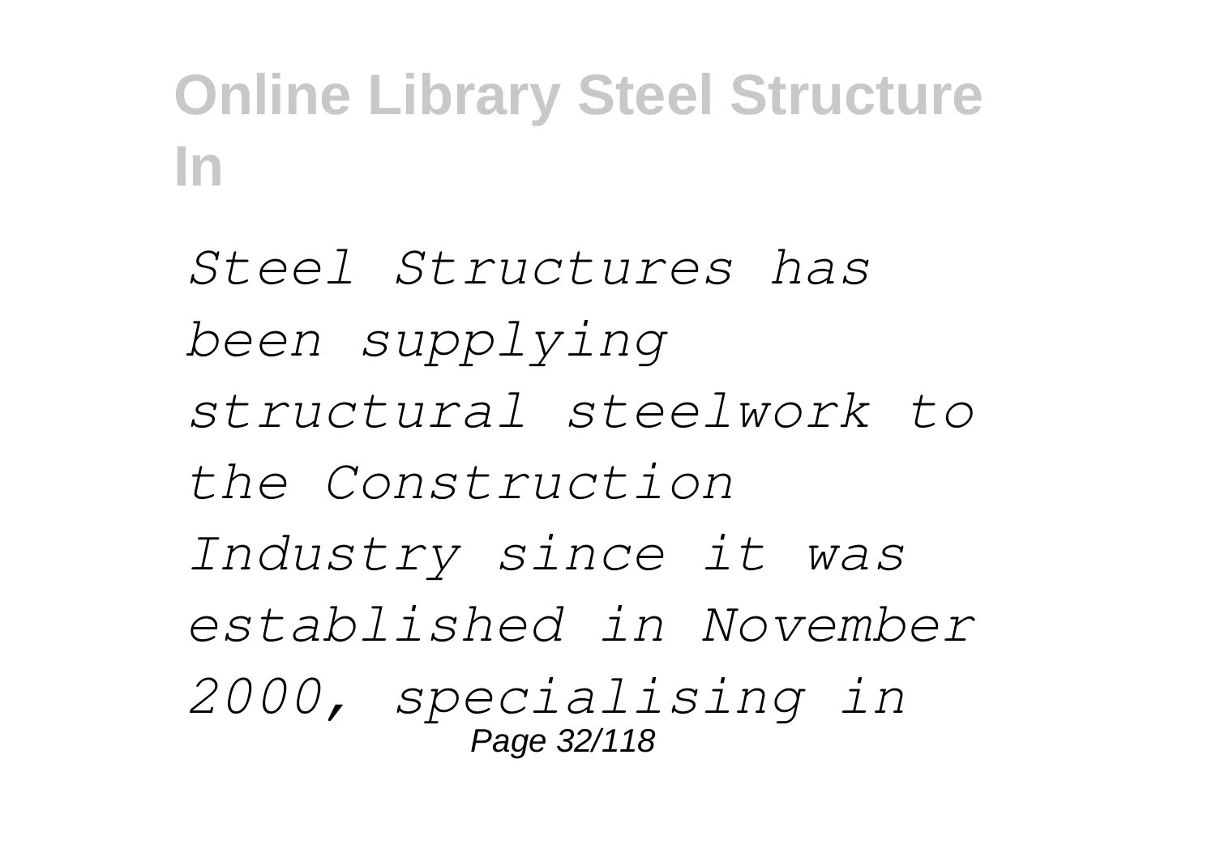*Steel Structures has been supplying structural steelwork to the Construction Industry since it was established in November 2000, specialising in*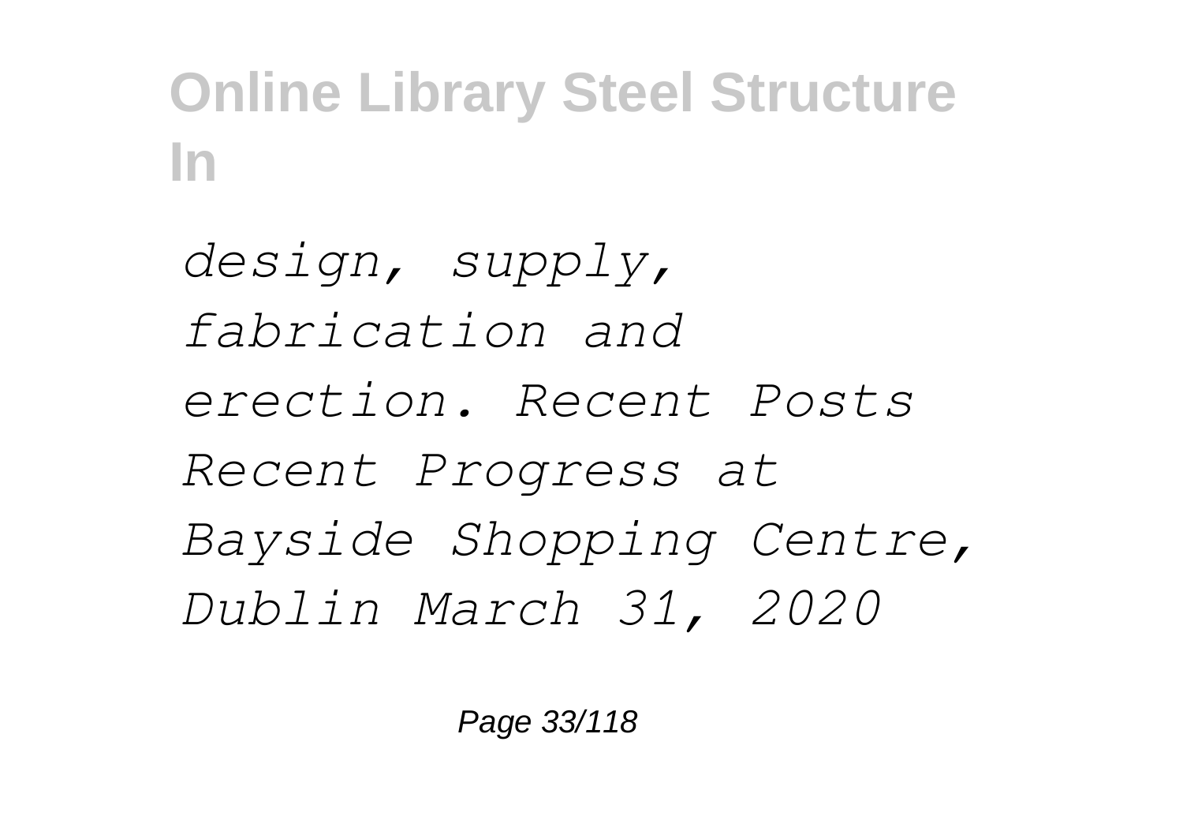*design, supply, fabrication and erection. Recent Posts Recent Progress at Bayside Shopping Centre, Dublin March 31, 2020*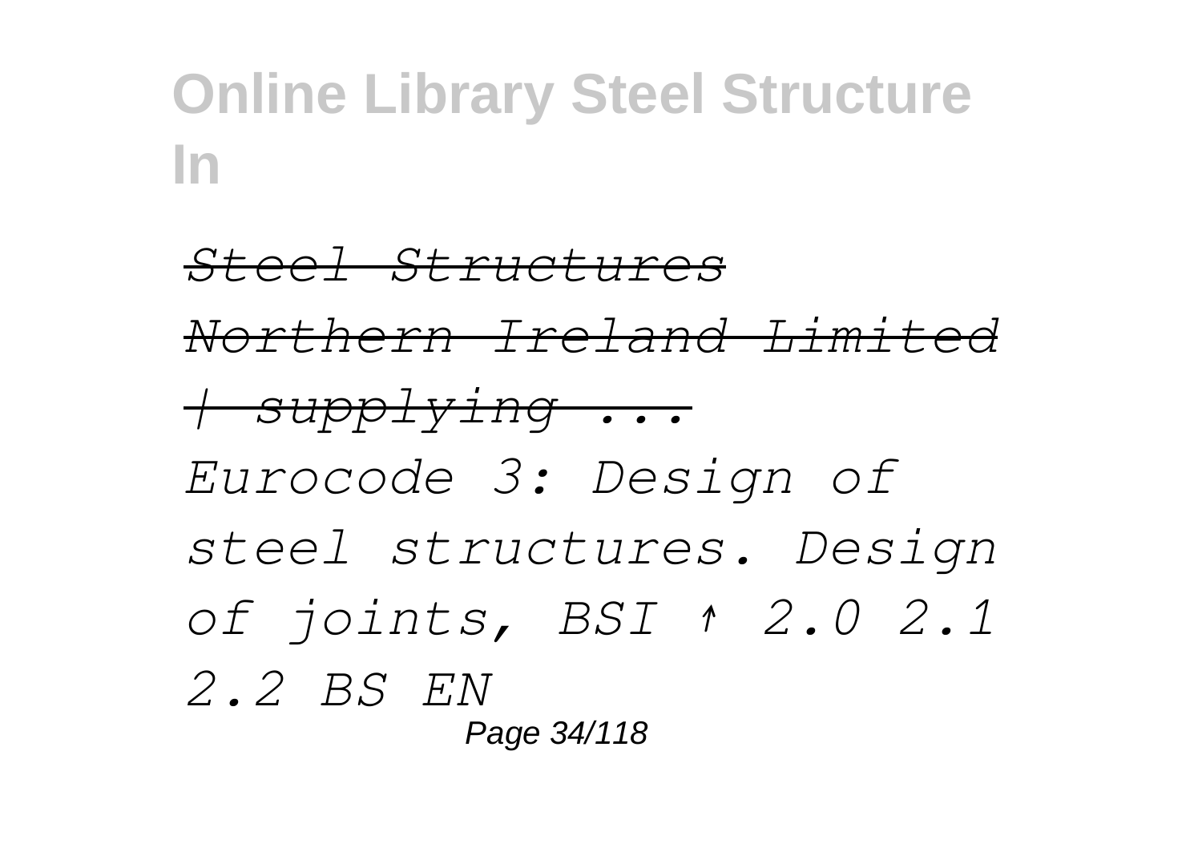*Steel Structures Northern Ireland Limited | supplying ...*

*Eurocode 3: Design of steel structures. Design of joints, BSI ↑ 2.0 2.1 2.2 BS EN*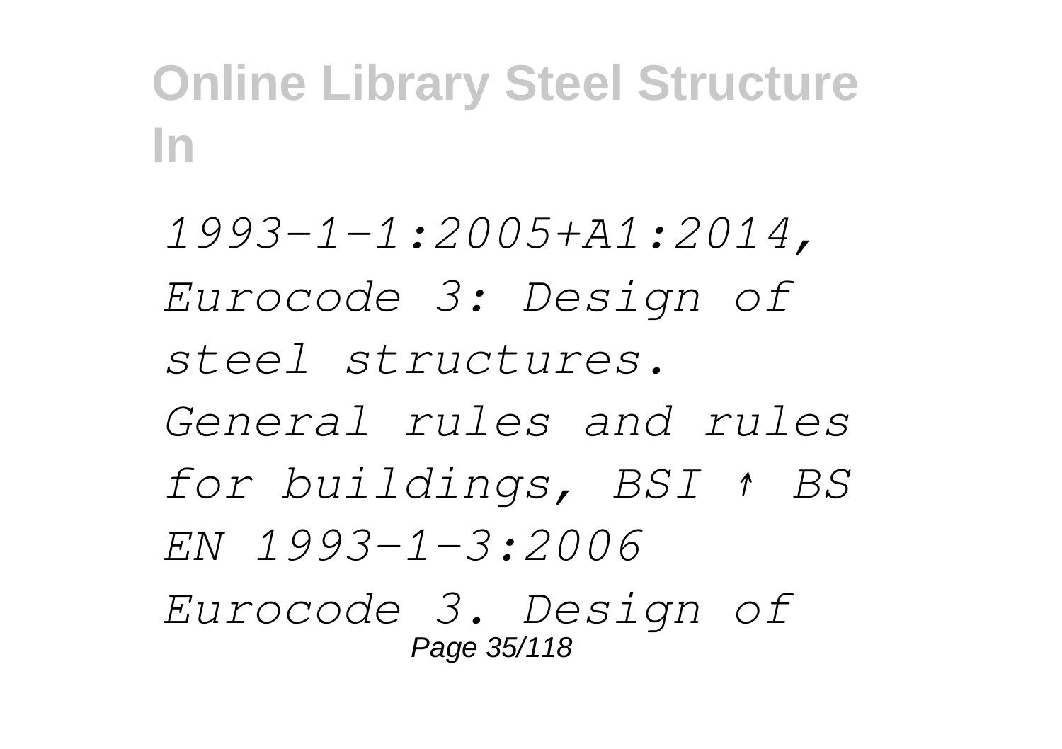*1993-1-1:2005+A1:2014, Eurocode 3: Design of steel structures. General rules and rules for buildings, BSI ↑ BS EN 1993-1-3:2006 Eurocode 3. Design of*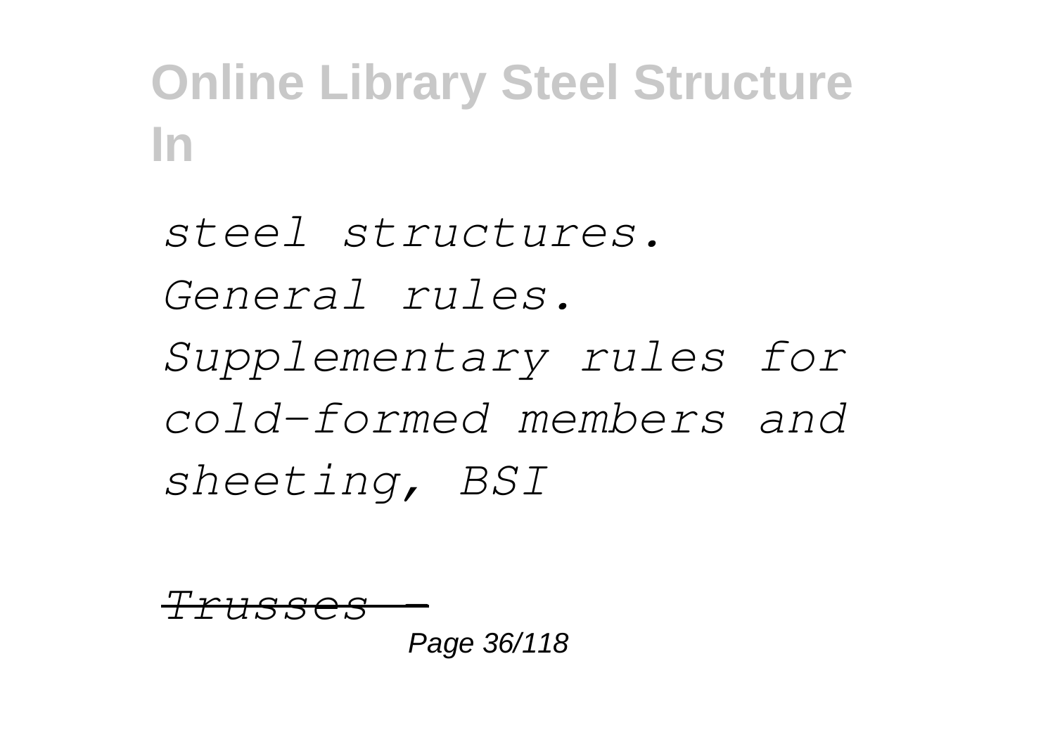*steel structures. General rules. Supplementary rules for cold-formed members and sheeting, BSI*

*Trusses -*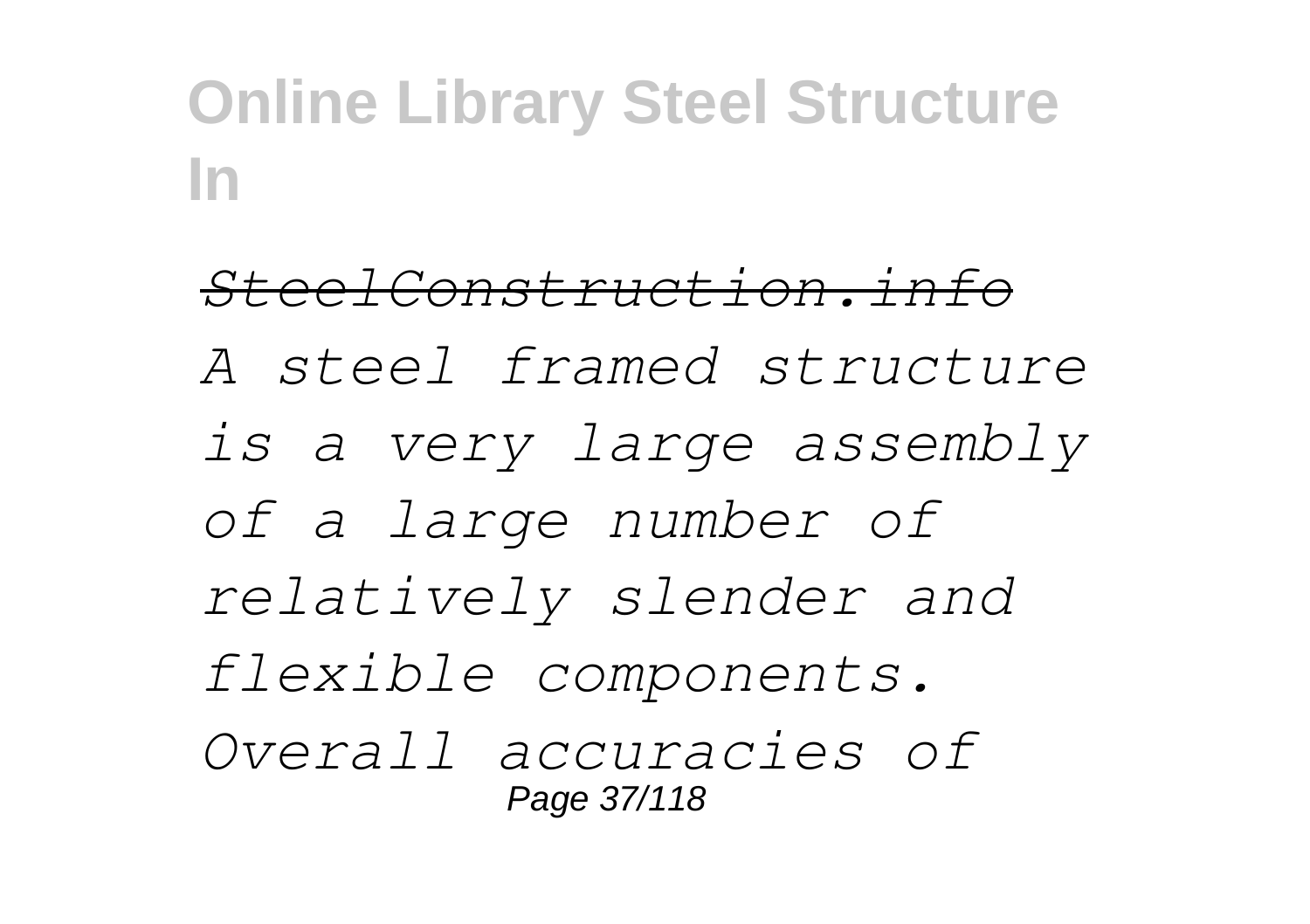*SteelConstruction.info*

*A steel framed structure is a very large assembly of a large number of relatively slender and flexible components. Overall accuracies of*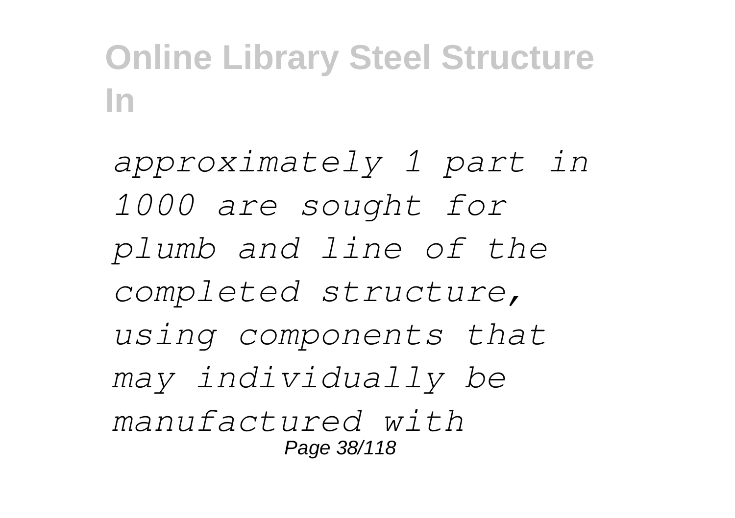*approximately 1 part in 1000 are sought for plumb and line of the completed structure, using components that may individually be manufactured with*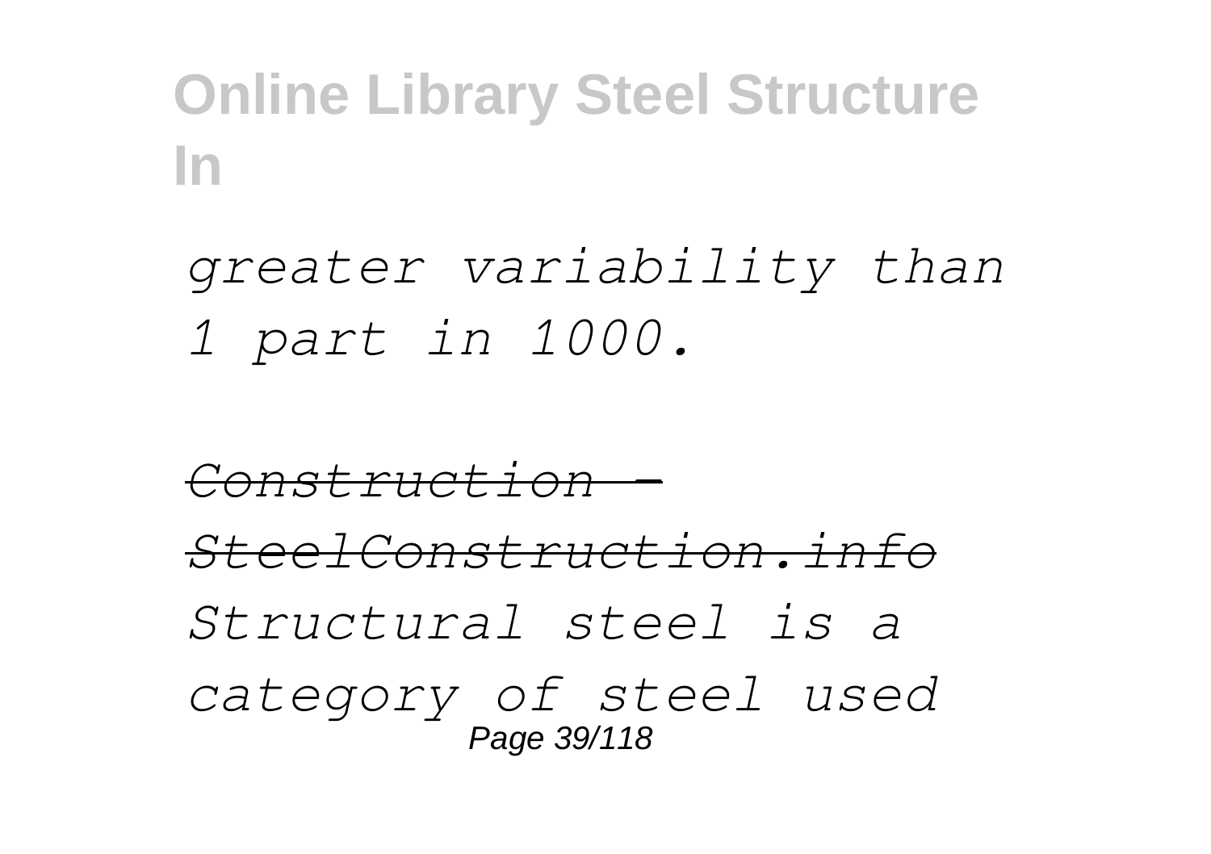*greater variability than 1 part in 1000.*

*Construction - SteelConstruction.info*

*Structural steel is a category of steel used*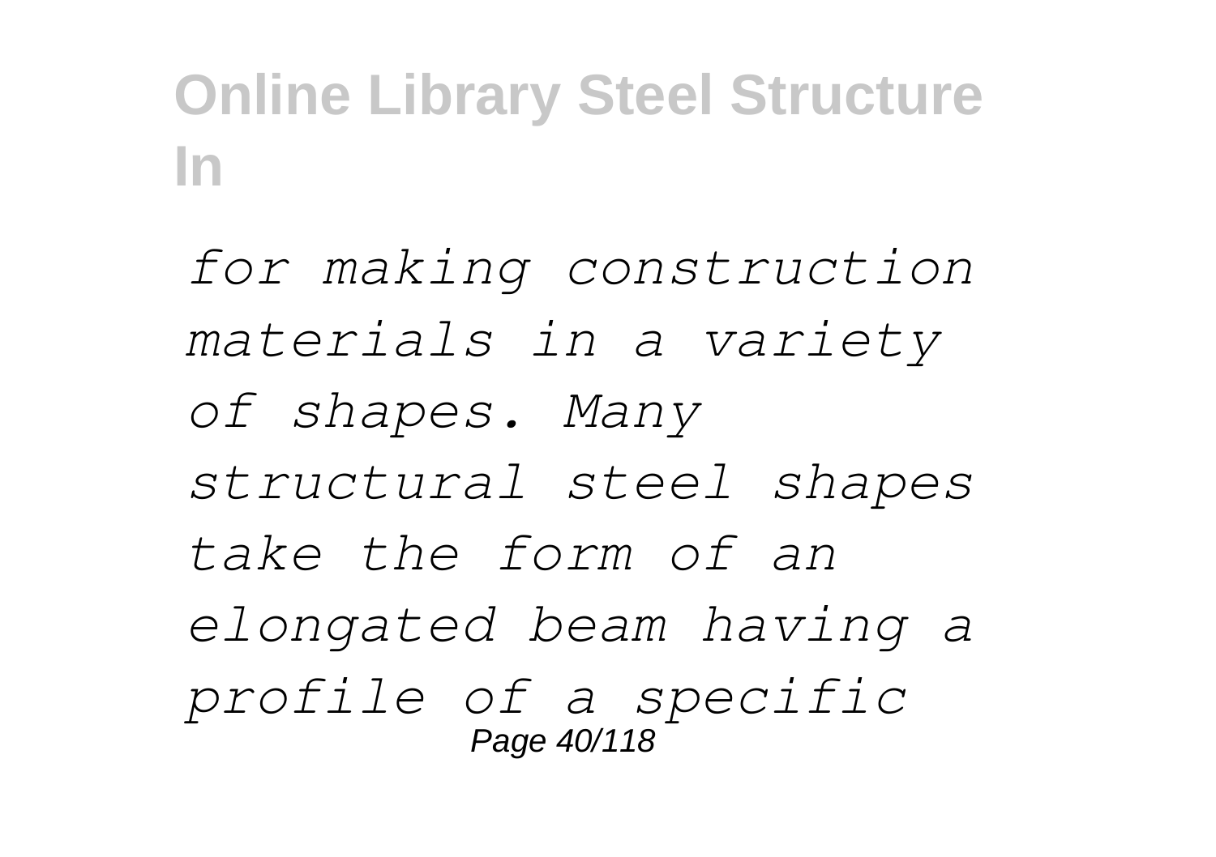*for making construction materials in a variety of shapes. Many structural steel shapes take the form of an elongated beam having a profile of a specific*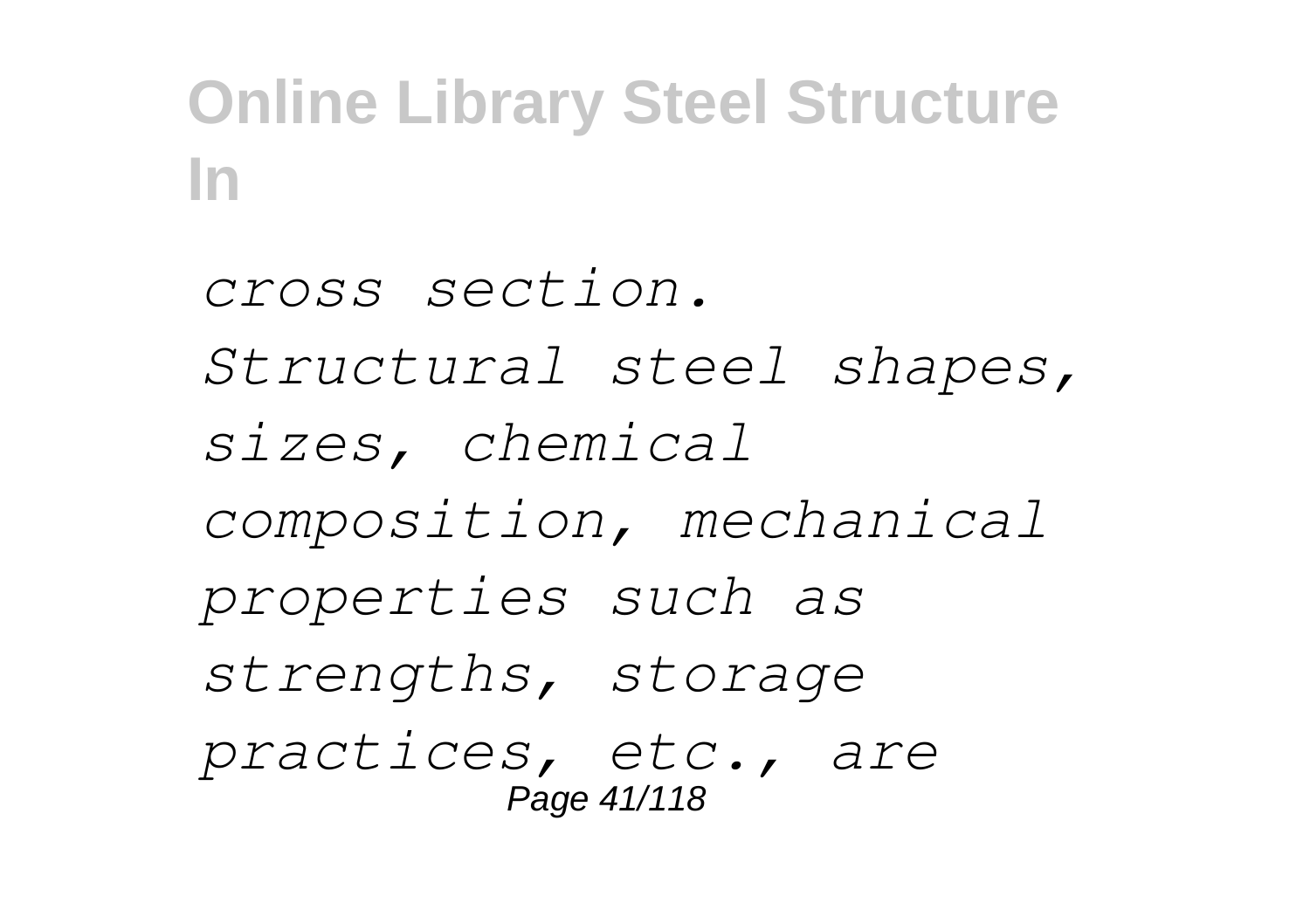*cross section. Structural steel shapes, sizes, chemical composition, mechanical properties such as strengths, storage practices, etc., are*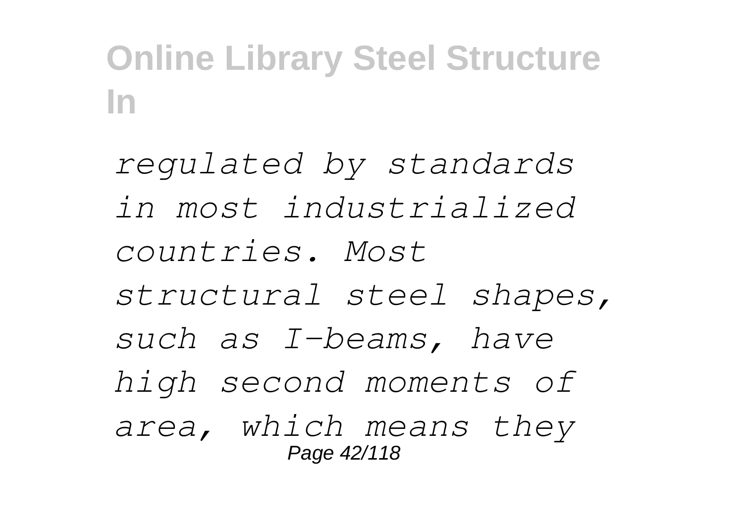*regulated by standards in most industrialized countries. Most structural steel shapes, such as I-beams, have high second moments of area, which means they*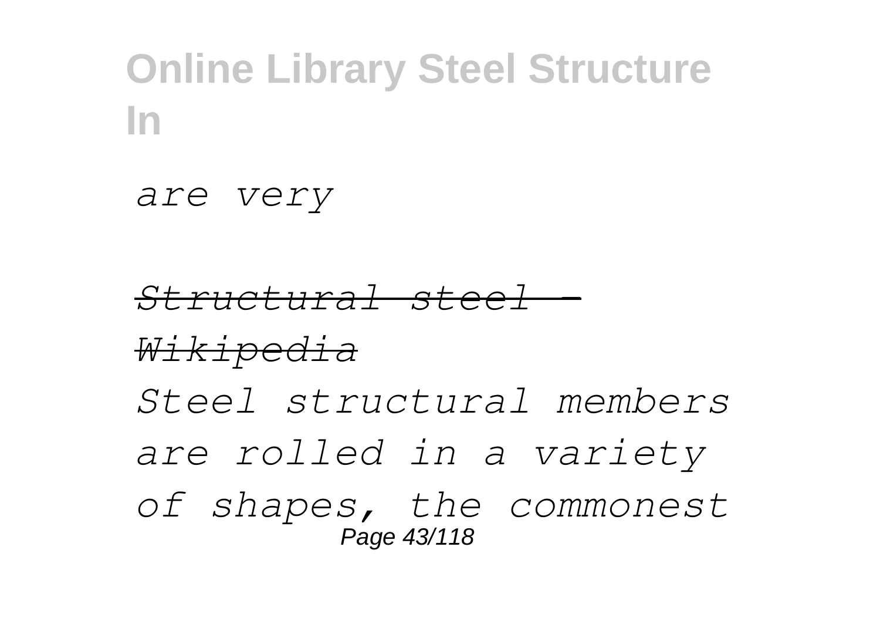*are very*

*~~Structural steel - Wikipedia~~*

*Steel structural members are rolled in a variety of shapes, the commonest*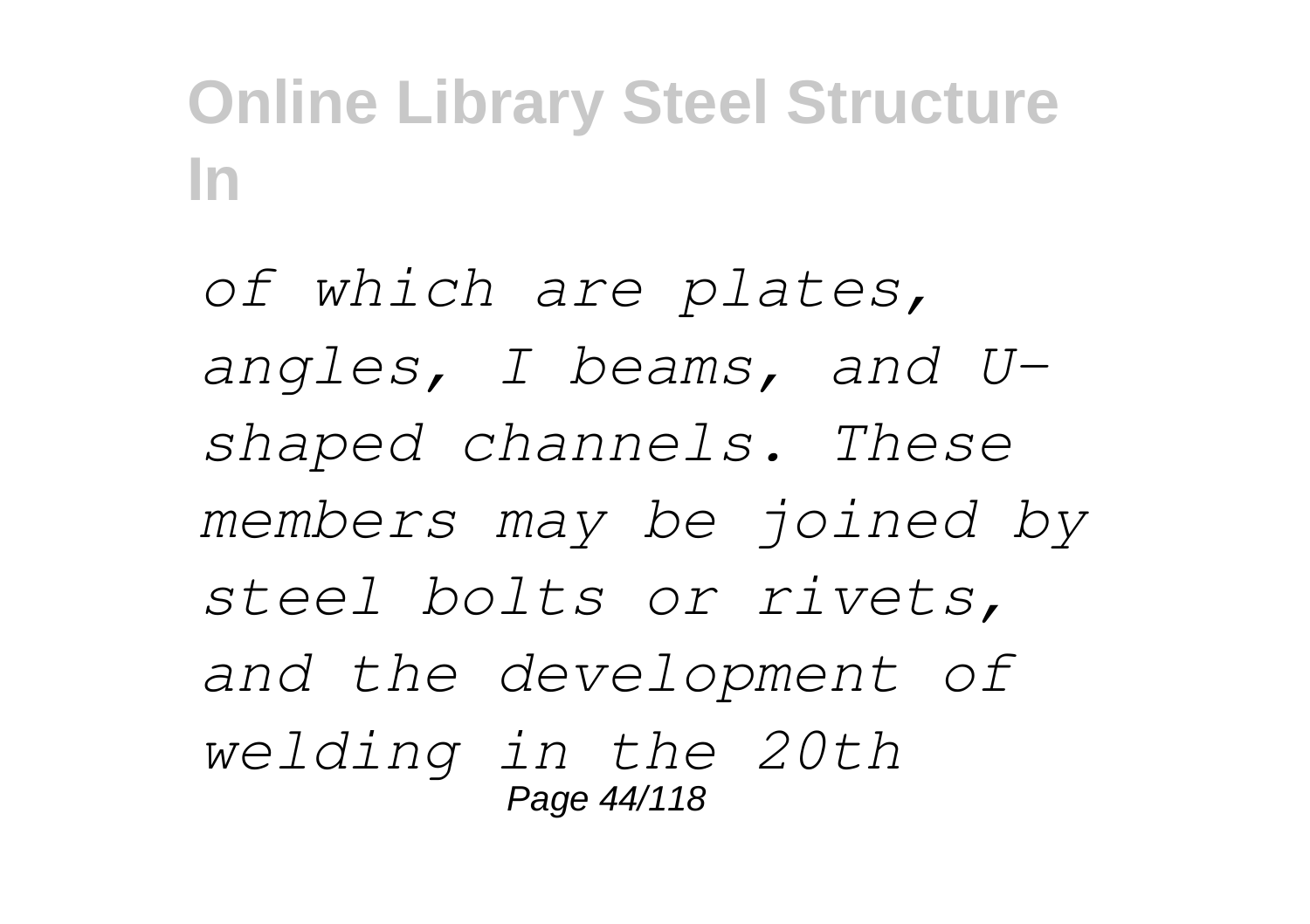*of which are plates, angles, I beams, and U-shaped channels. These members may be joined by steel bolts or rivets, and the development of welding in the 20th*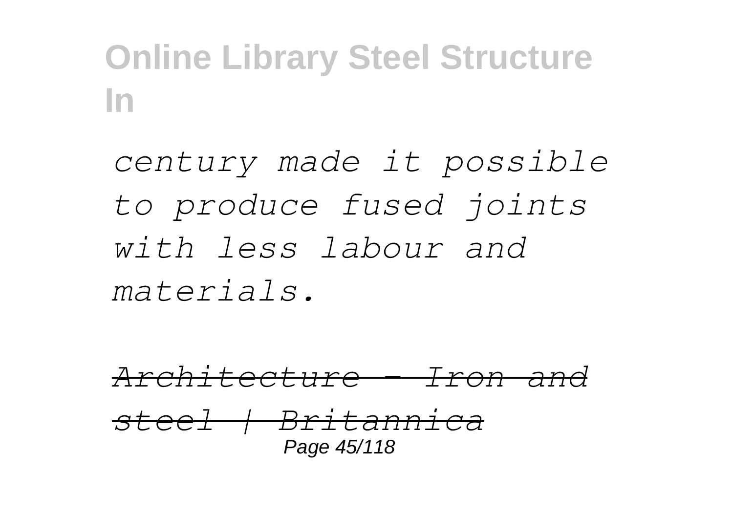*century made it possible to produce fused joints with less labour and materials.*

*Architecture - Iron and steel | Britannica*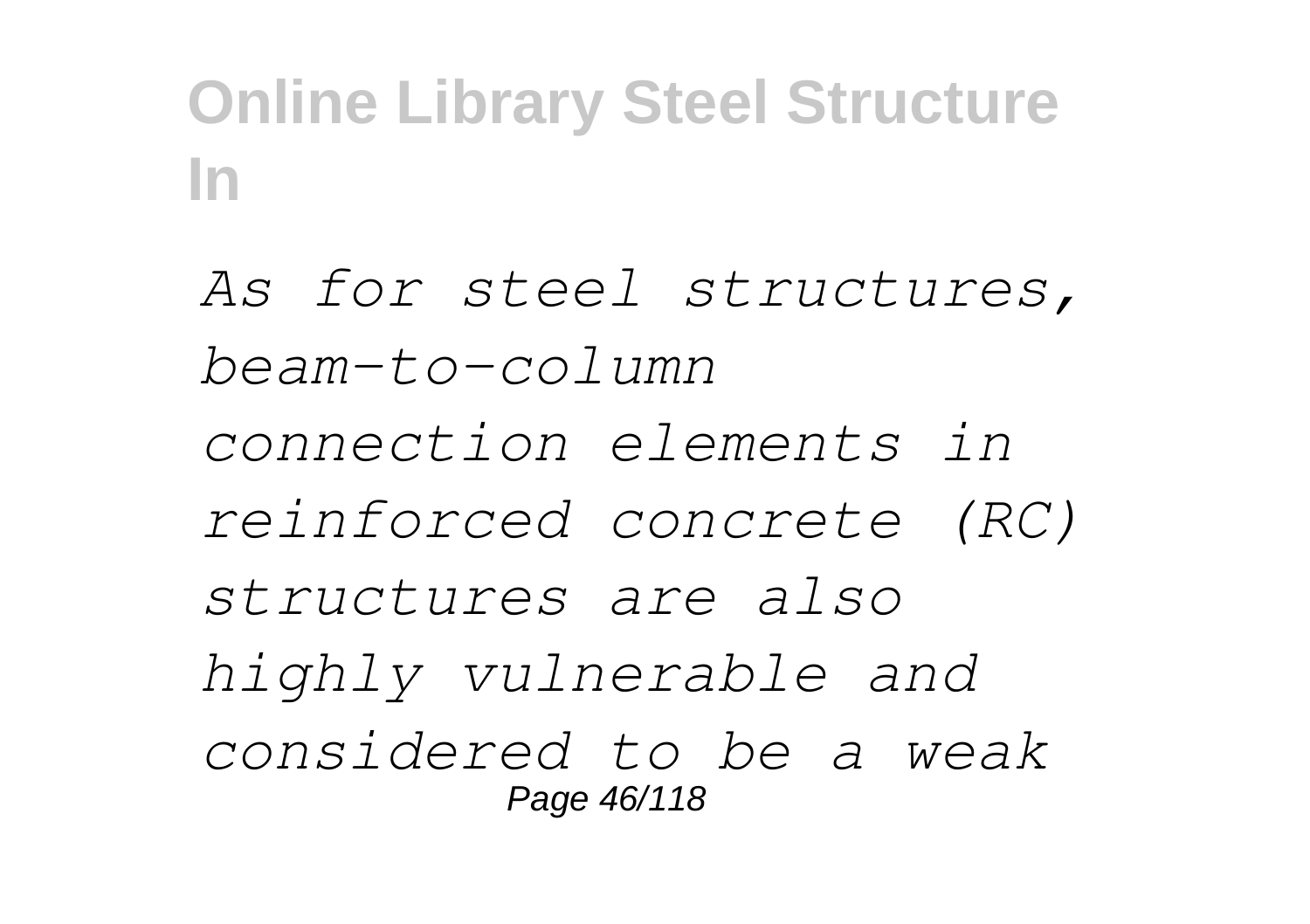*As for steel structures, beam-to-column connection elements in reinforced concrete (RC) structures are also highly vulnerable and considered to be a weak*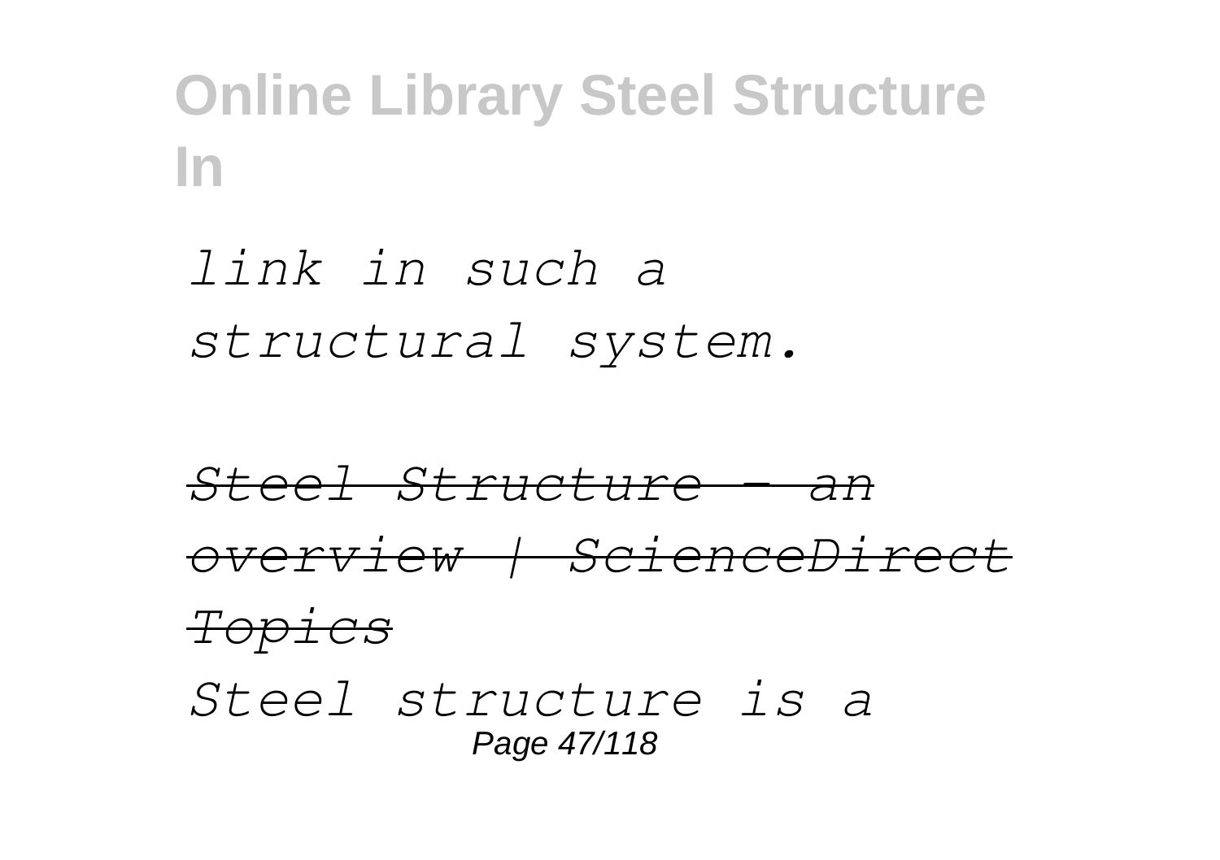*link in such a structural system.*

*Steel Structure - an overview | ScienceDirect Topics*

*Steel structure is a*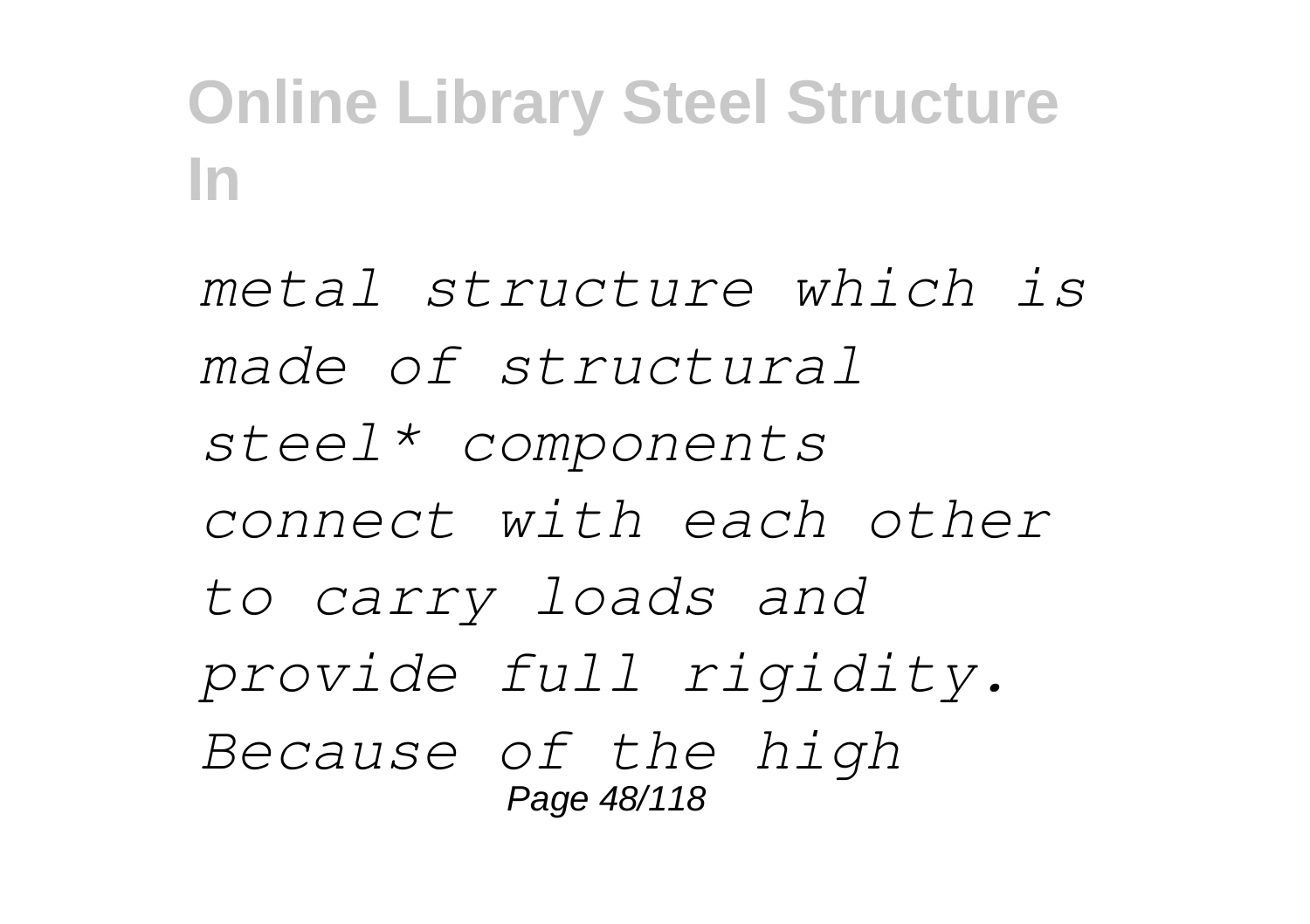*metal structure which is made of structural steel* components connect with each other to carry loads and provide full rigidity. Because of the high*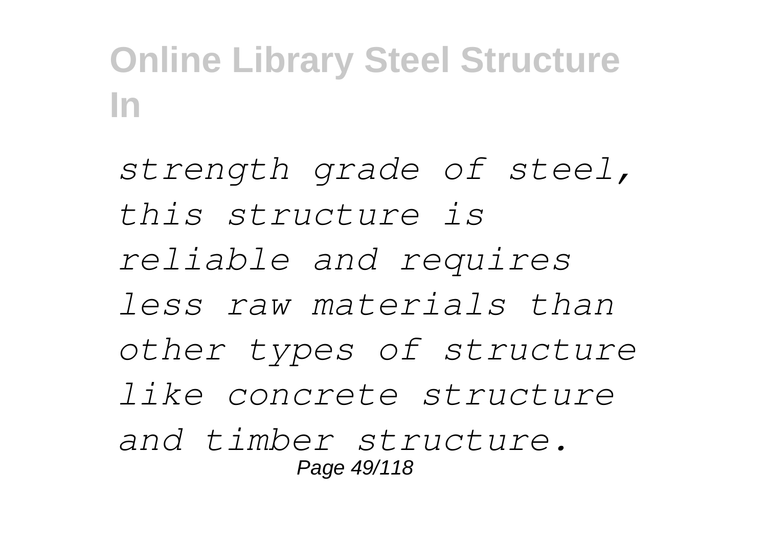*strength grade of steel, this structure is reliable and requires less raw materials than other types of structure like concrete structure and timber structure.*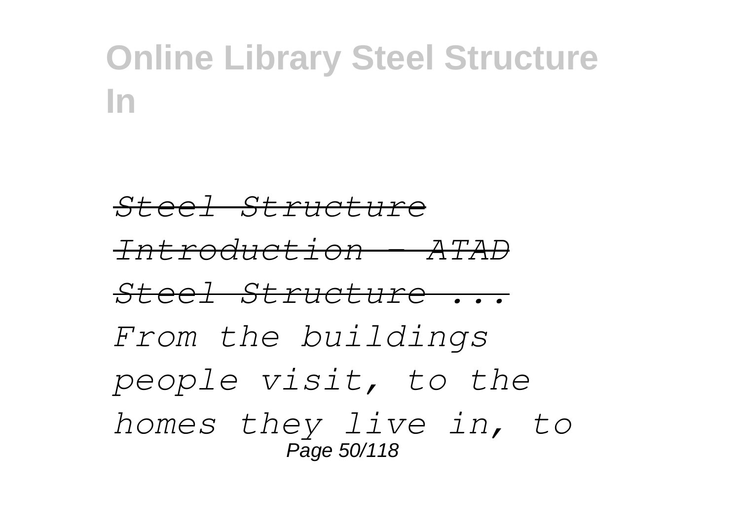*Steel Structure Introduction - ATAD Steel Structure ...*

*From the buildings people visit, to the homes they live in, to*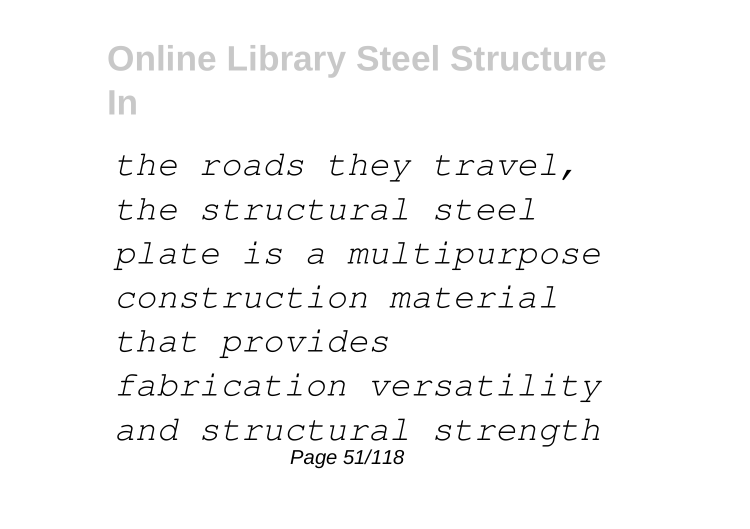*the roads they travel, the structural steel plate is a multipurpose construction material that provides fabrication versatility and structural strength*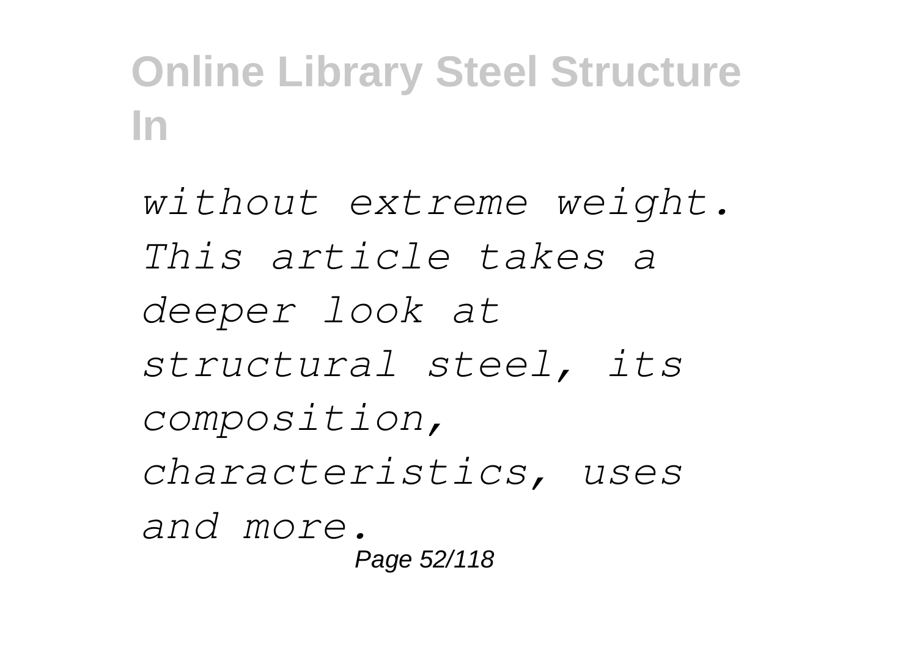*without extreme weight. This article takes a deeper look at structural steel, its composition, characteristics, uses and more.*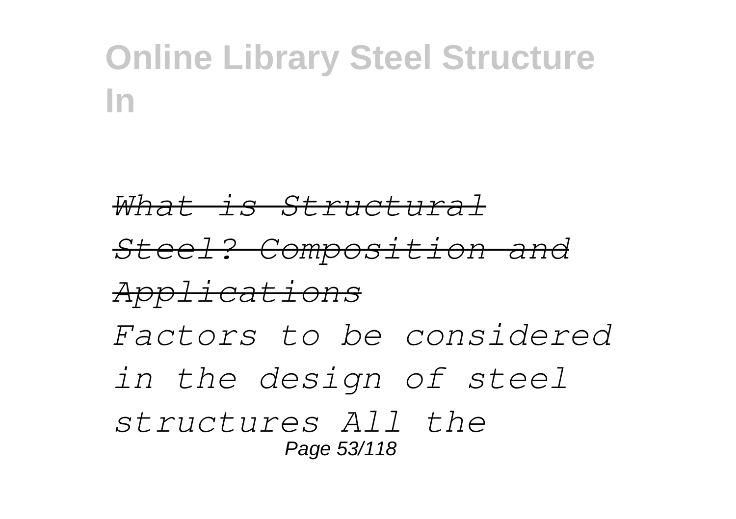*What is Structural Steel? Composition and Applications*

*Factors to be considered in the design of steel structures All the*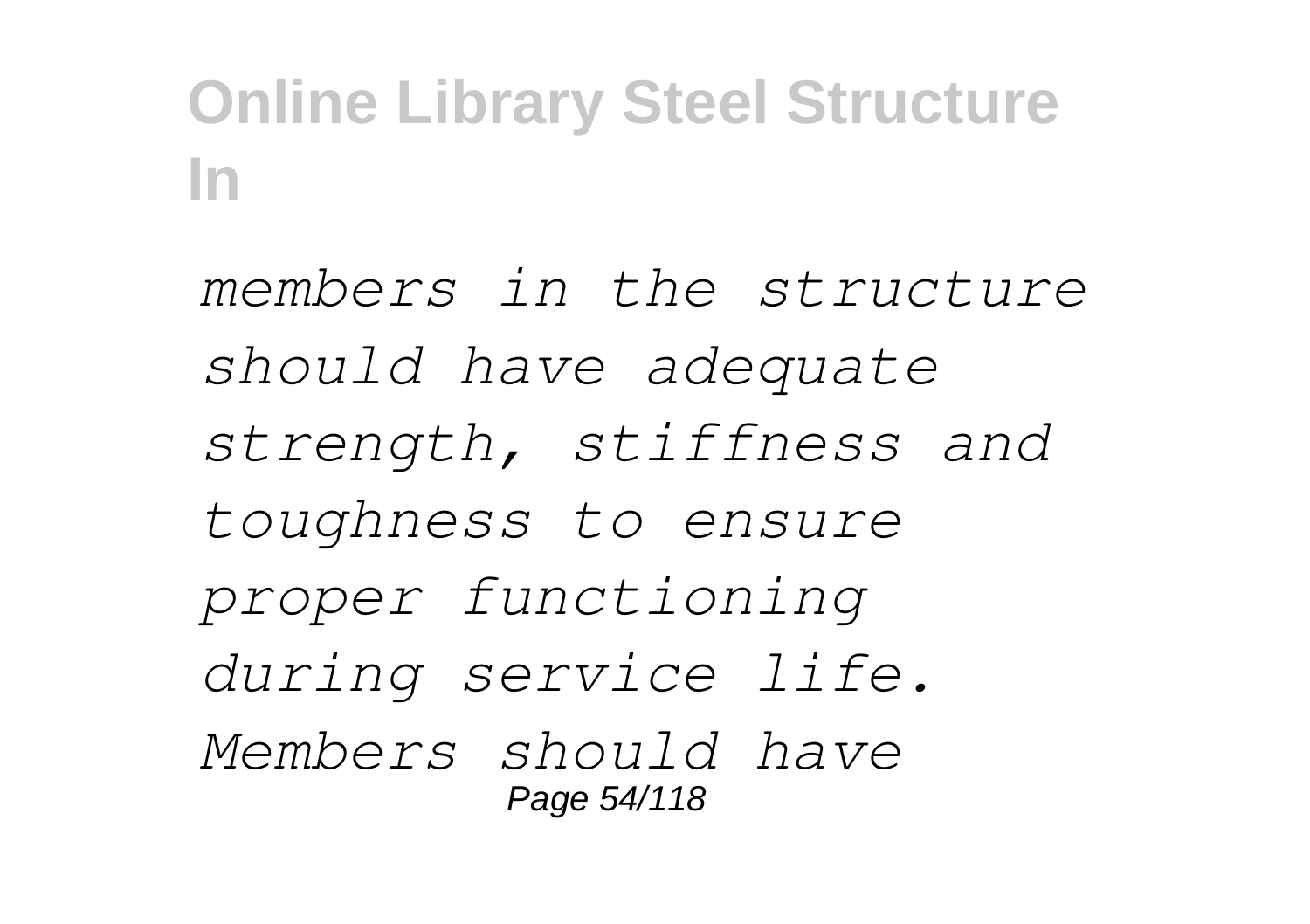*members in the structure should have adequate strength, stiffness and toughness to ensure proper functioning during service life. Members should have*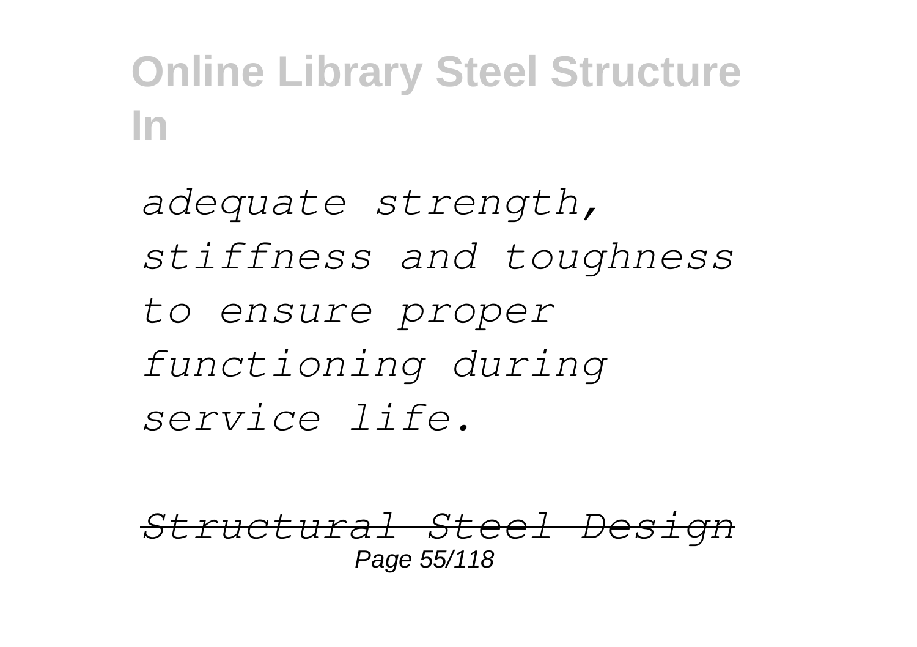*adequate strength, stiffness and toughness to ensure proper functioning during service life.*

*Structural Steel Design*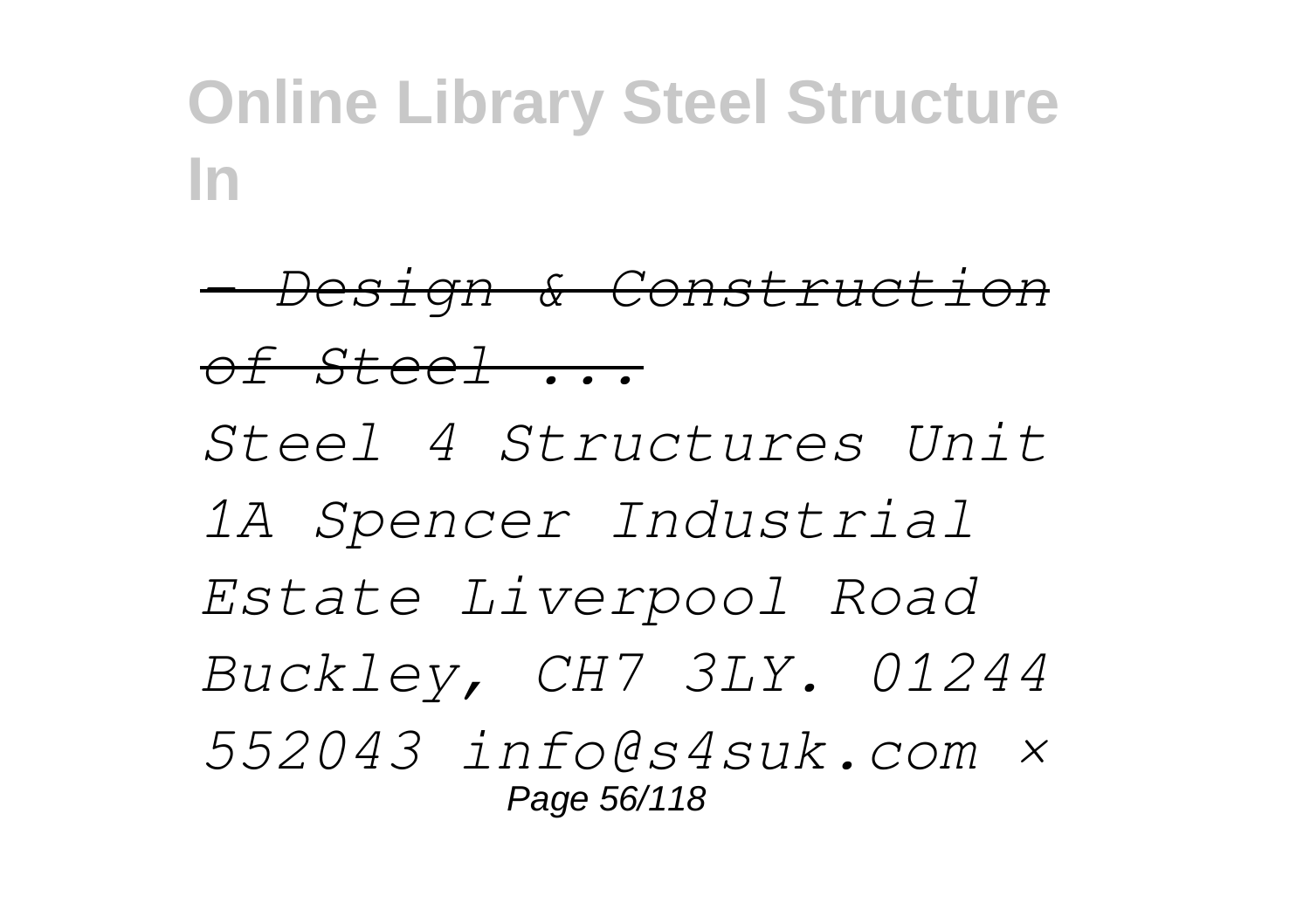*- Design & Construction of Steel ...*

*Steel 4 Structures Unit 1A Spencer Industrial Estate Liverpool Road Buckley, CH7 3LY. 01244 552043 info@s4suk.com ×*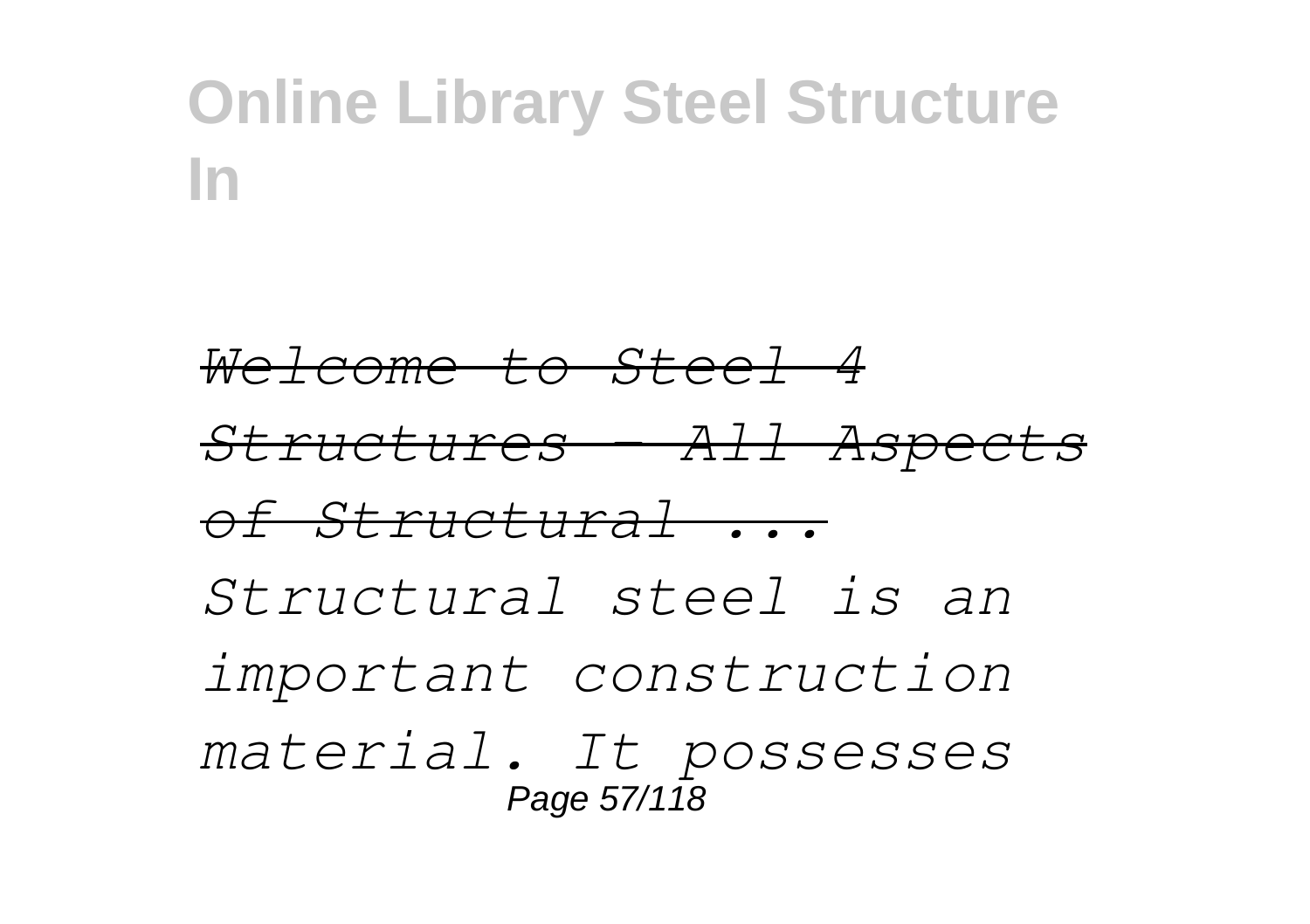*Welcome to Steel 4 Structures - All Aspects of Structural ...*

*Structural steel is an important construction material. It possesses*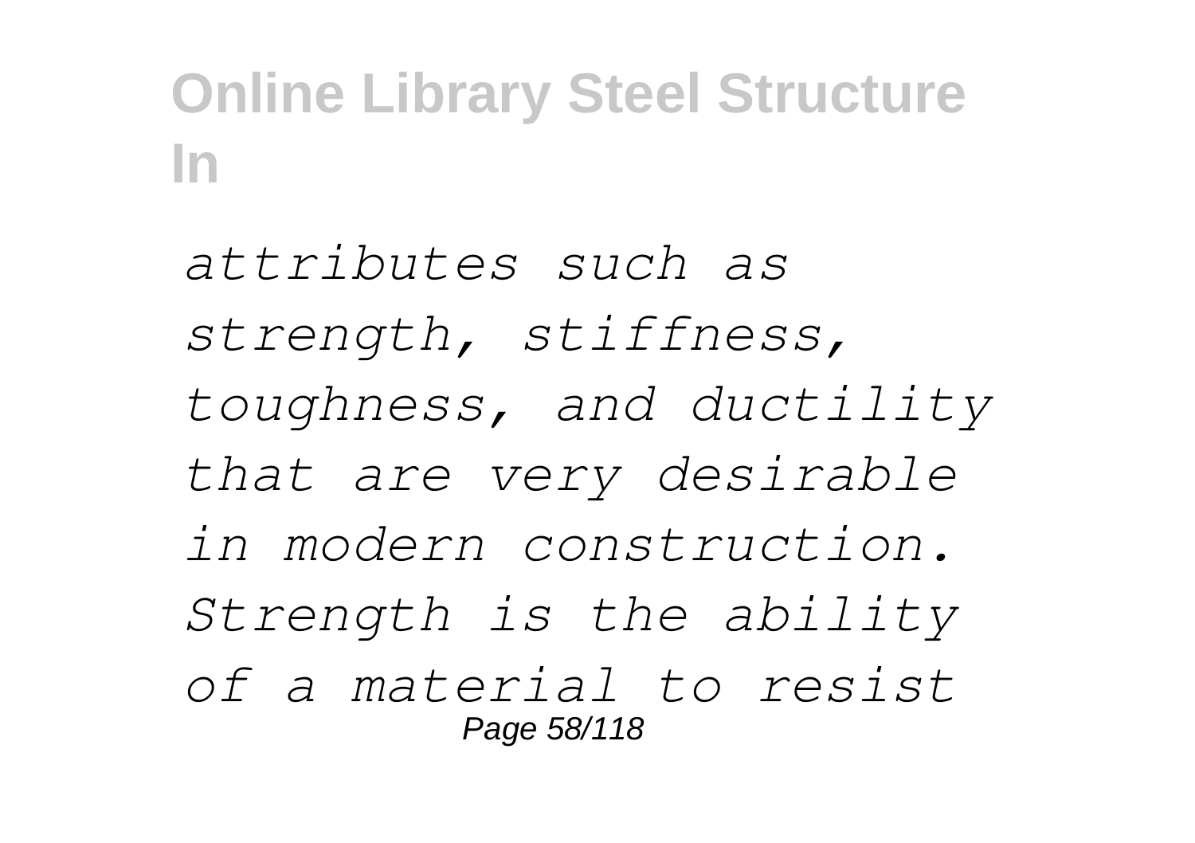*attributes such as strength, stiffness, toughness, and ductility that are very desirable in modern construction. Strength is the ability of a material to resist*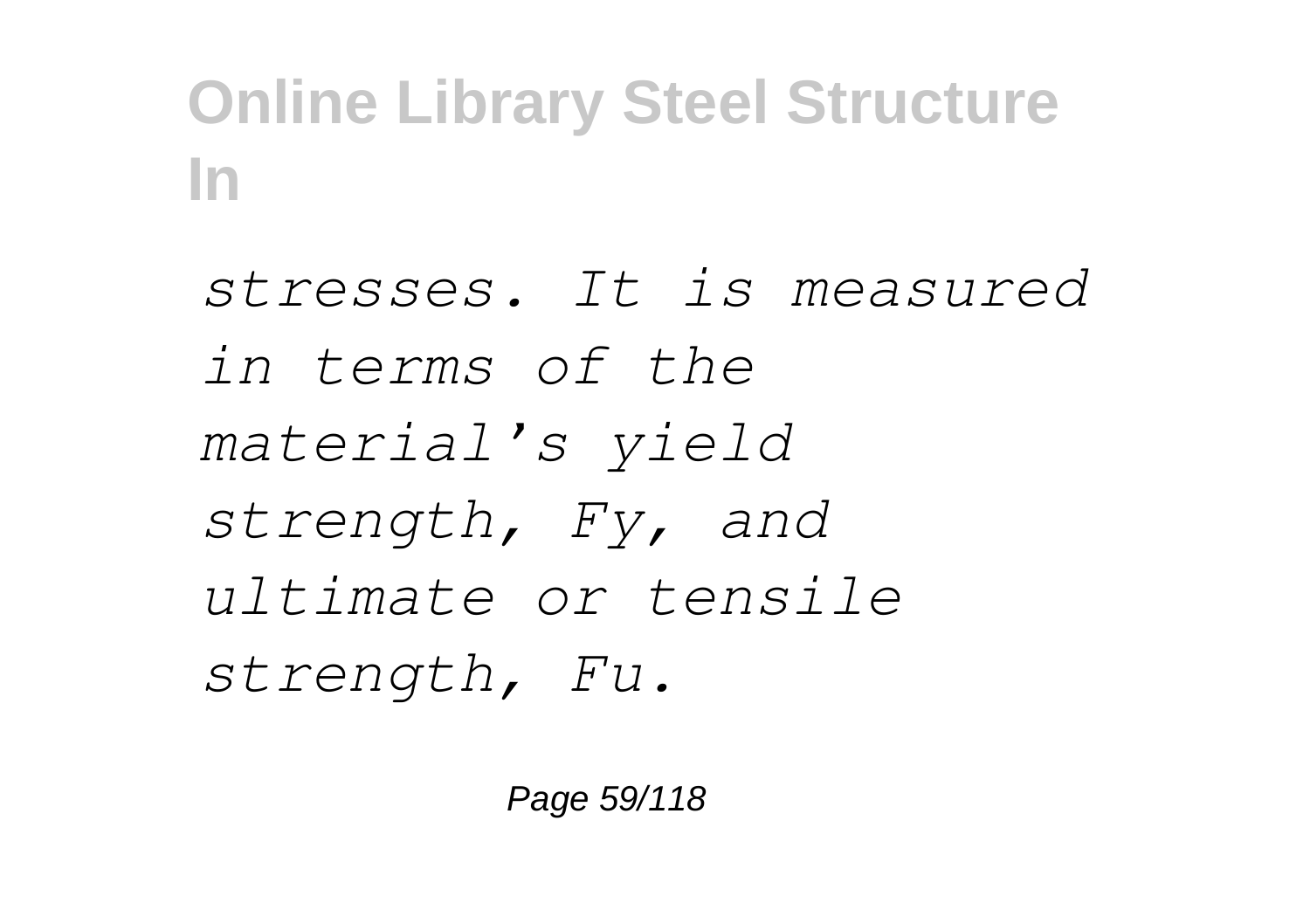*stresses. It is measured in terms of the material's yield strength, $F_y$, and ultimate or tensile strength, $F_u$.*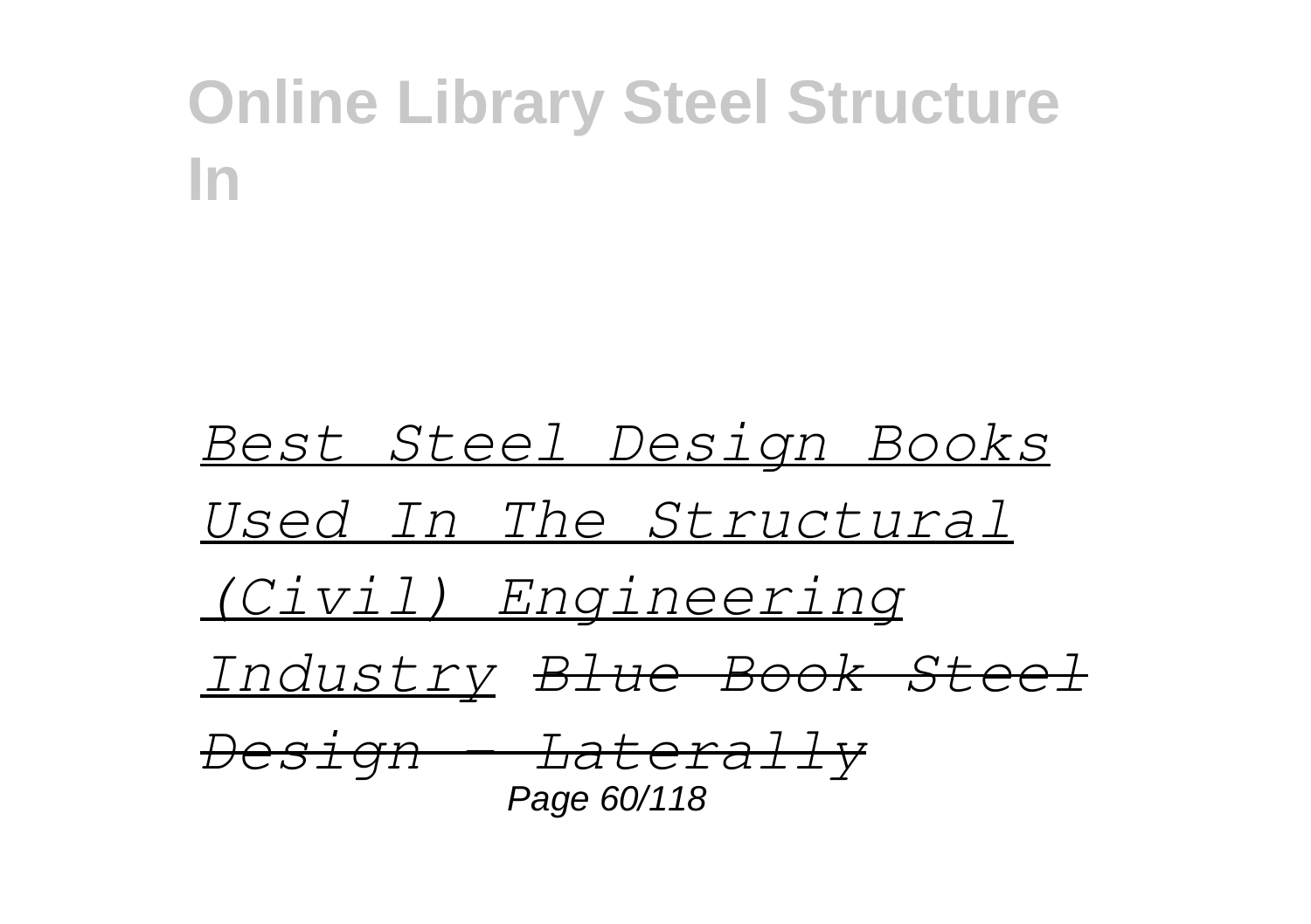*Best Steel Design Books Used In The Structural (Civil) Engineering Industry* ~~*Blue Book Steel Design - Laterally*~~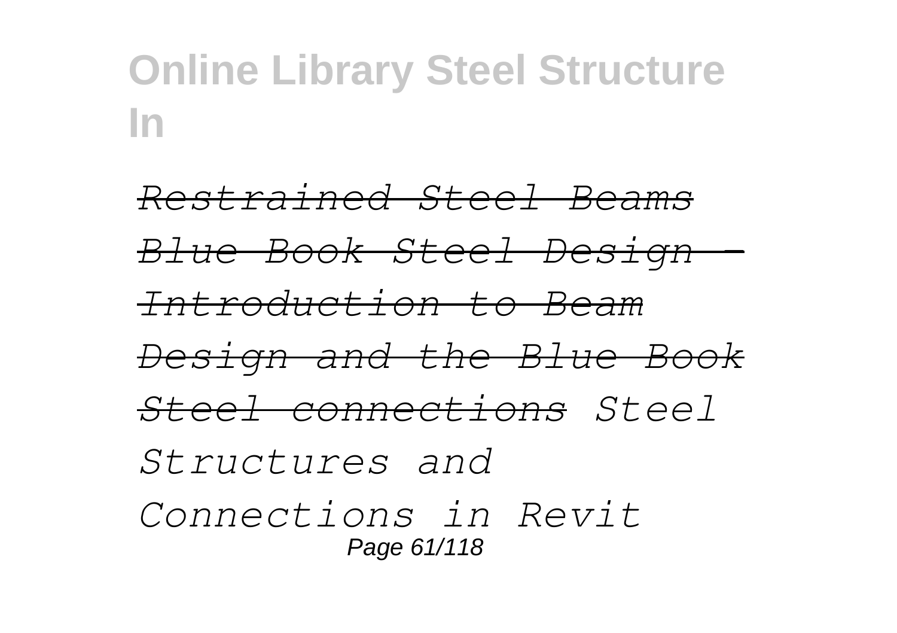*Restrained Steel Beams Blue Book Steel Design - Introduction to Beam Design and the Blue Book Steel connections Steel Structures and Connections in Revit*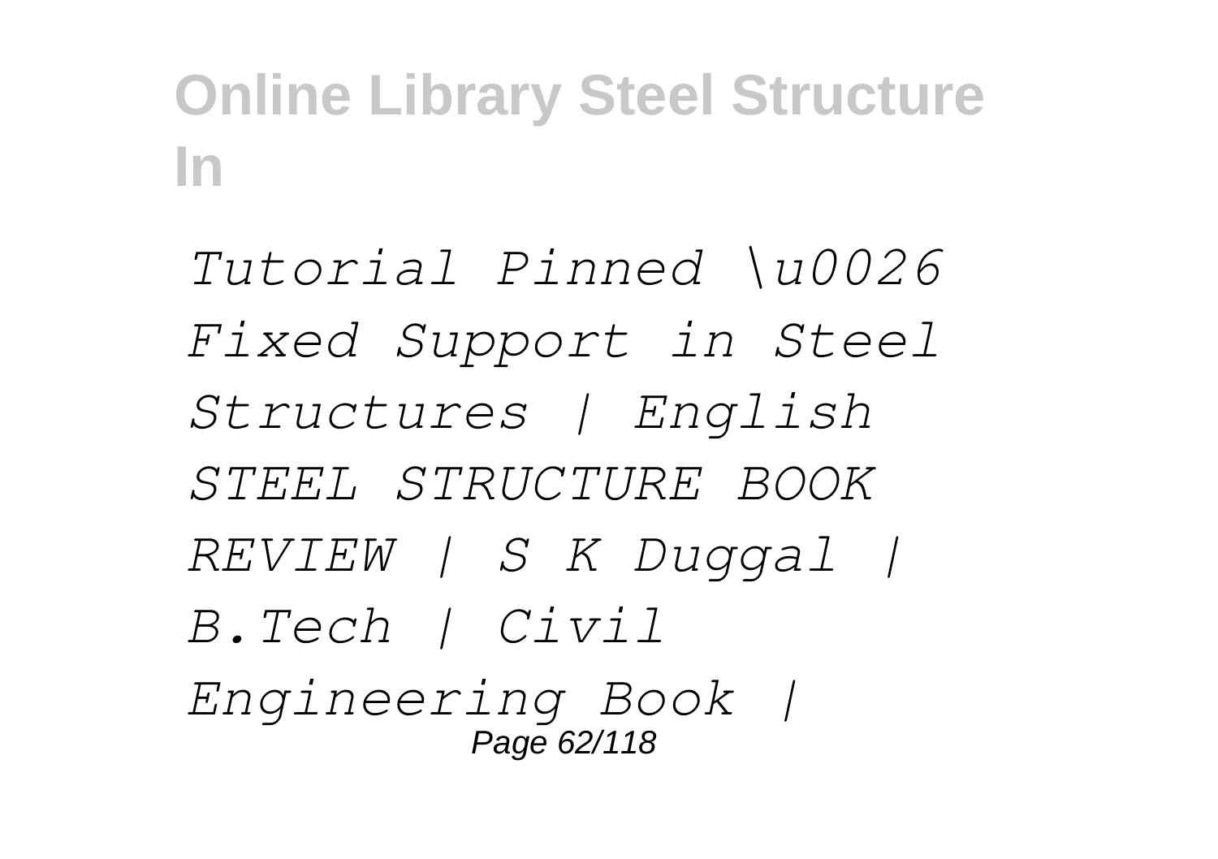*Tutorial Pinned \u0026 Fixed Support in Steel Structures | English STEEL STRUCTURE BOOK REVIEW | S K Duggal | B.Tech | Civil Engineering Book |*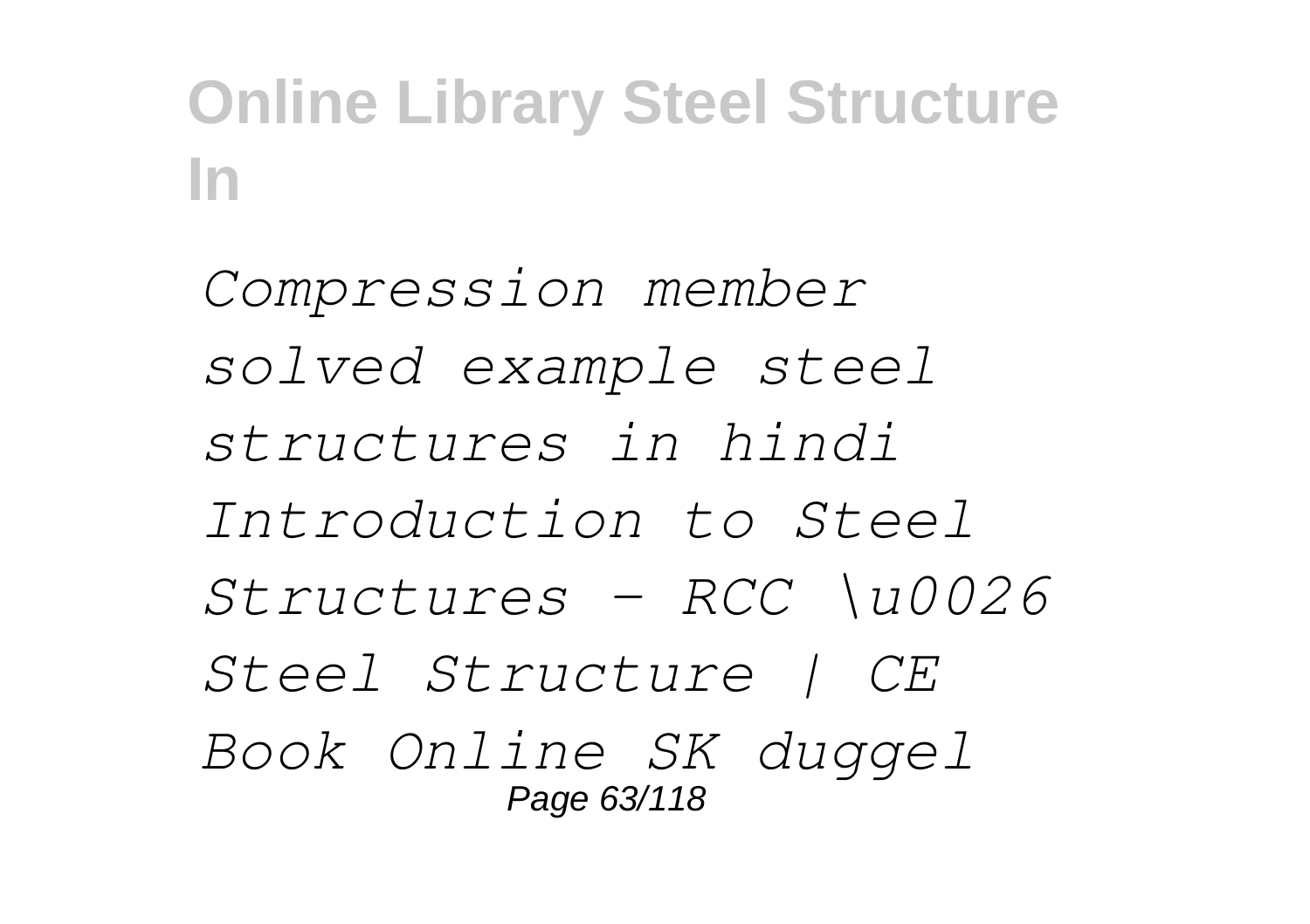*Compression member solved example steel structures in hindi Introduction to Steel Structures - RCC \u0026 Steel Structure | CE Book Online SK duggel*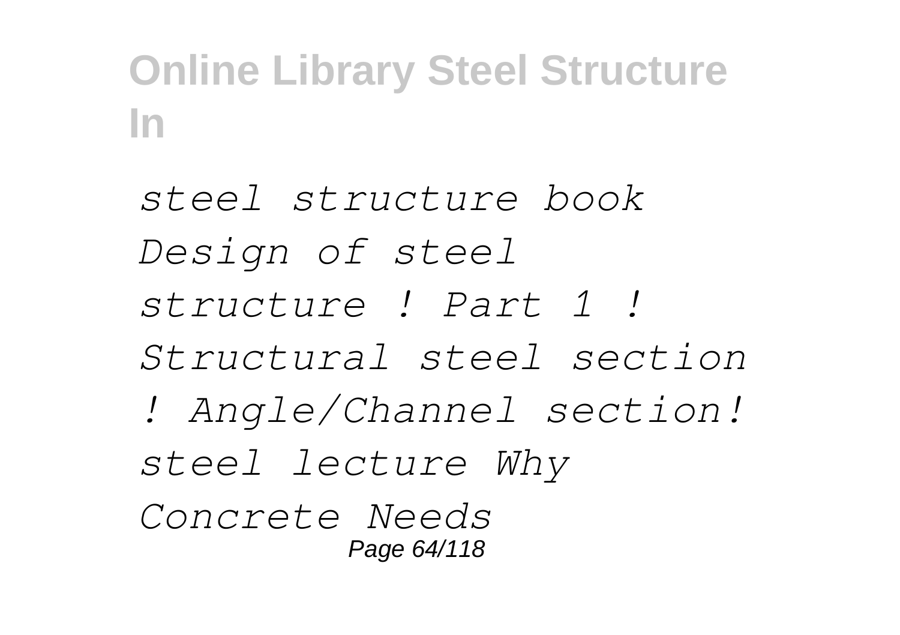*steel structure book Design of steel structure ! Part 1 ! Structural steel section ! Angle/Channel section! steel lecture Why Concrete Needs*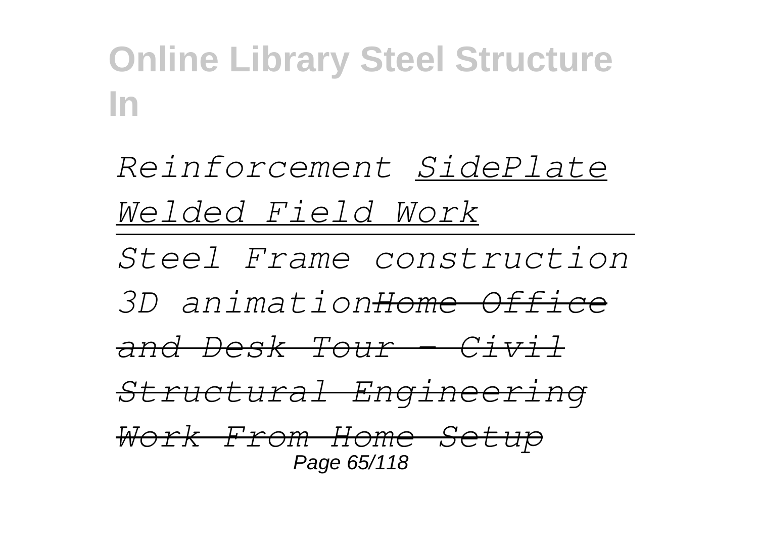*Reinforcement* *SidePlate Welded Field Work*

*Steel Frame construction 3D animation* ~~*Home Office and Desk Tour - Civil Structural Engineering Work From Home Setup*~~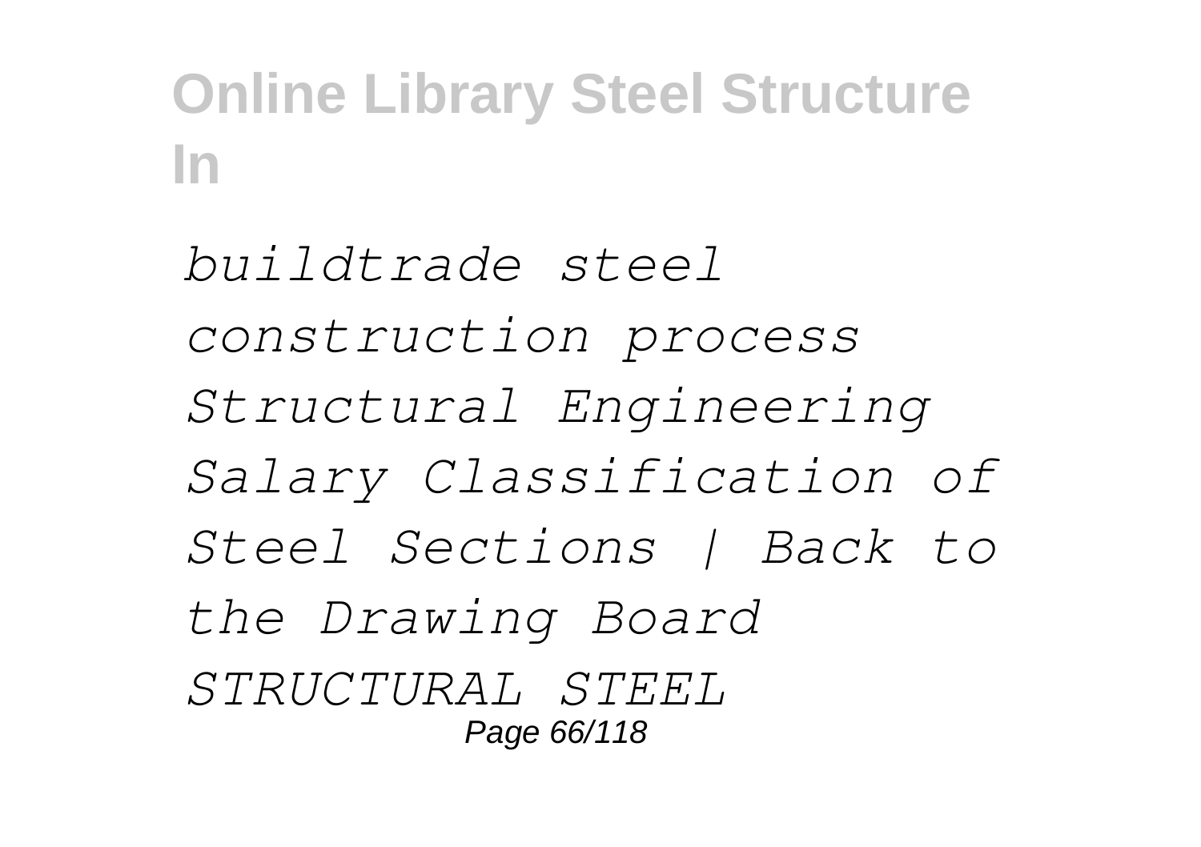*buildtrade steel construction process Structural Engineering Salary Classification of Steel Sections | Back to the Drawing Board STRUCTURAL STEEL*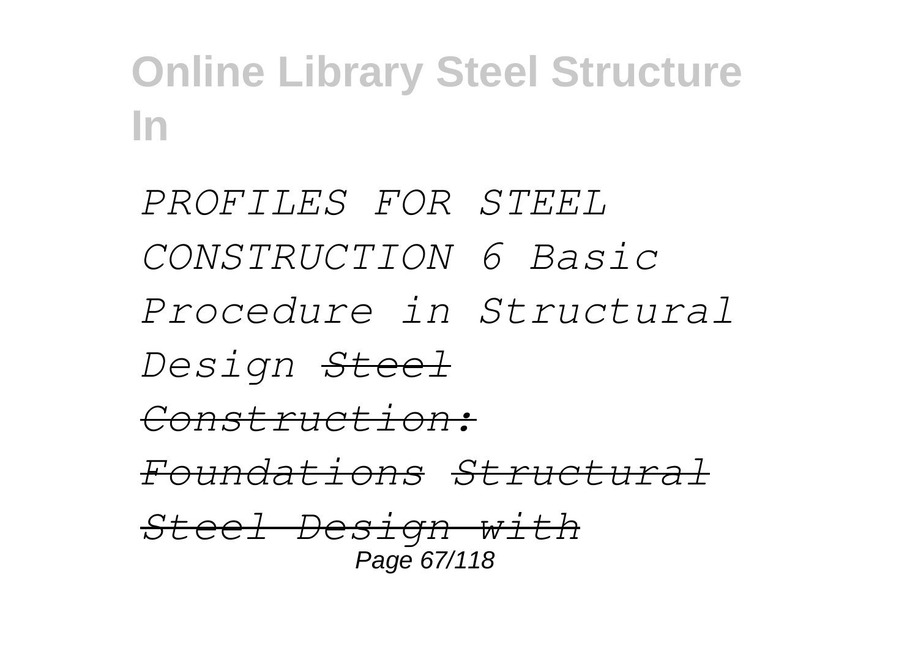*PROFILES FOR STEEL CONSTRUCTION 6 Basic Procedure in Structural Design* *~~Steel Construction: Foundations~~* *~~Structural Steel Design with~~*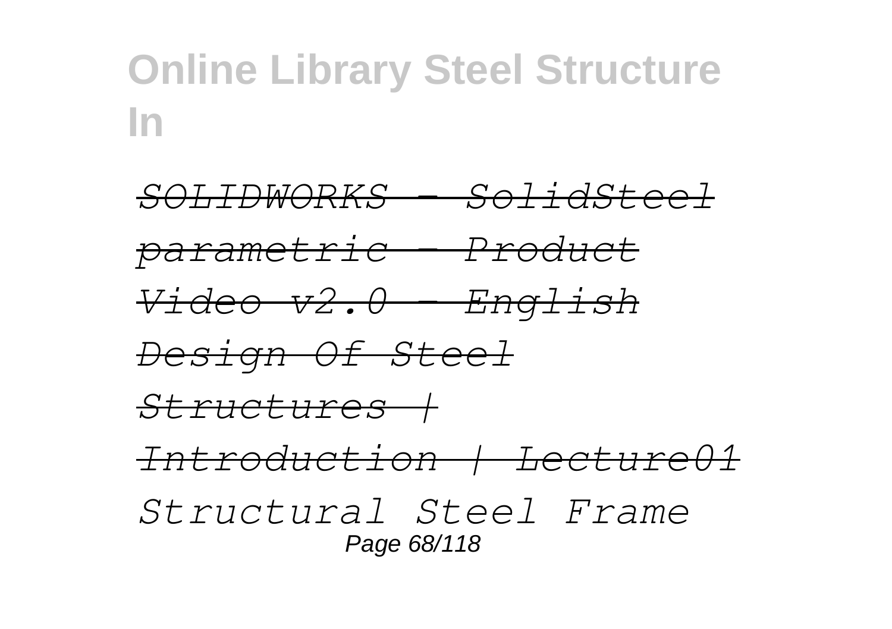*SOLIDWORKS - SolidSteel parametric - Product Video v2.0 - English*

*Design Of Steel Structures | Introduction | Lecture01*

*Structural Steel Frame*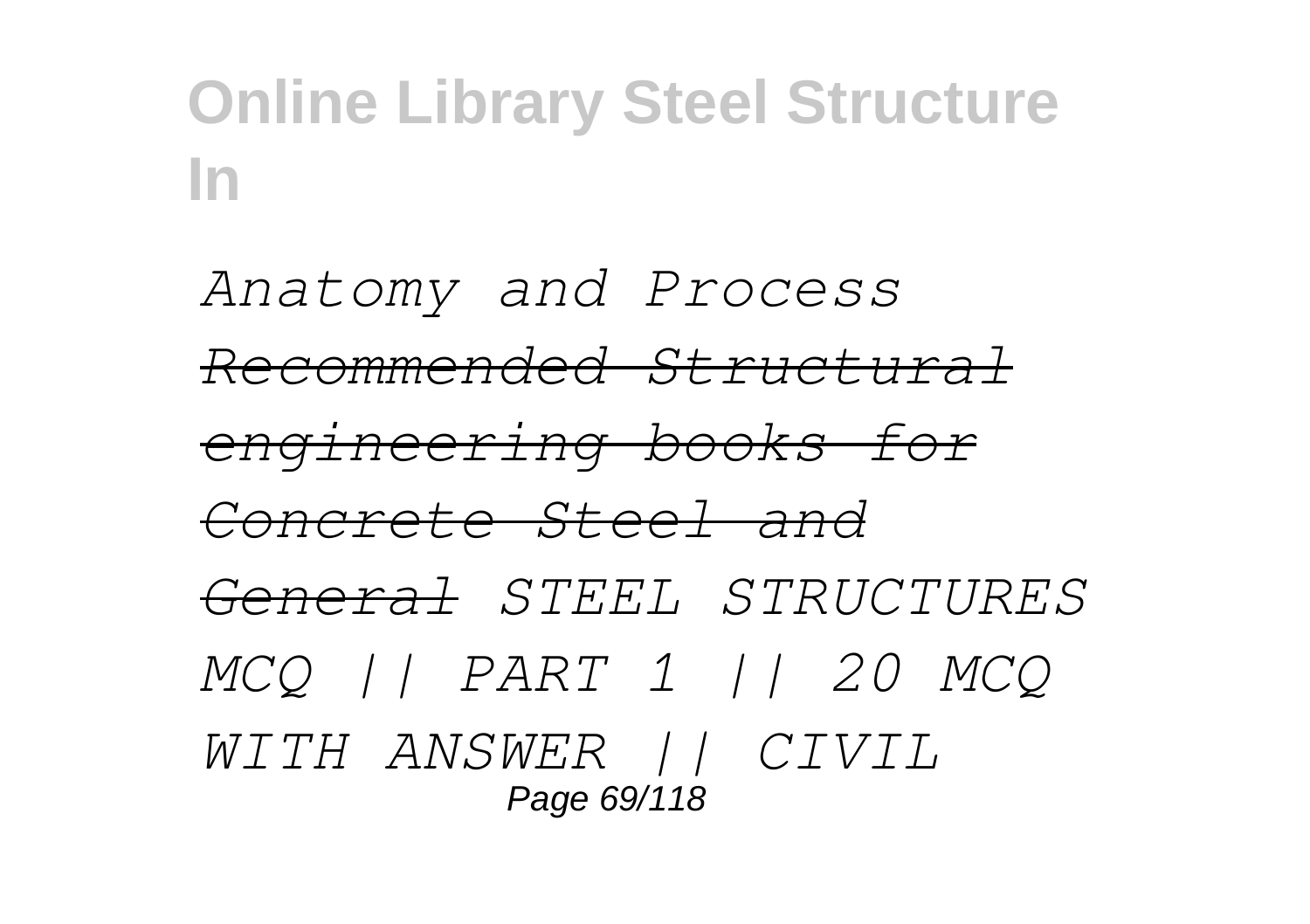*Anatomy and Process* *~~Recommended Structural engineering books for Concrete Steel and General~~* *STEEL STRUCTURES MCQ || PART 1 || 20 MCQ WITH ANSWER || CIVIL*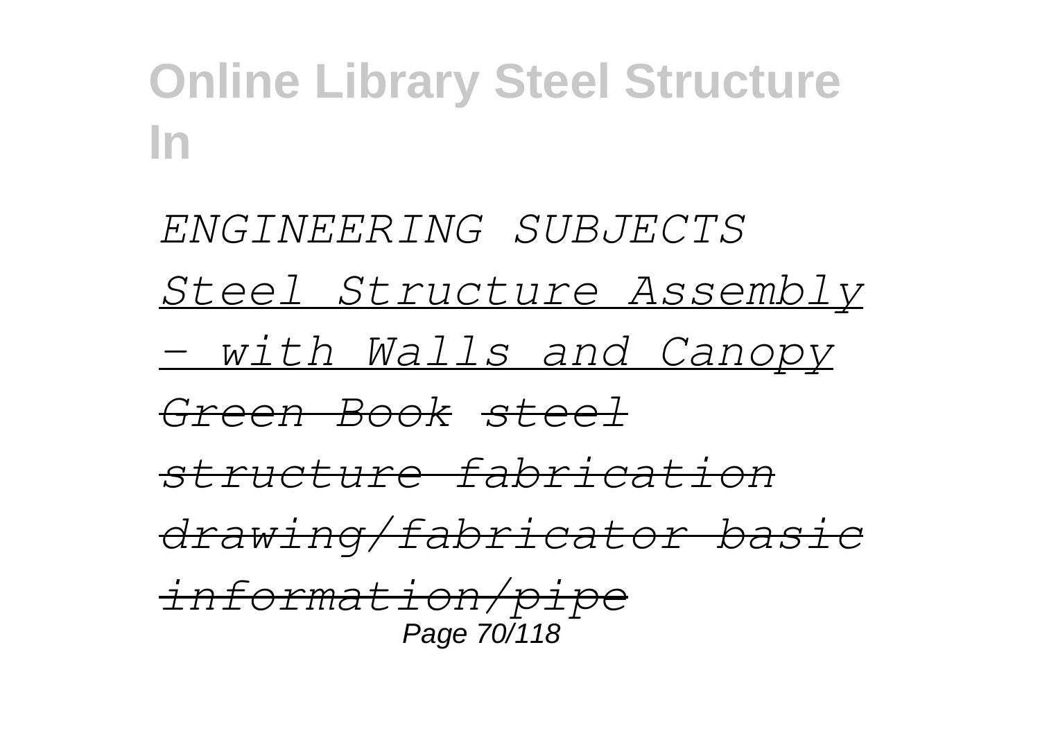*ENGINEERING SUBJECTS*

*Steel Structure Assembly - with Walls and Canopy*

*Green Book* ~~*steel structure fabrication drawing/fabricator basic information/pipe*~~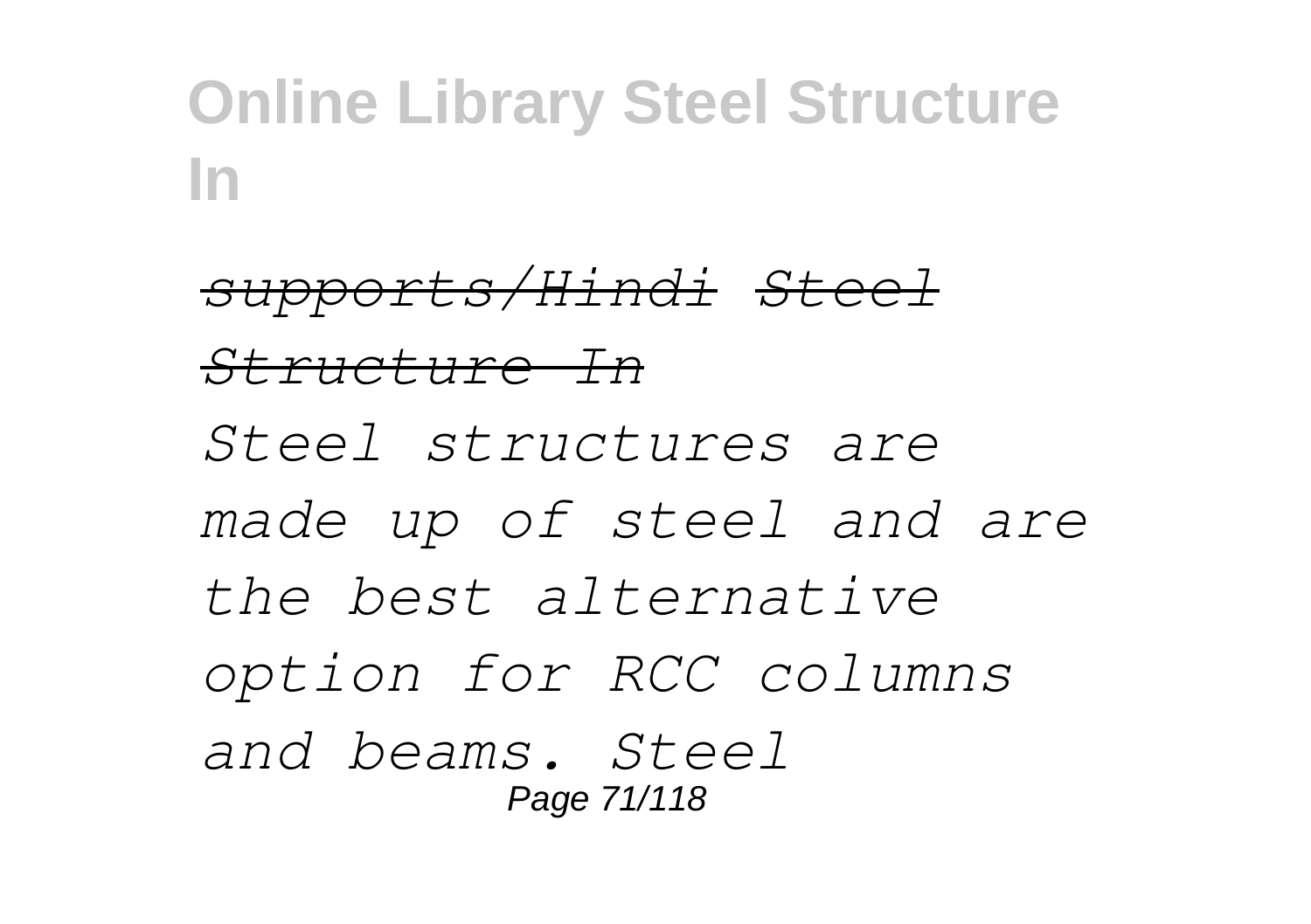*supports/Hindi* *Steel Structure In*

*Steel structures are made up of steel and are the best alternative option for RCC columns and beams. Steel*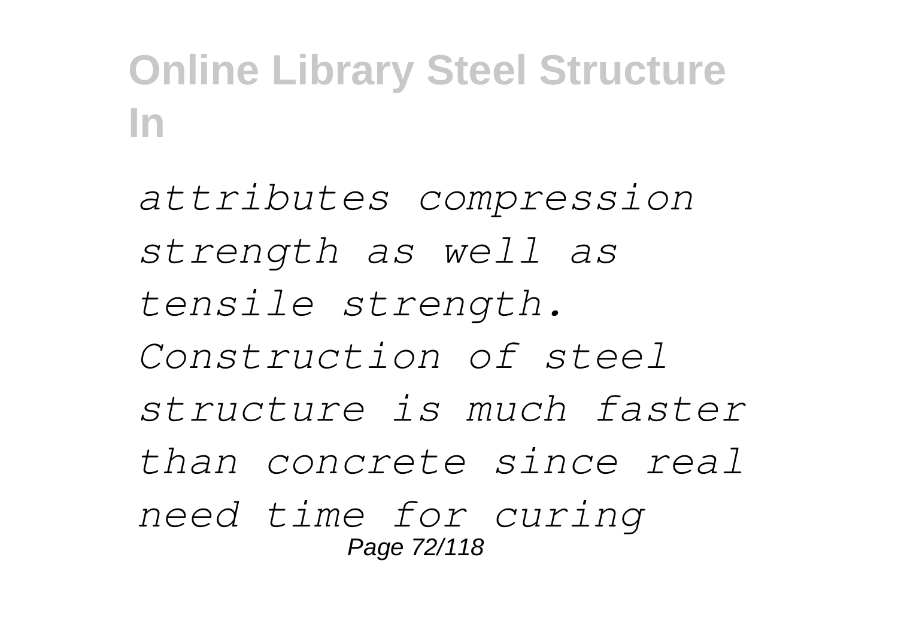*attributes compression strength as well as tensile strength. Construction of steel structure is much faster than concrete since real need time for curing*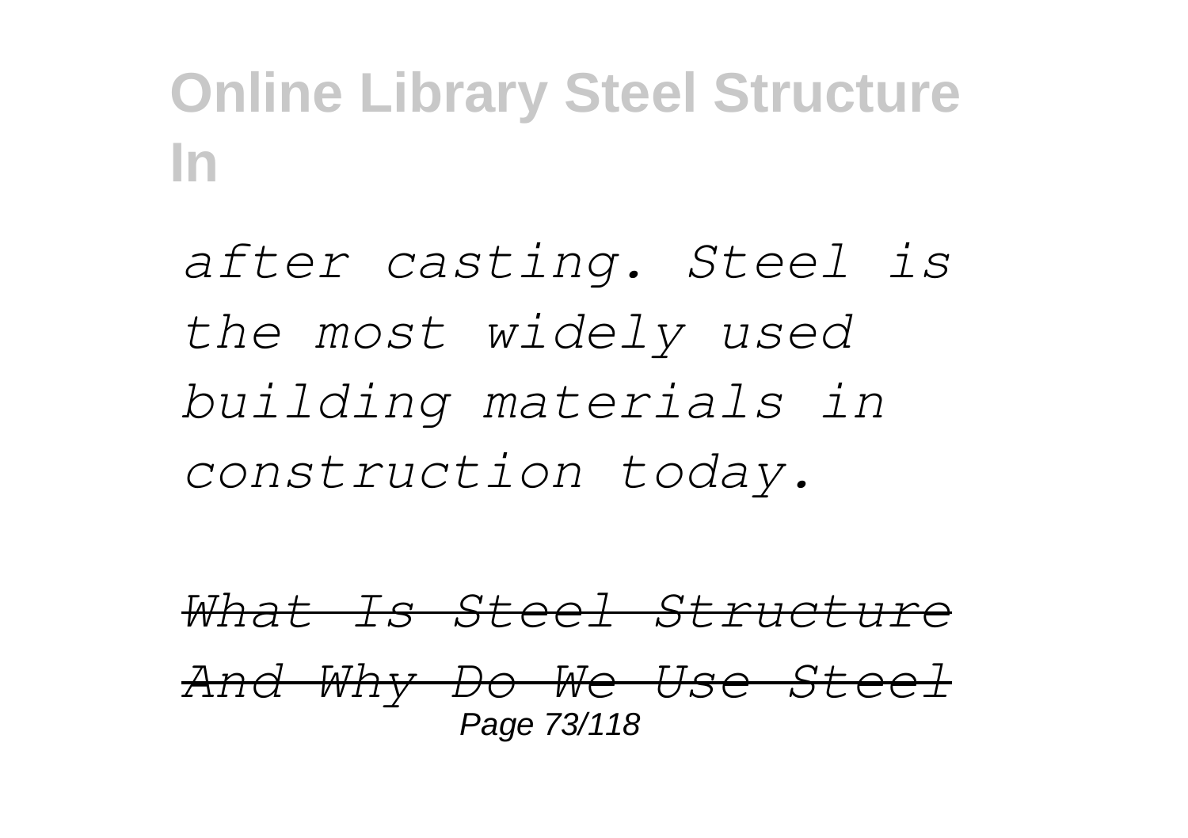*after casting. Steel is the most widely used building materials in construction today.*

~~*What Is Steel Structure And Why Do We Use Steel*~~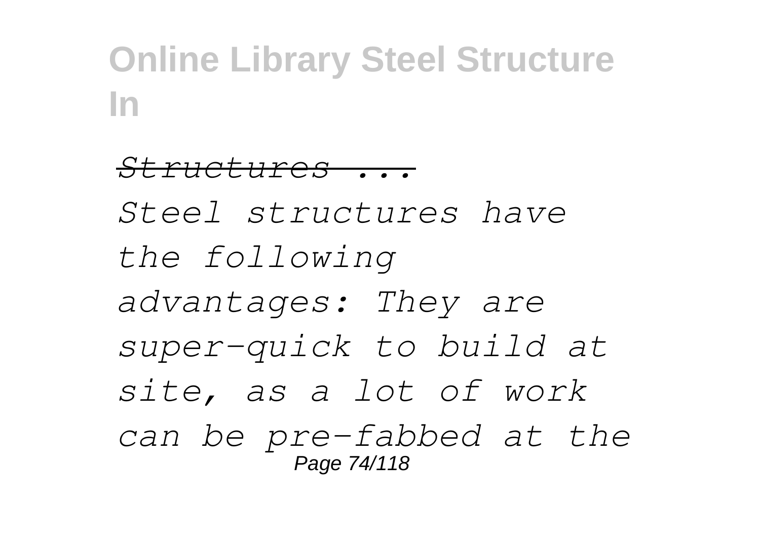*Structures ...*

*Steel structures have the following advantages: They are super-quick to build at site, as a lot of work can be pre-fabbed at the*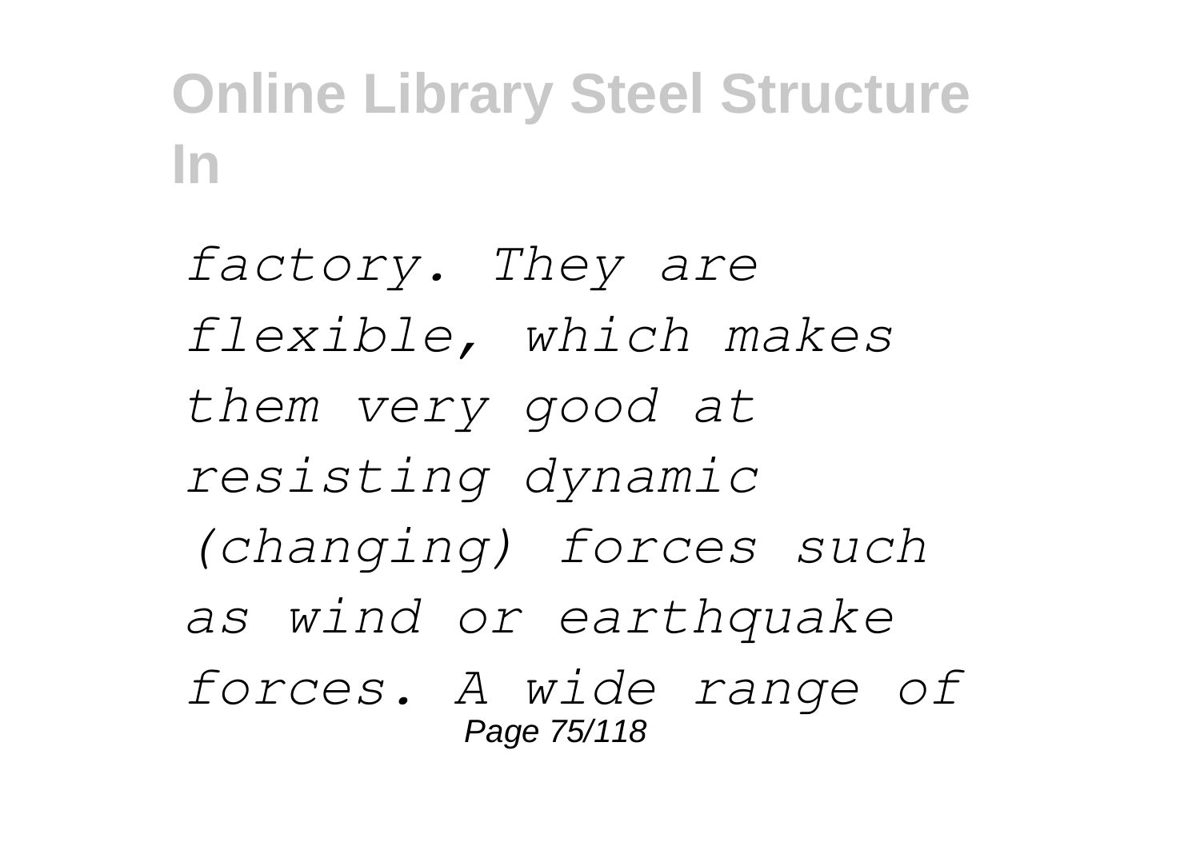*factory. They are flexible, which makes them very good at resisting dynamic (changing) forces such as wind or earthquake forces. A wide range of*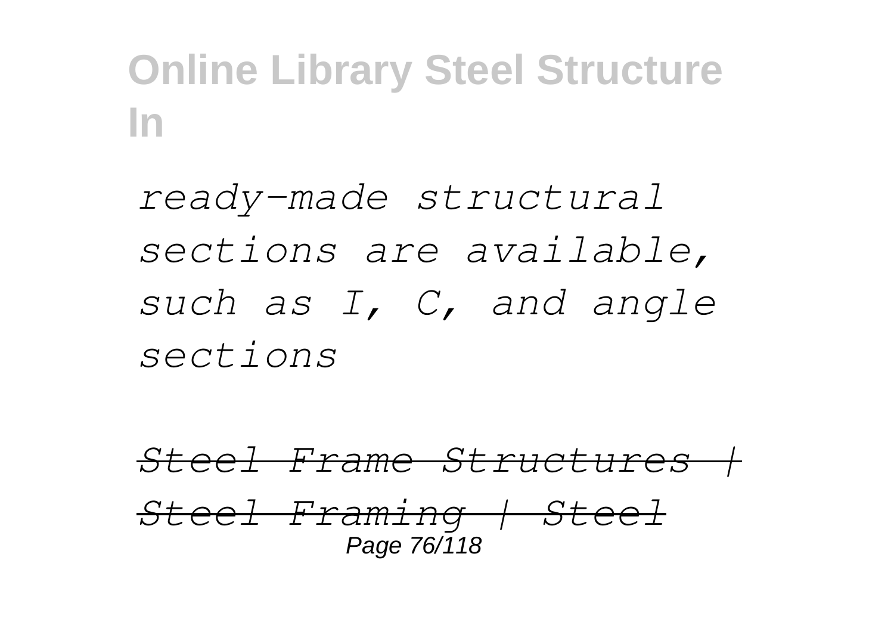*ready-made structural sections are available, such as I, C, and angle sections*

*Steel Frame Structures | Steel Framing | Steel*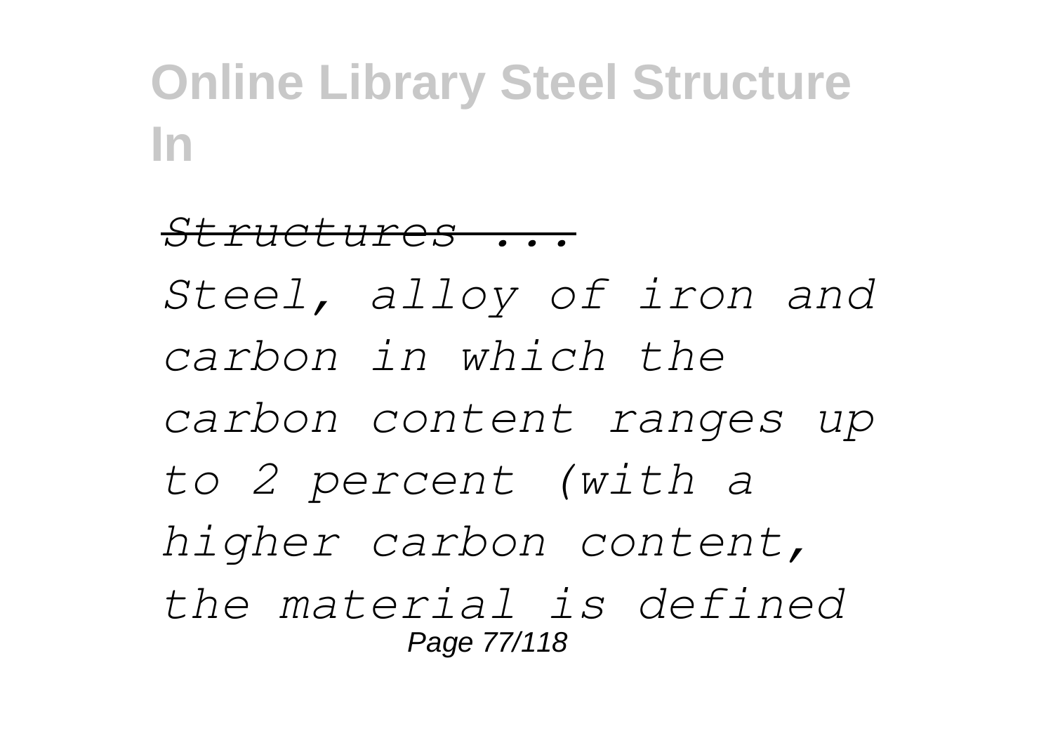*Structures ...*

*Steel, alloy of iron and carbon in which the carbon content ranges up to 2 percent (with a higher carbon content, the material is defined*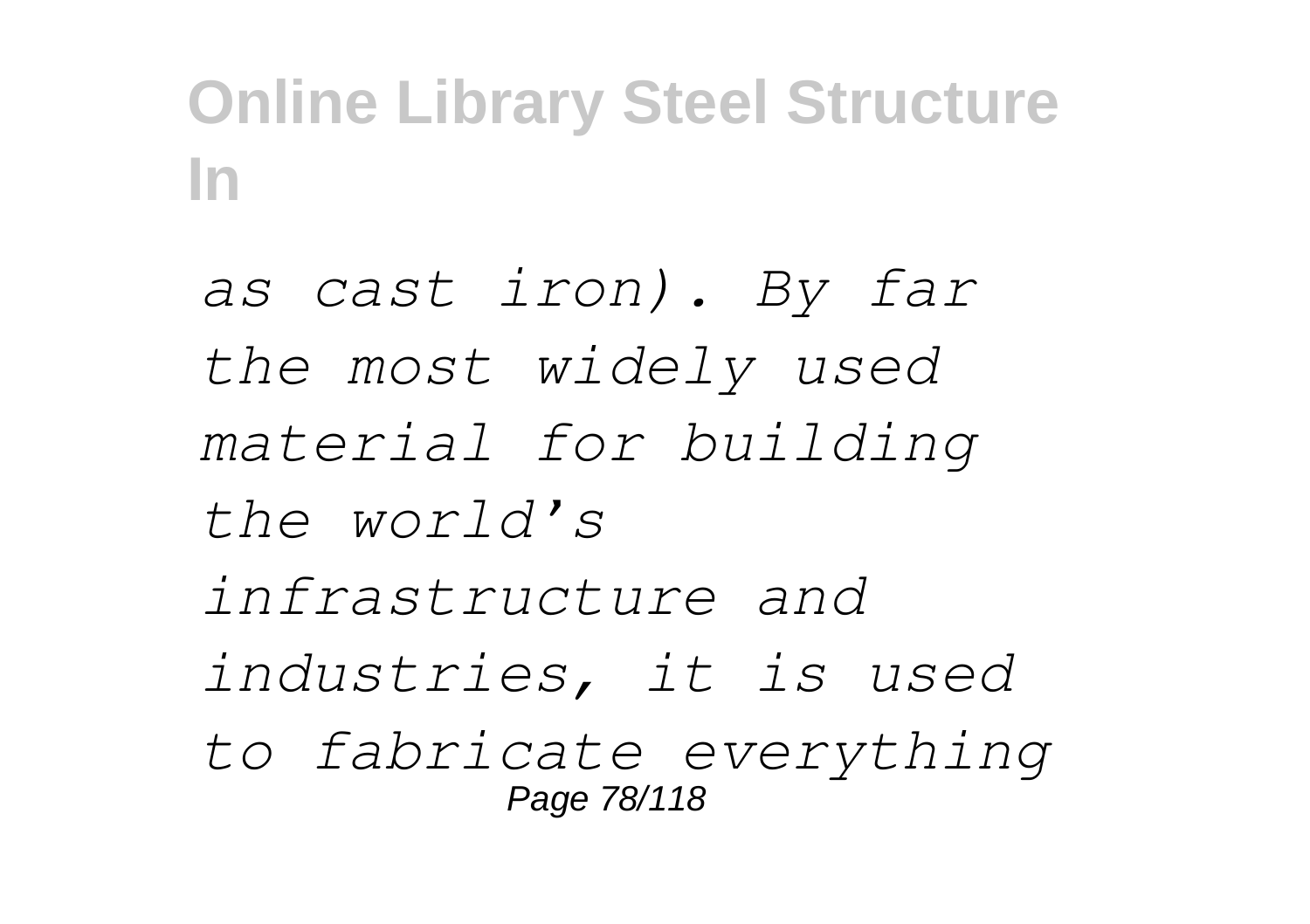*as cast iron). By far the most widely used material for building the world's infrastructure and industries, it is used to fabricate everything*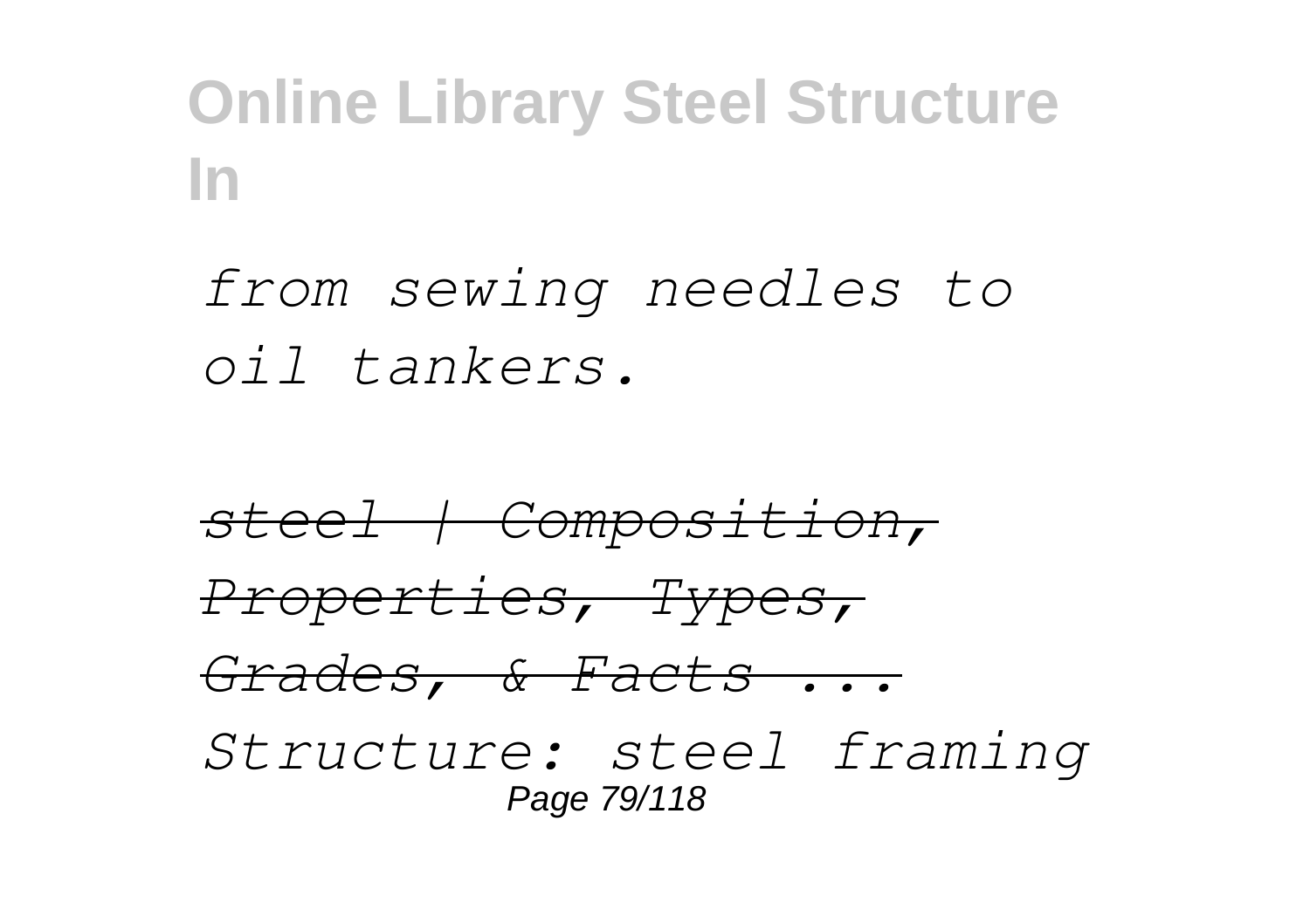*from sewing needles to oil tankers.*

*steel | Composition, Properties, Types, Grades, & Facts ...*

*Structure: steel framing*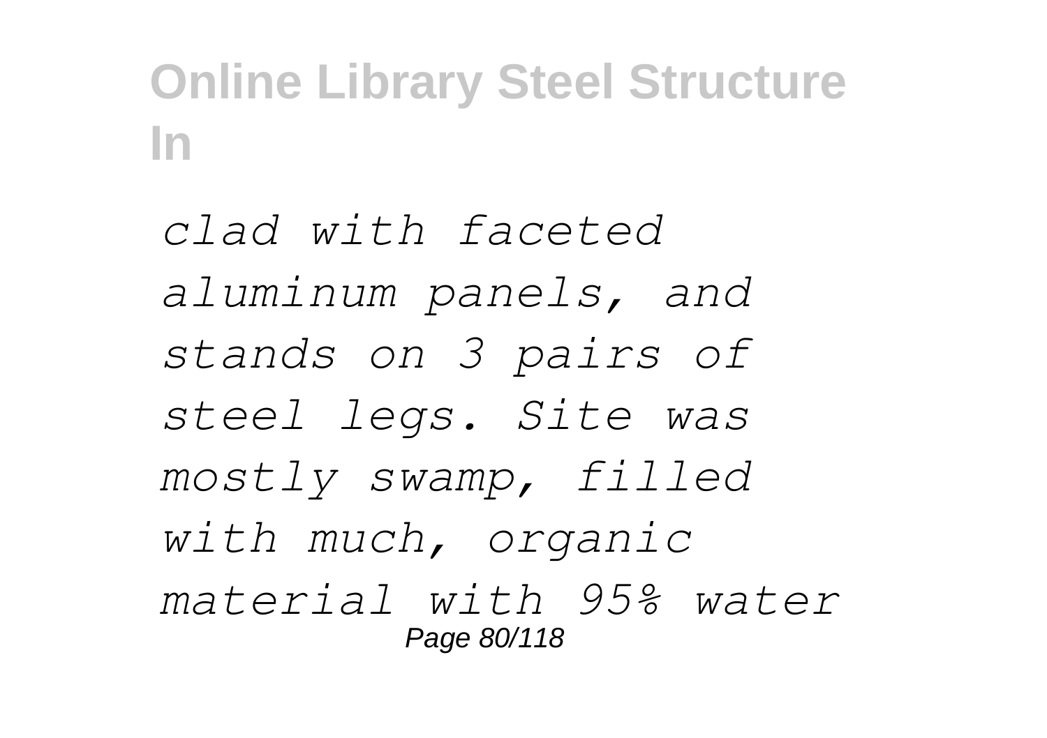*clad with faceted aluminum panels, and stands on 3 pairs of steel legs. Site was mostly swamp, filled with much, organic material with 95% water*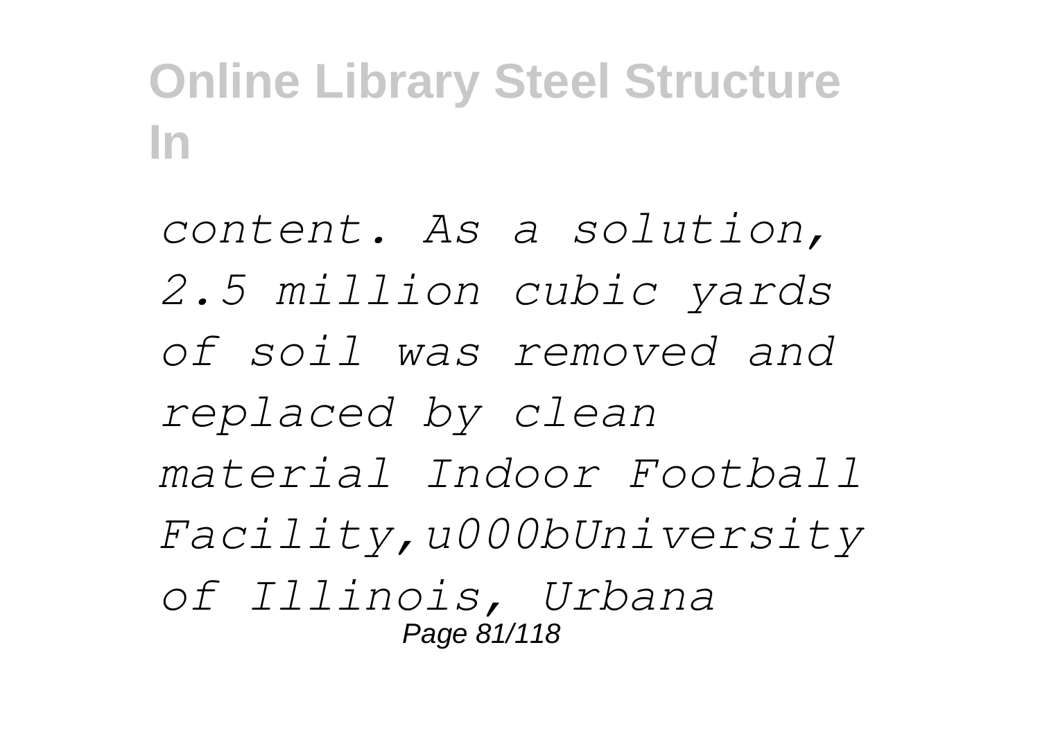*content. As a solution, 2.5 million cubic yards of soil was removed and replaced by clean material Indoor Football Facility,u000bUniversity of Illinois, Urbana*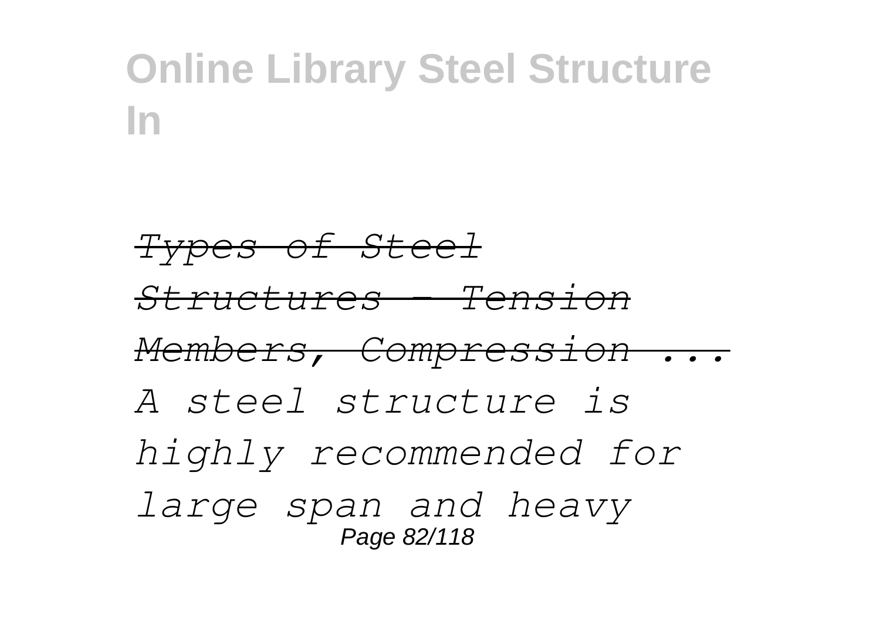*Types of Steel Structures - Tension Members, Compression ...*

*A steel structure is highly recommended for large span and heavy*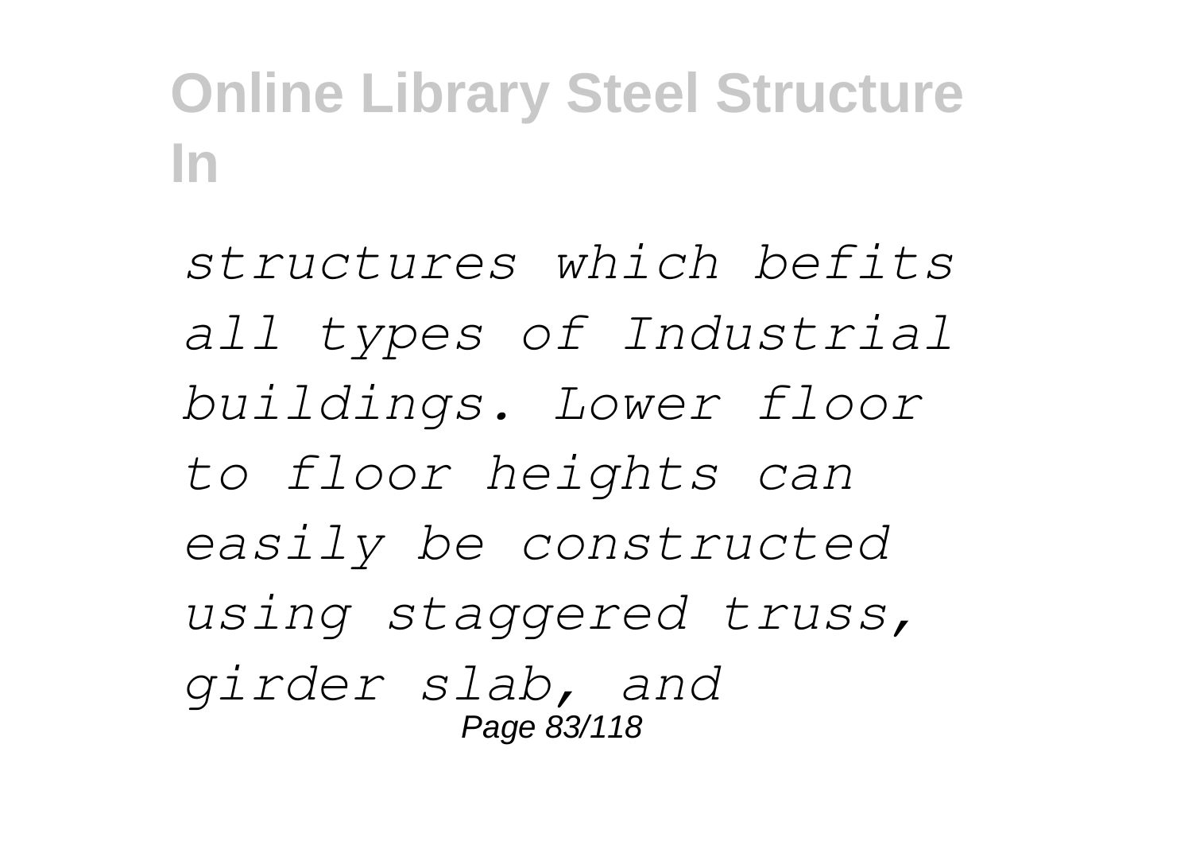*structures which befits all types of Industrial buildings. Lower floor to floor heights can easily be constructed using staggered truss, girder slab, and*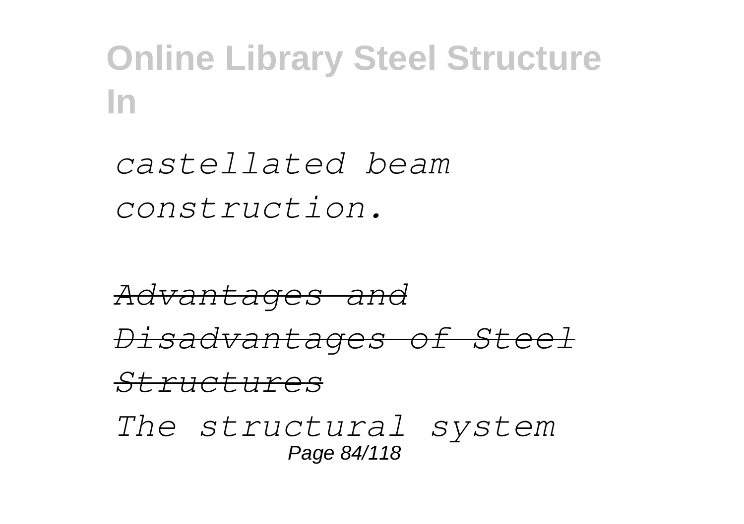*castellated beam construction.*

*Advantages and Disadvantages of Steel Structures*

*The structural system*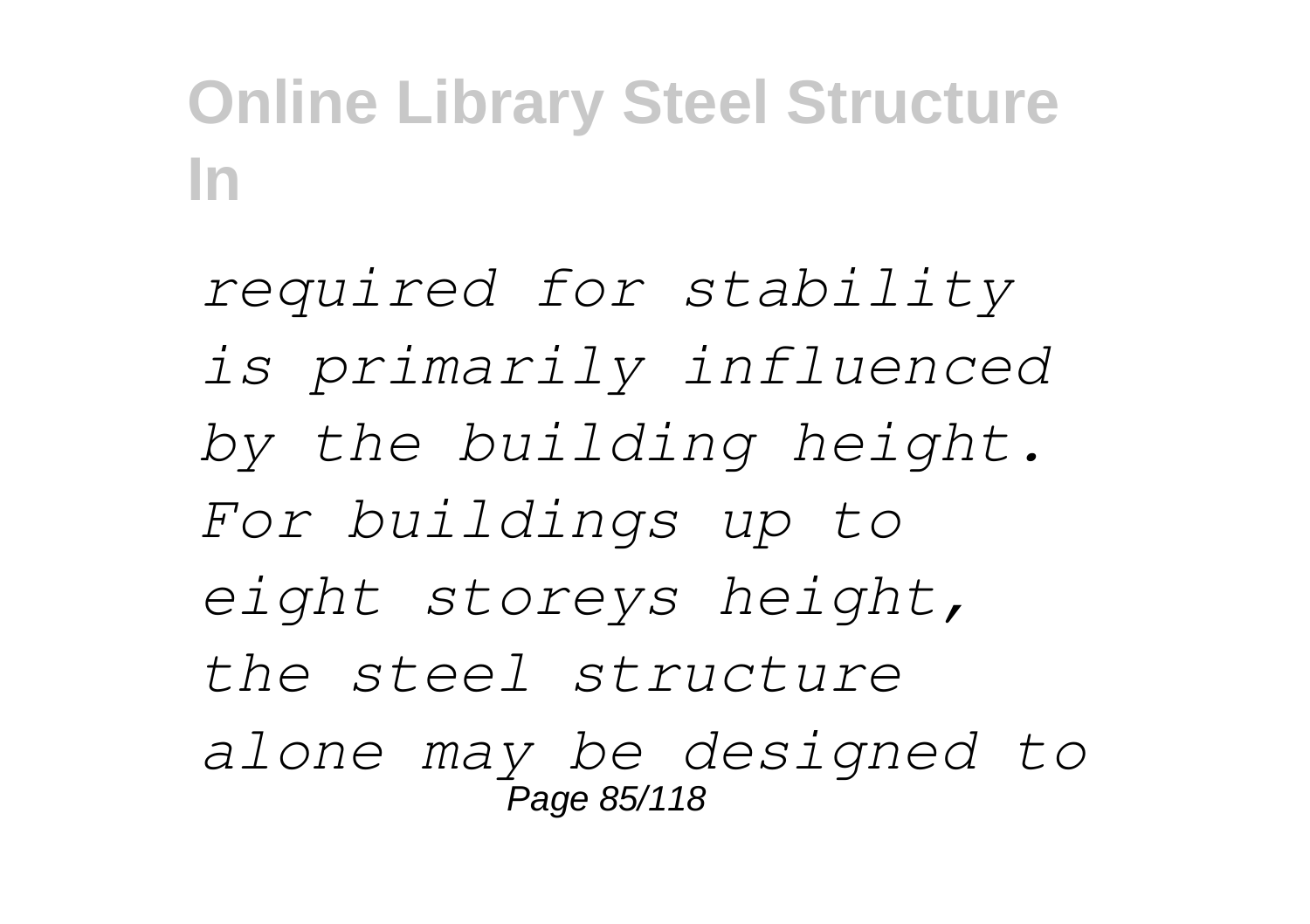*required for stability is primarily influenced by the building height. For buildings up to eight storeys height, the steel structure alone may be designed to*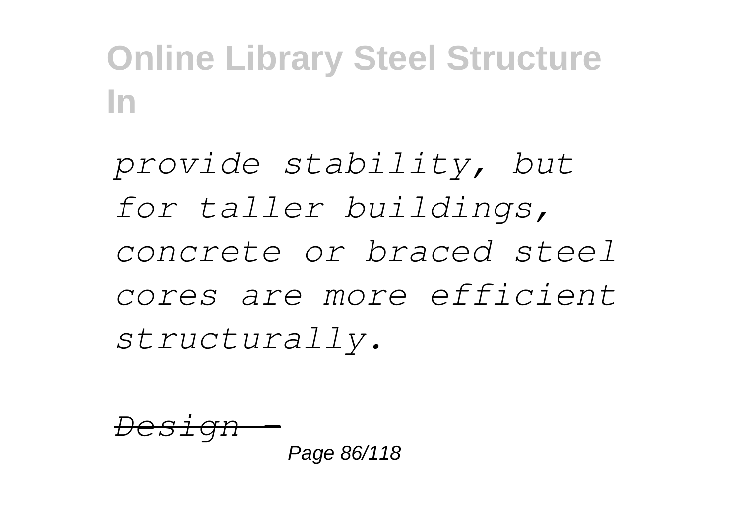*provide stability, but for taller buildings, concrete or braced steel cores are more efficient structurally.*

*Design -*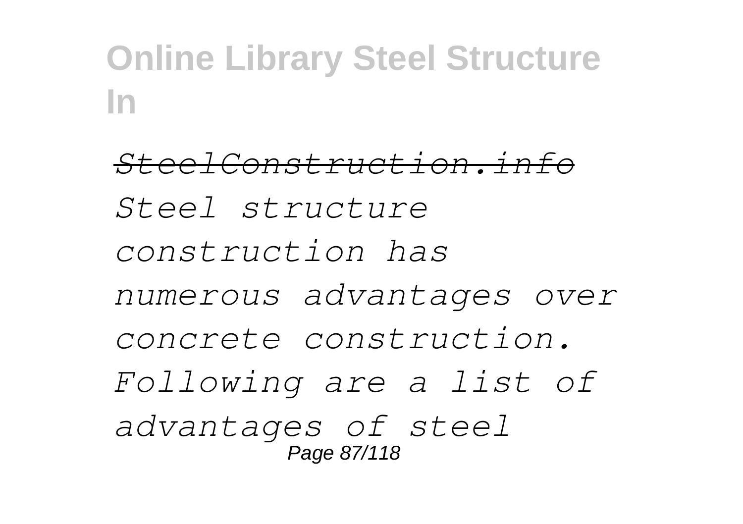*SteelConstruction.info*

*Steel structure construction has numerous advantages over concrete construction. Following are a list of advantages of steel*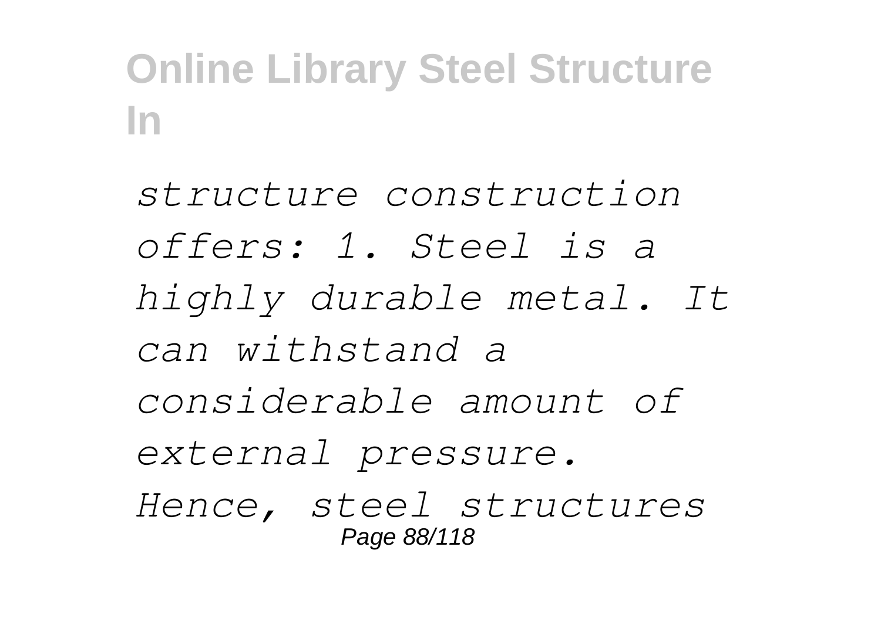*structure construction offers: 1. Steel is a highly durable metal. It can withstand a considerable amount of external pressure. Hence, steel structures*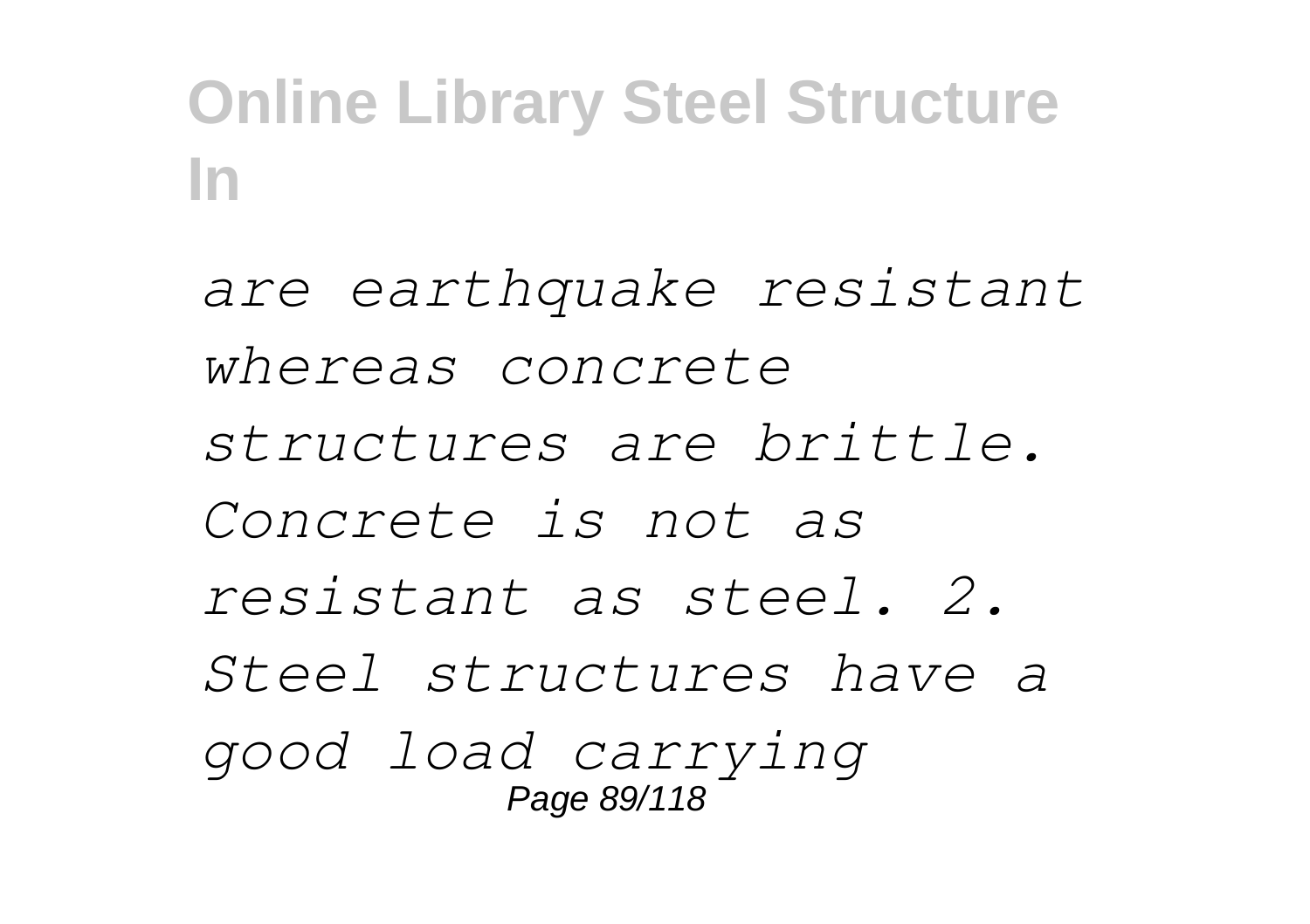*are earthquake resistant whereas concrete structures are brittle. Concrete is not as resistant as steel. 2. Steel structures have a good load carrying*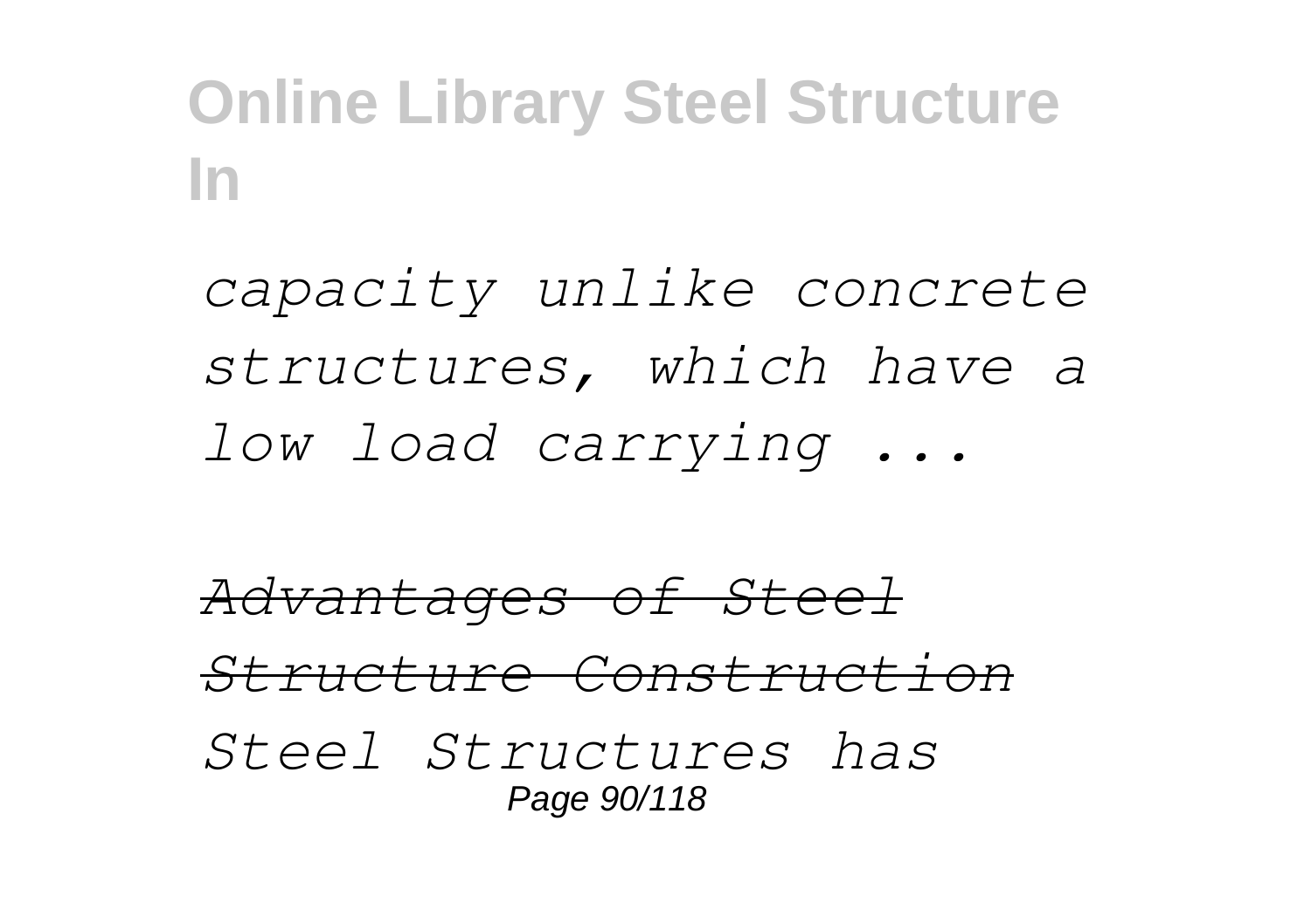*capacity unlike concrete structures, which have a low load carrying ...*

*Advantages of Steel Structure Construction*

*Steel Structures has*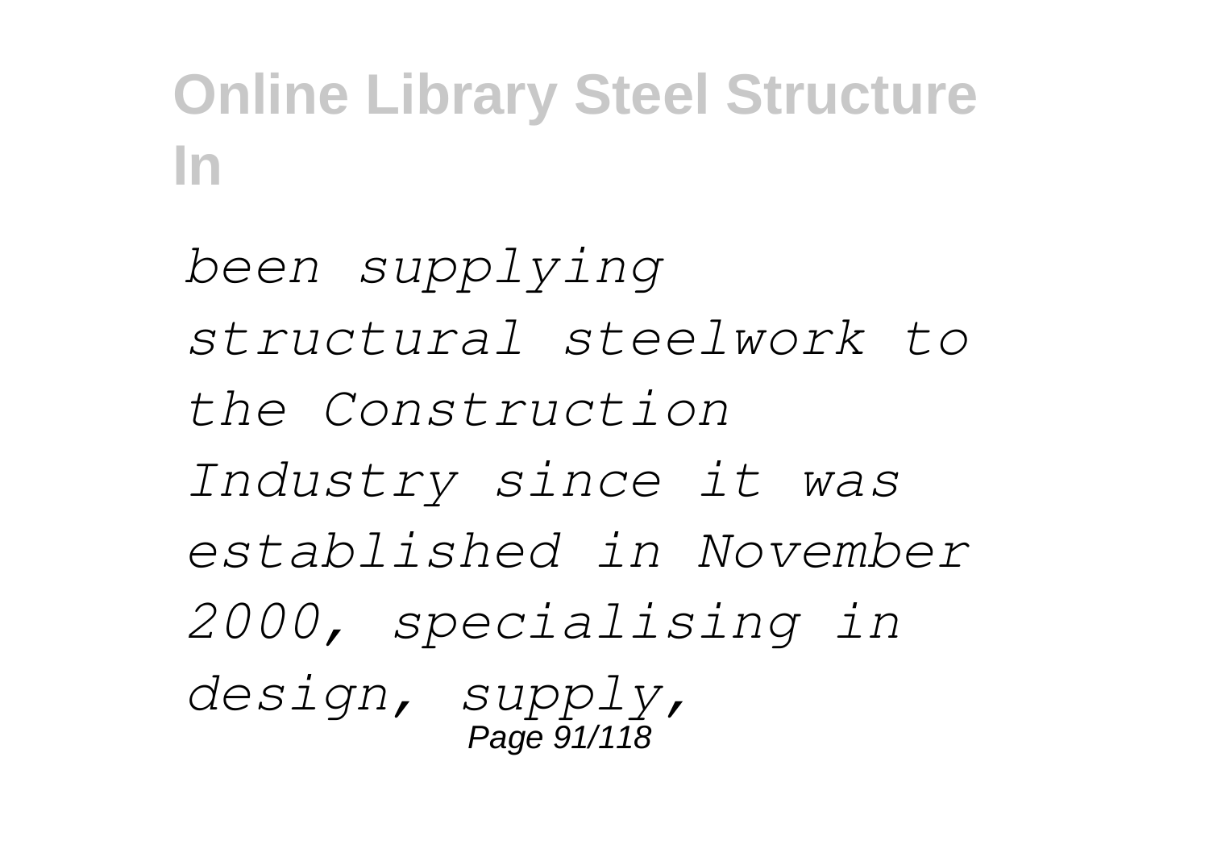*been supplying structural steelwork to the Construction Industry since it was established in November 2000, specialising in design, supply,*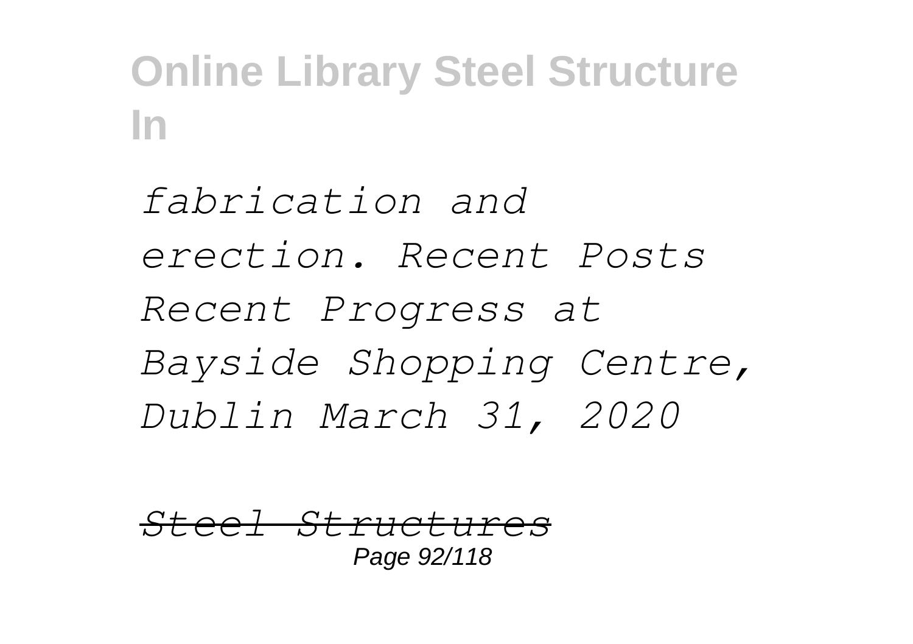*fabrication and erection. Recent Posts Recent Progress at Bayside Shopping Centre, Dublin March 31, 2020*

*Steel Structures*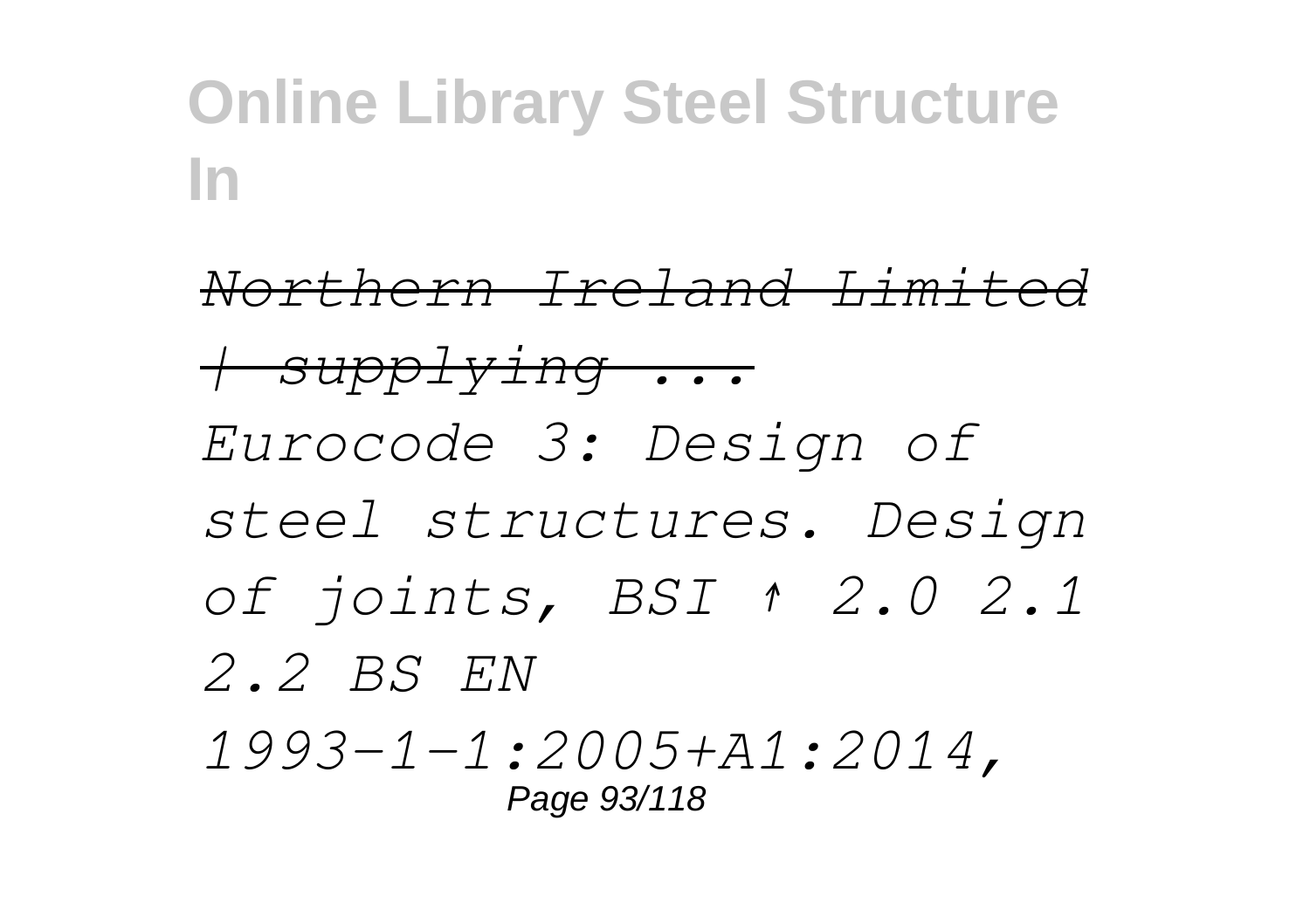*Northern Ireland Limited | supplying ...*

*Eurocode 3: Design of steel structures. Design of joints, BSI ↑ 2.0 2.1 2.2 BS EN 1993-1-1:2005+A1:2014,*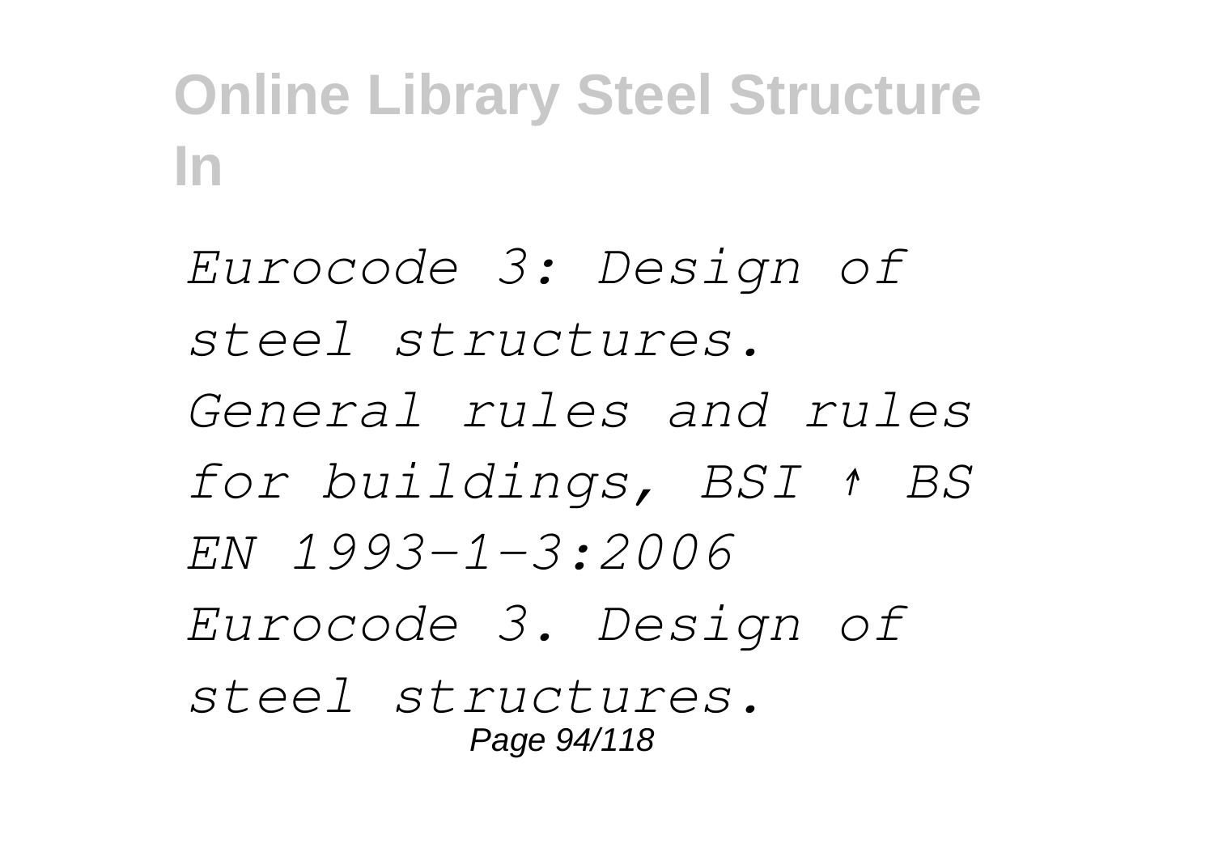*Eurocode 3: Design of steel structures. General rules and rules for buildings, BSI ↑ BS EN 1993-1-3:2006 Eurocode 3. Design of steel structures.*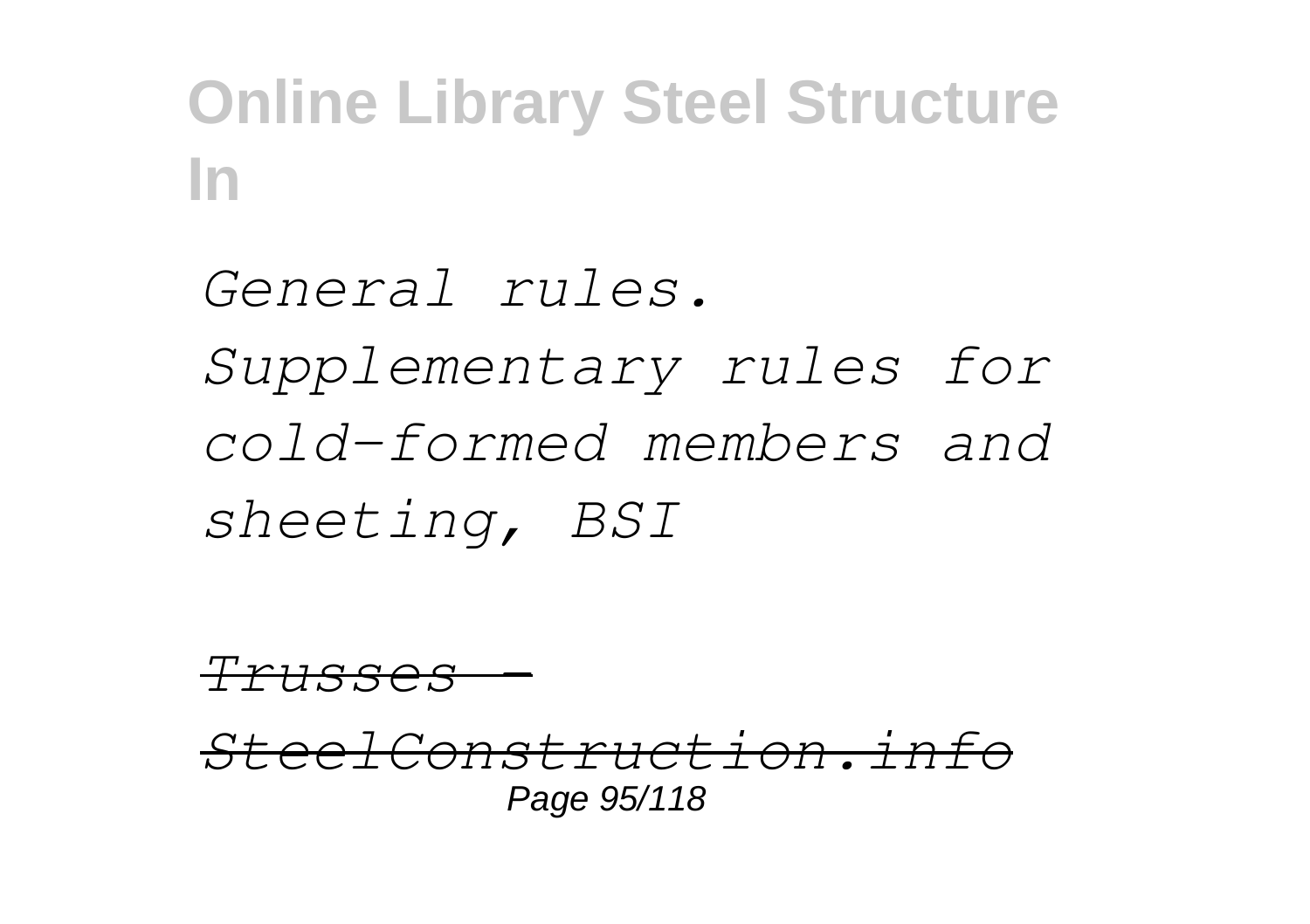*General rules. Supplementary rules for cold-formed members and sheeting, BSI*

*Trusses - SteelConstruction.info*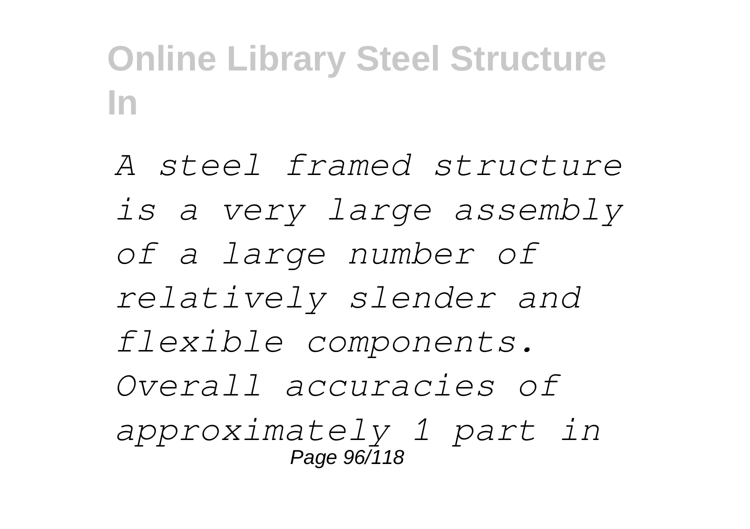*A steel framed structure is a very large assembly of a large number of relatively slender and flexible components. Overall accuracies of approximately 1 part in*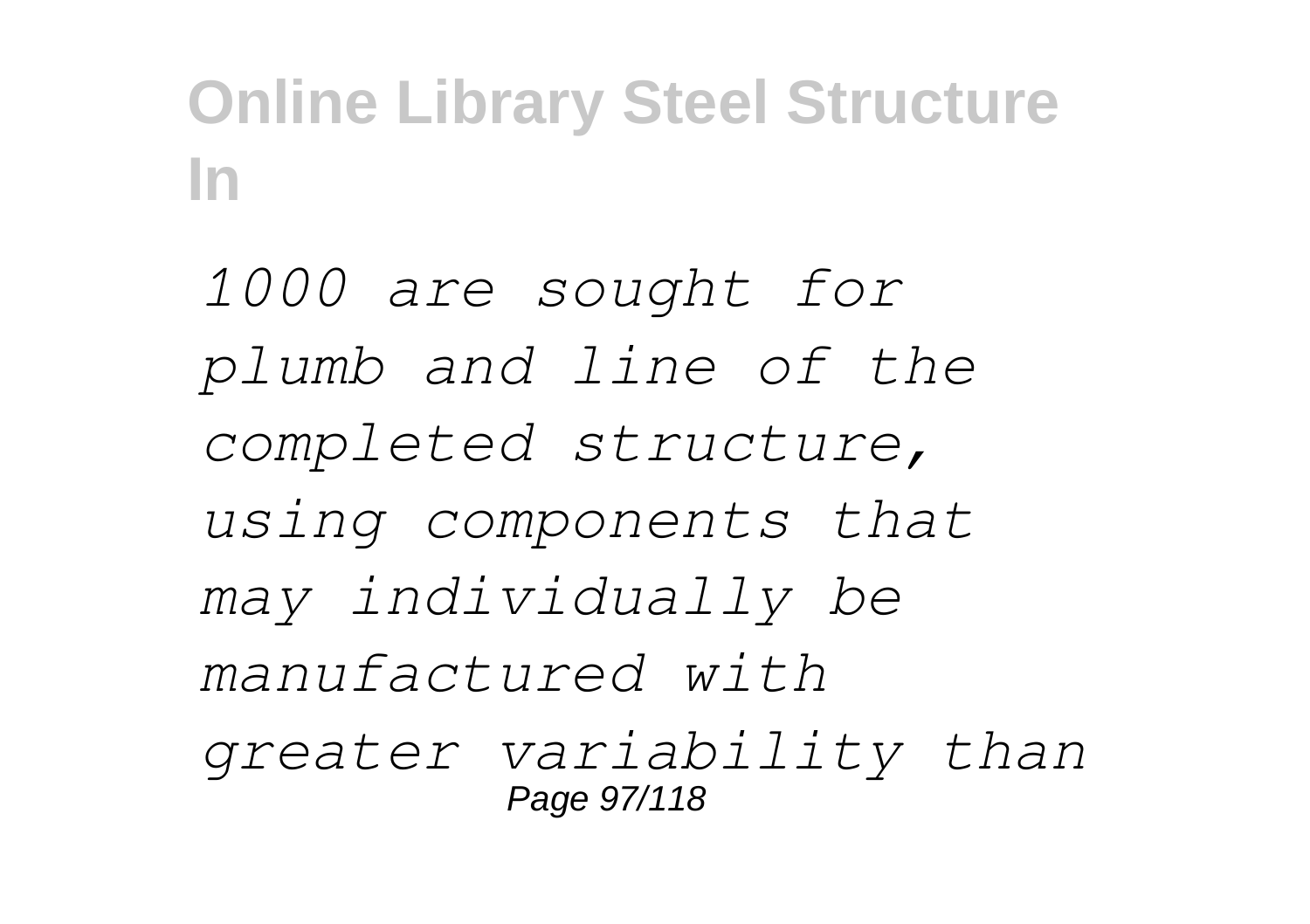*1000 are sought for plumb and line of the completed structure, using components that may individually be manufactured with greater variability than*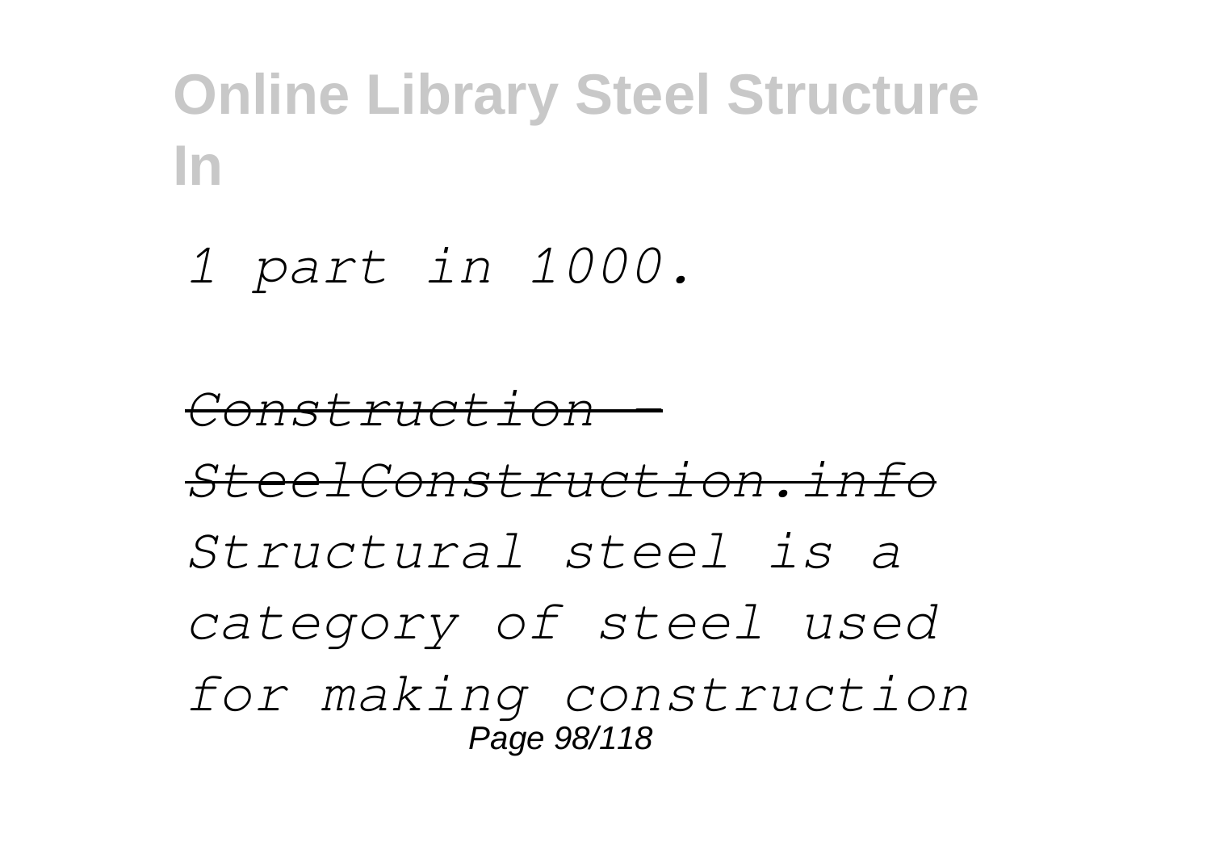*1 part in 1000.*

~~*Construction - SteelConstruction.info*~~

*Structural steel is a category of steel used for making construction*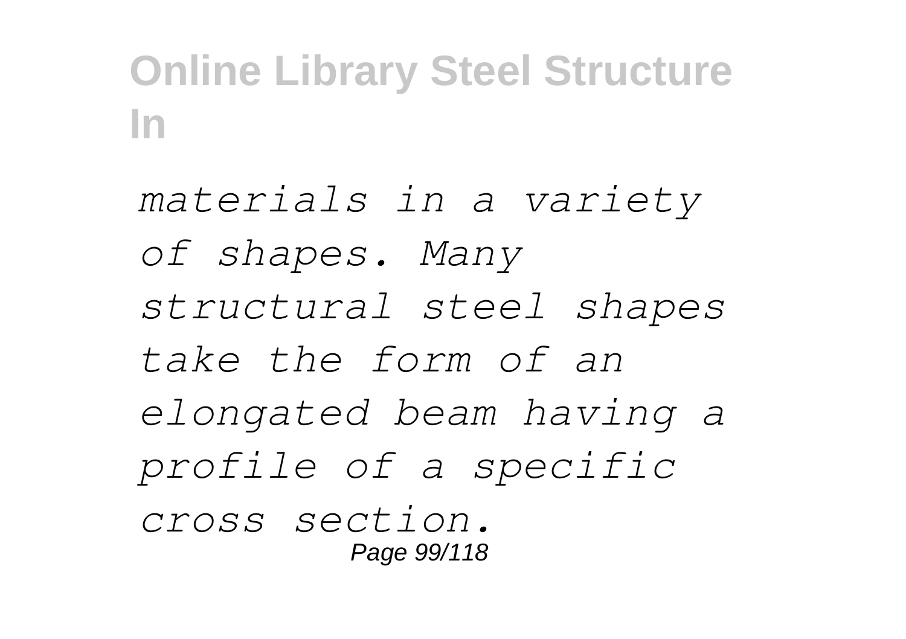*materials in a variety of shapes. Many structural steel shapes take the form of an elongated beam having a profile of a specific cross section.*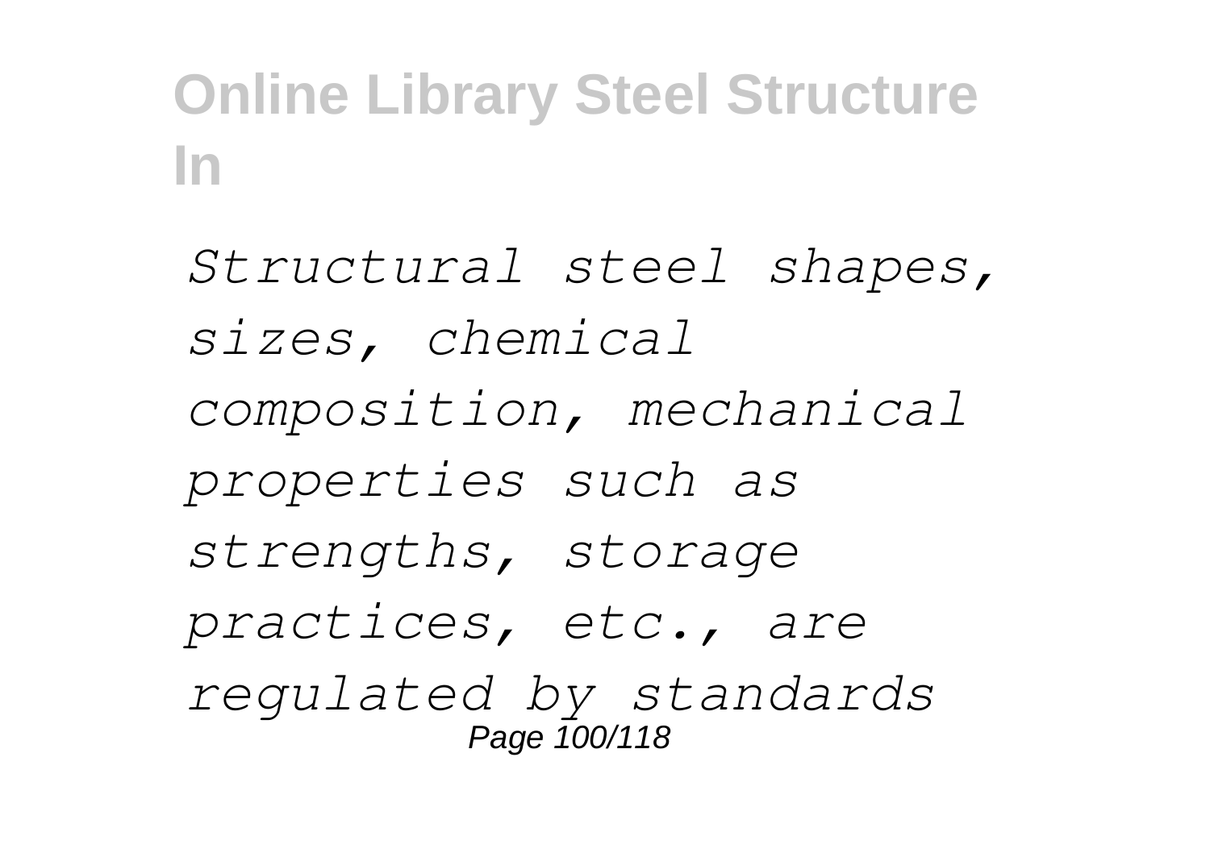*Structural steel shapes, sizes, chemical composition, mechanical properties such as strengths, storage practices, etc., are regulated by standards*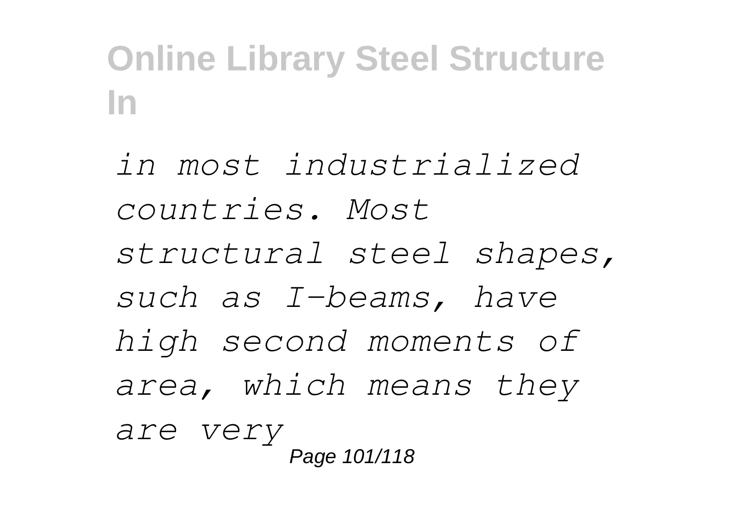*in most industrialized countries. Most structural steel shapes, such as I-beams, have high second moments of area, which means they are very*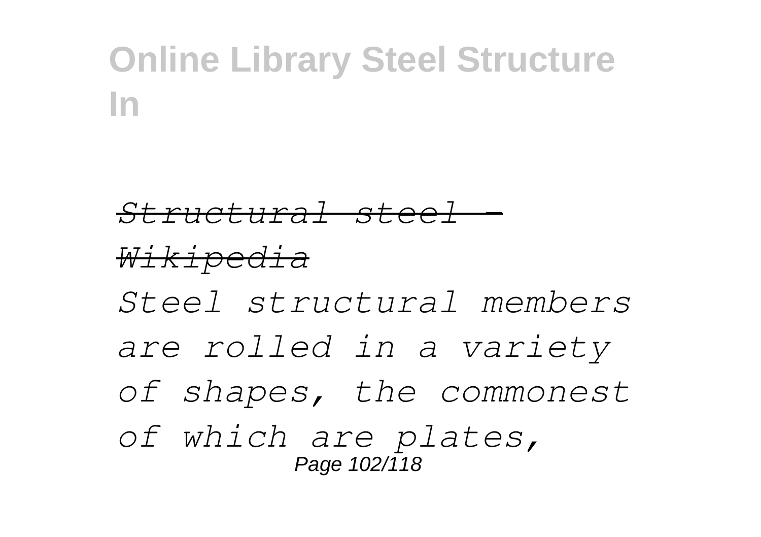*Structural steel - Wikipedia*

*Steel structural members are rolled in a variety of shapes, the commonest of which are plates,*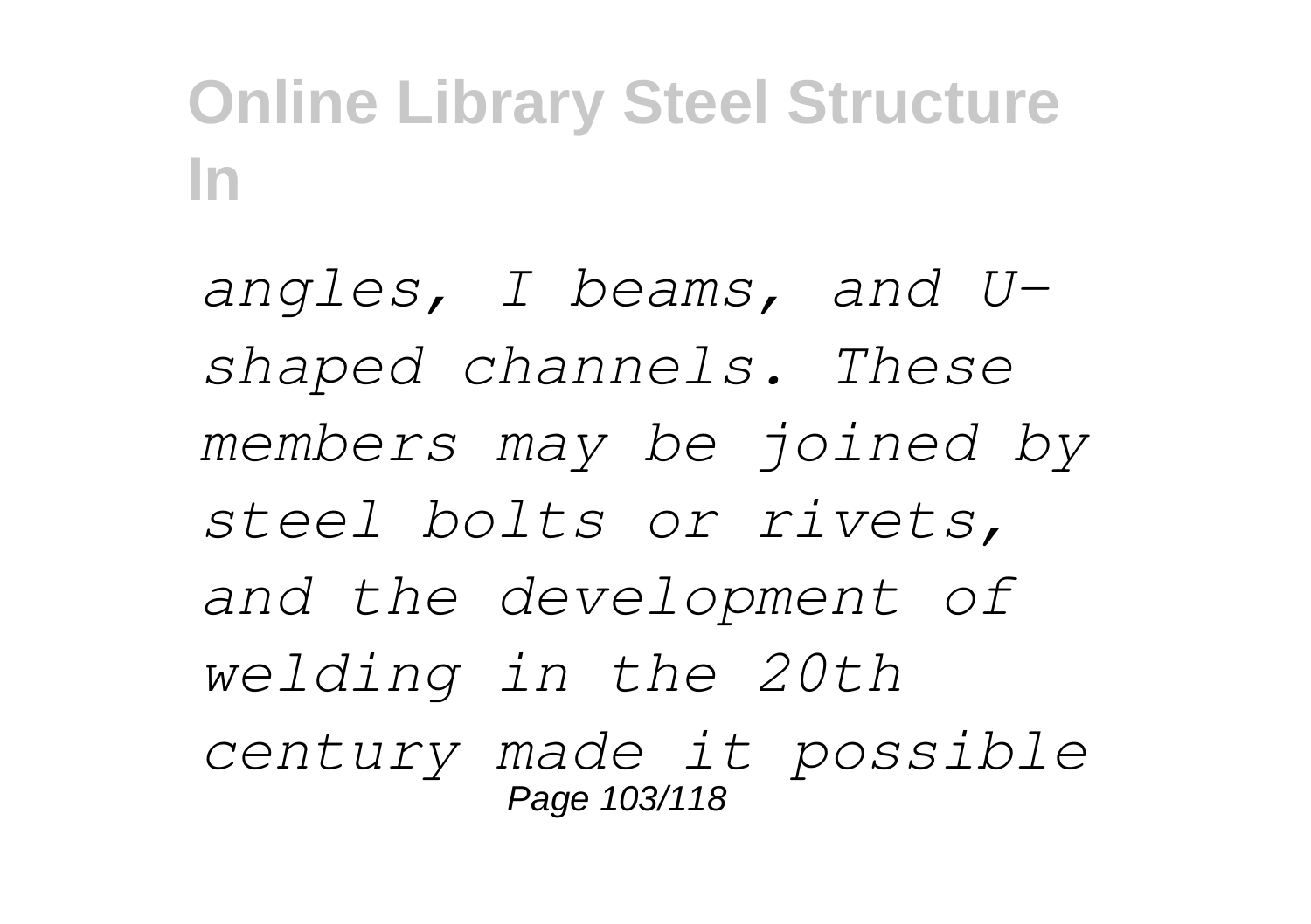*angles, I beams, and U-shaped channels. These members may be joined by steel bolts or rivets, and the development of welding in the 20th century made it possible*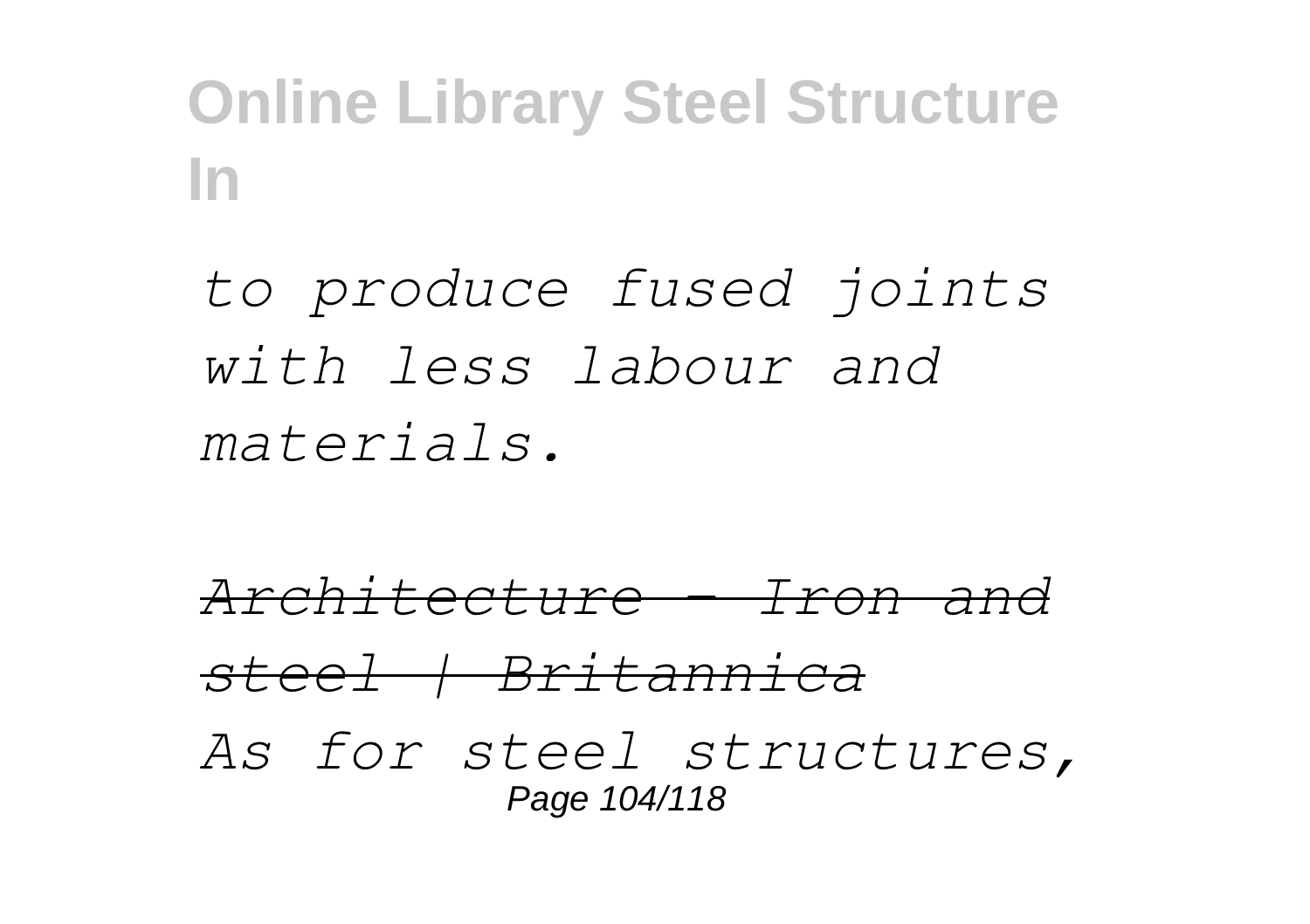*to produce fused joints with less labour and materials.*

*Architecture - Iron and steel | Britannica*

*As for steel structures,*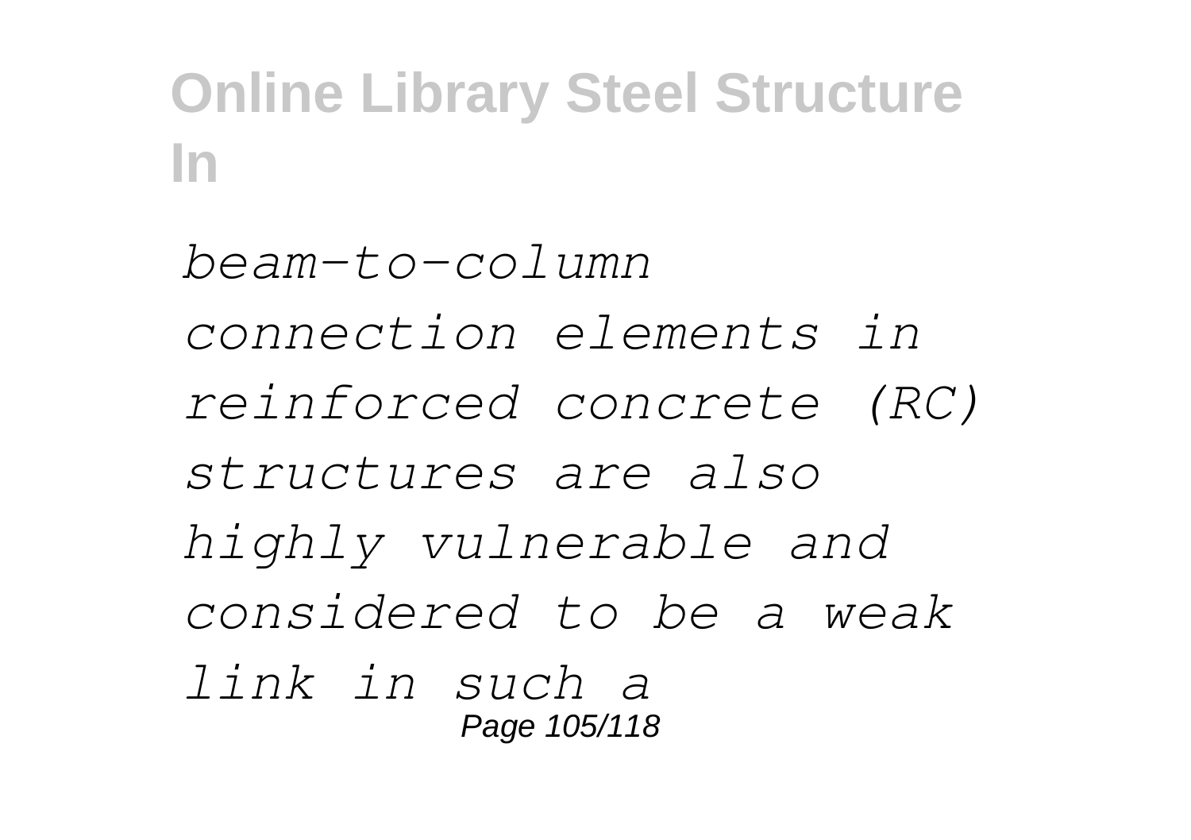*beam-to-column connection elements in reinforced concrete (RC) structures are also highly vulnerable and considered to be a weak link in such a*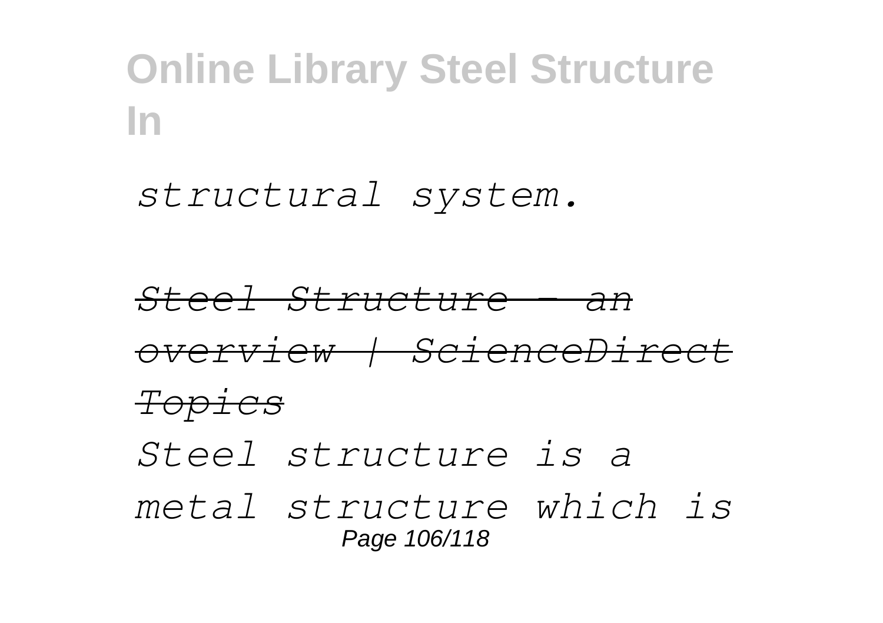*structural system.*

~~*Steel Structure - an overview | ScienceDirect Topics*~~

*Steel structure is a metal structure which is*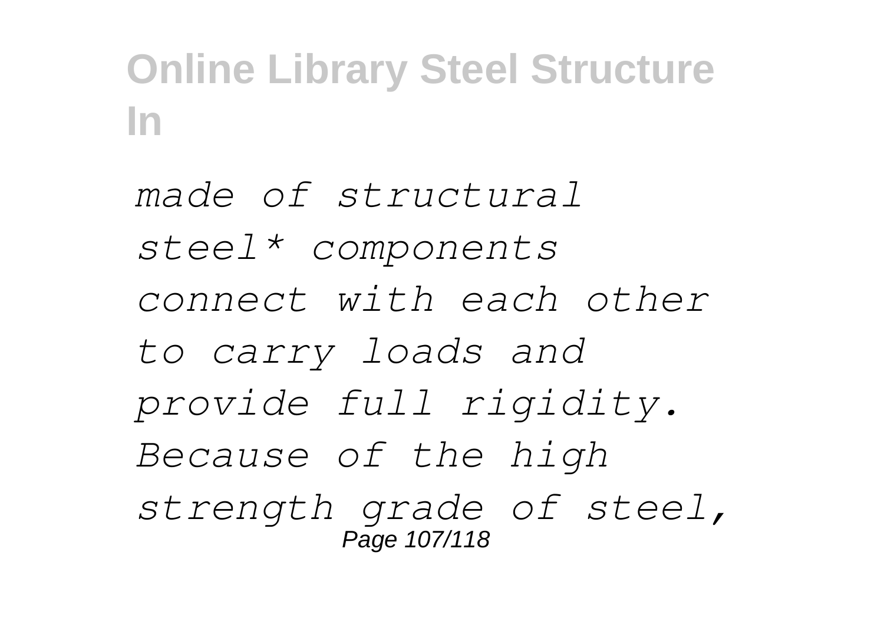*made of structural steel\* components connect with each other to carry loads and provide full rigidity. Because of the high strength grade of steel,*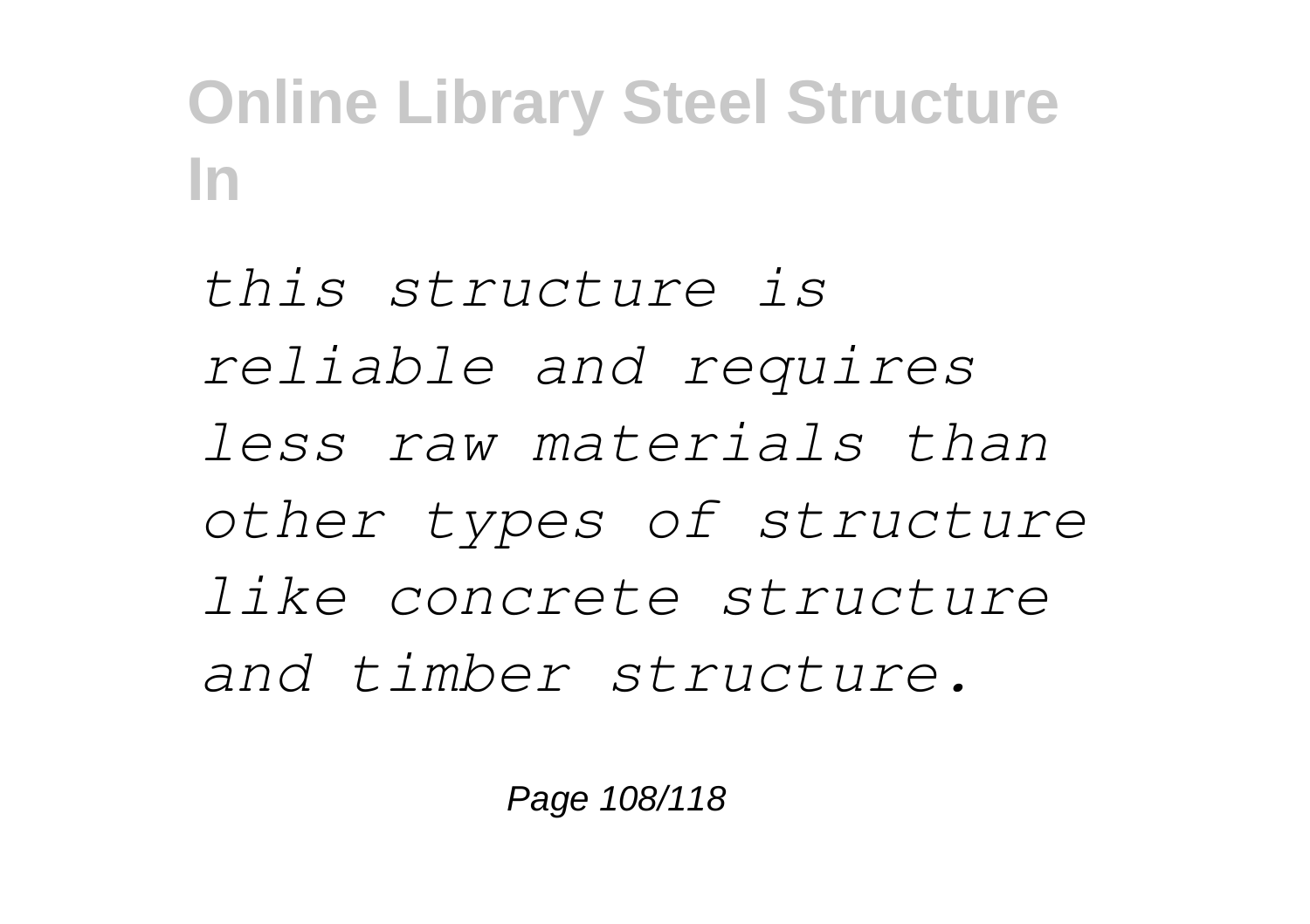*this structure is reliable and requires less raw materials than other types of structure like concrete structure and timber structure.*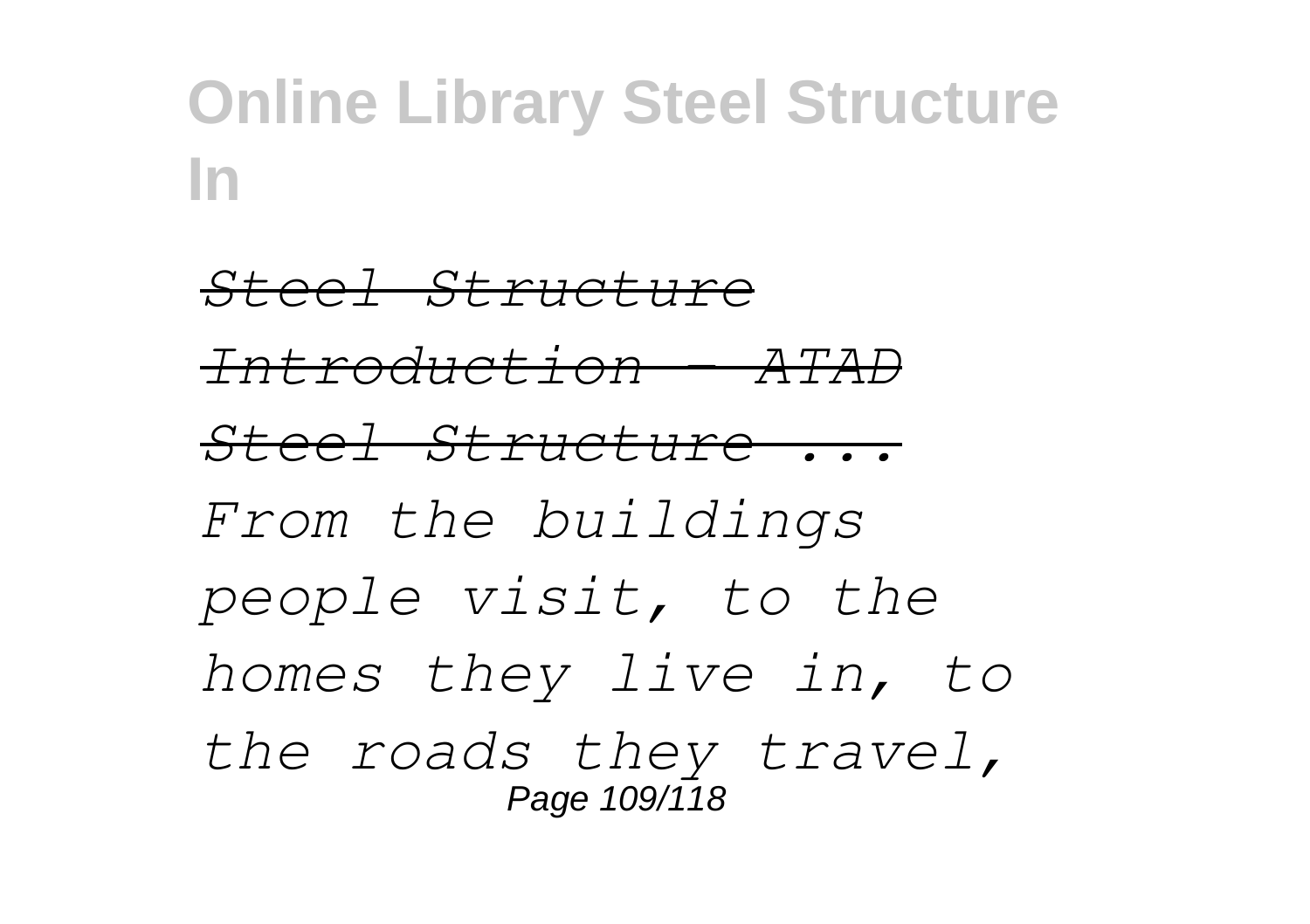*Steel Structure Introduction - ATAD Steel Structure ...*

*From the buildings people visit, to the homes they live in, to the roads they travel,*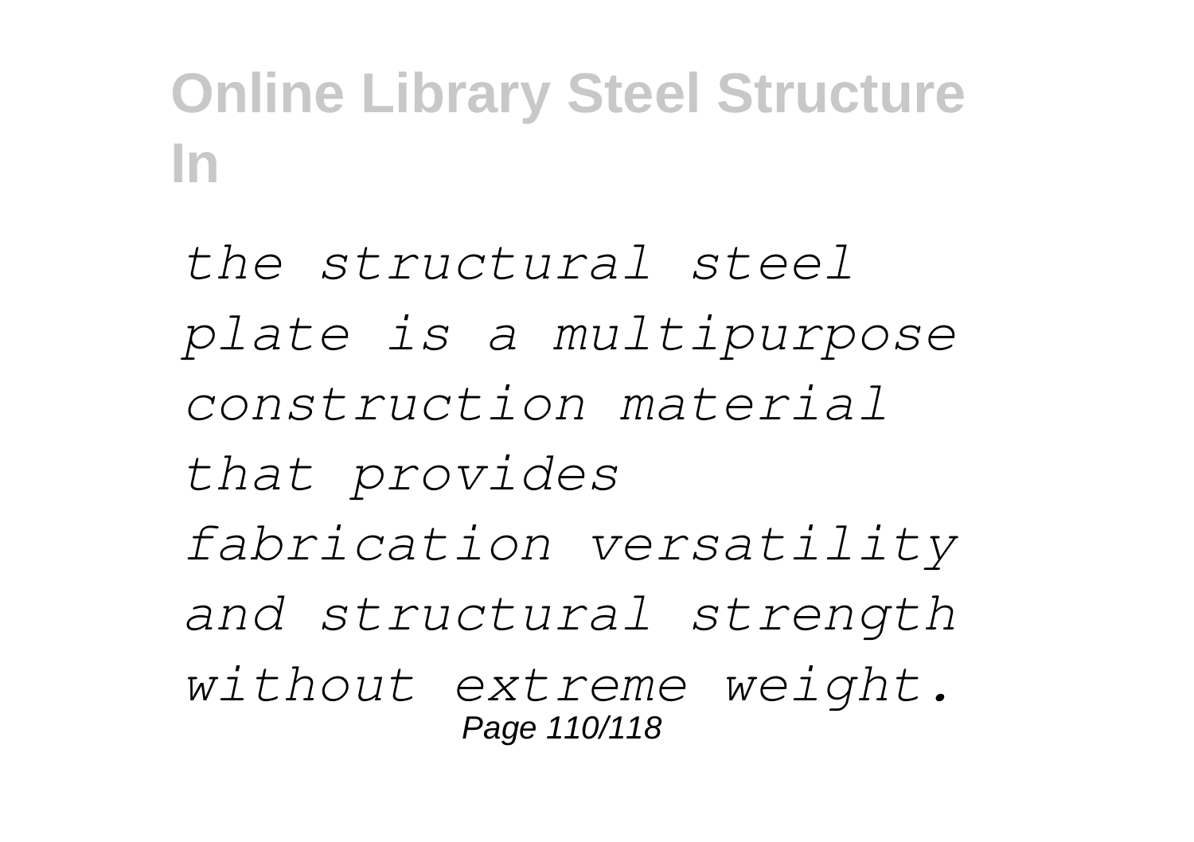*the structural steel plate is a multipurpose construction material that provides fabrication versatility and structural strength without extreme weight.*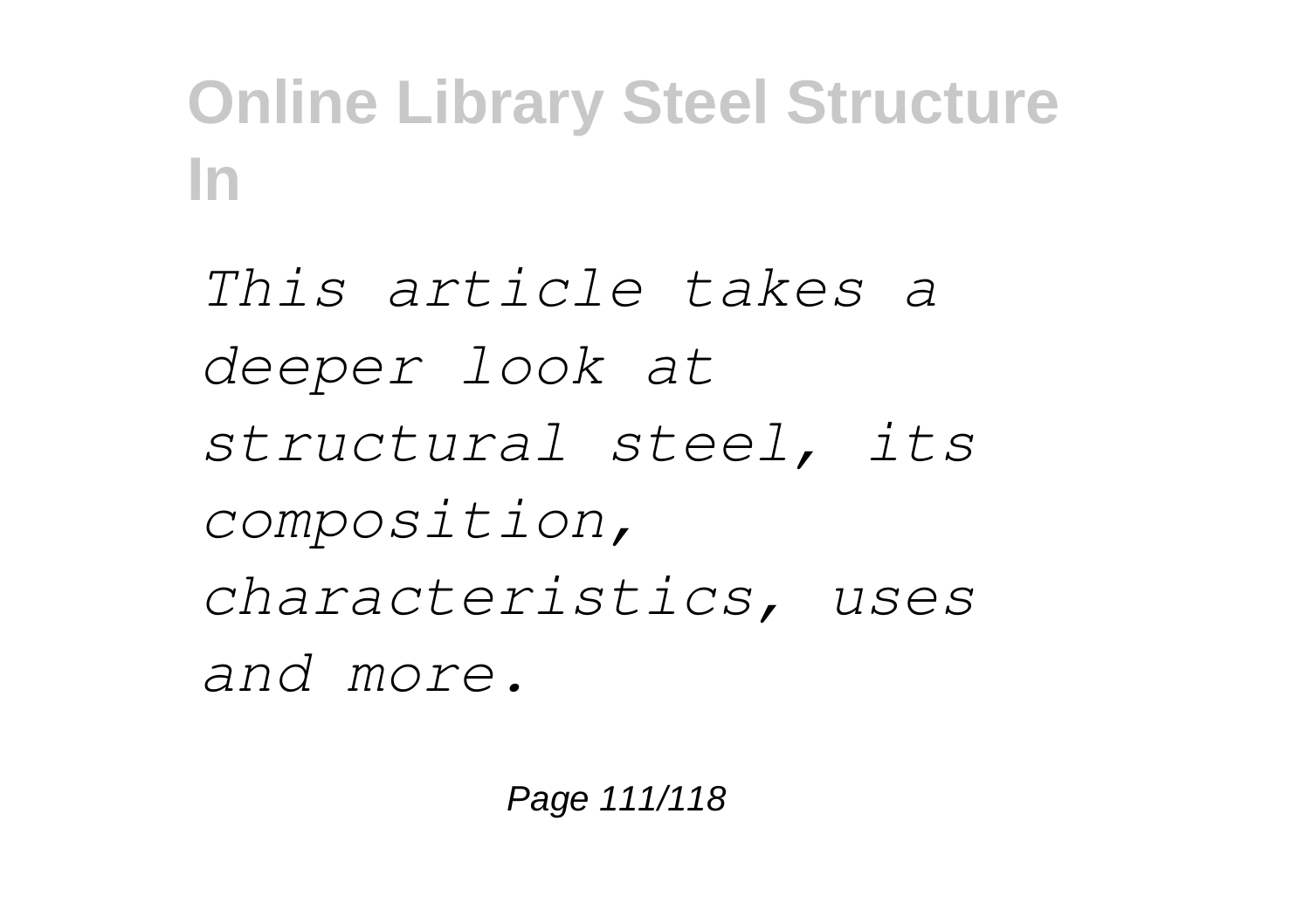*This article takes a deeper look at structural steel, its composition, characteristics, uses and more.*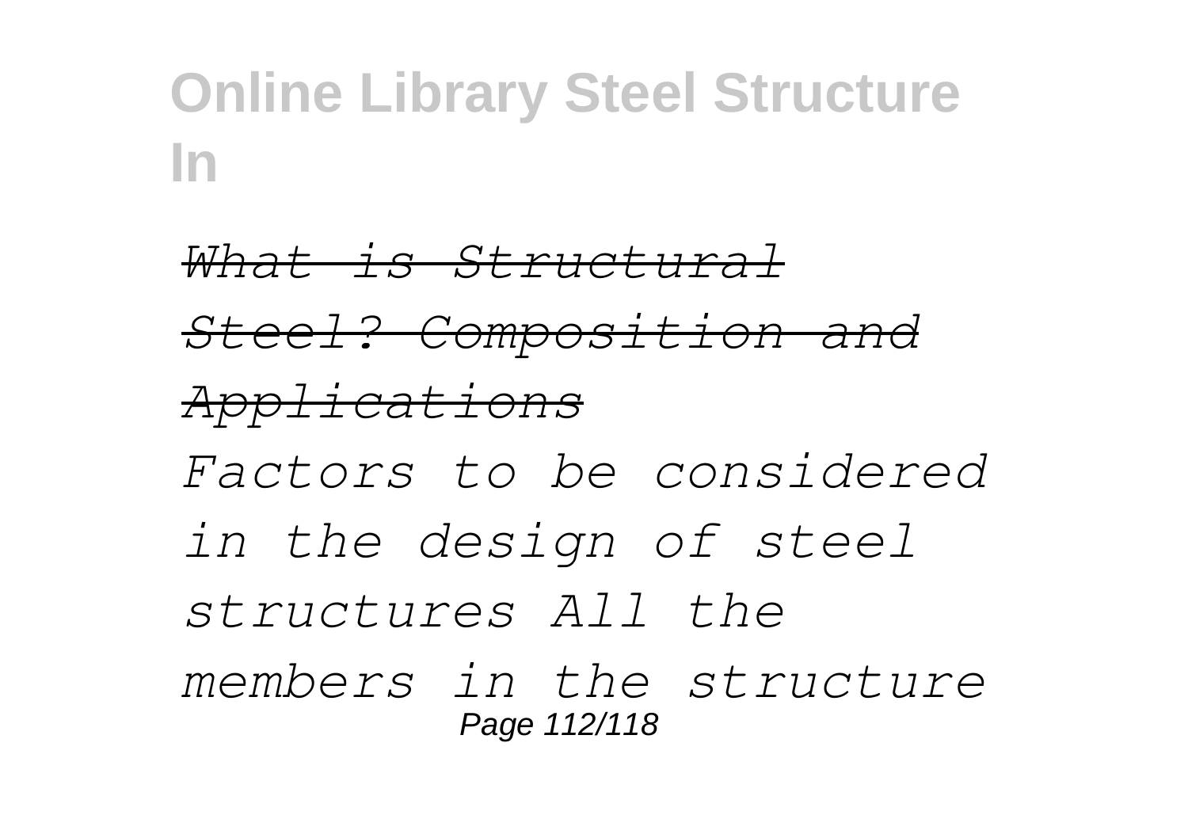*What is Structural Steel? Composition and Applications*

*Factors to be considered in the design of steel structures All the members in the structure*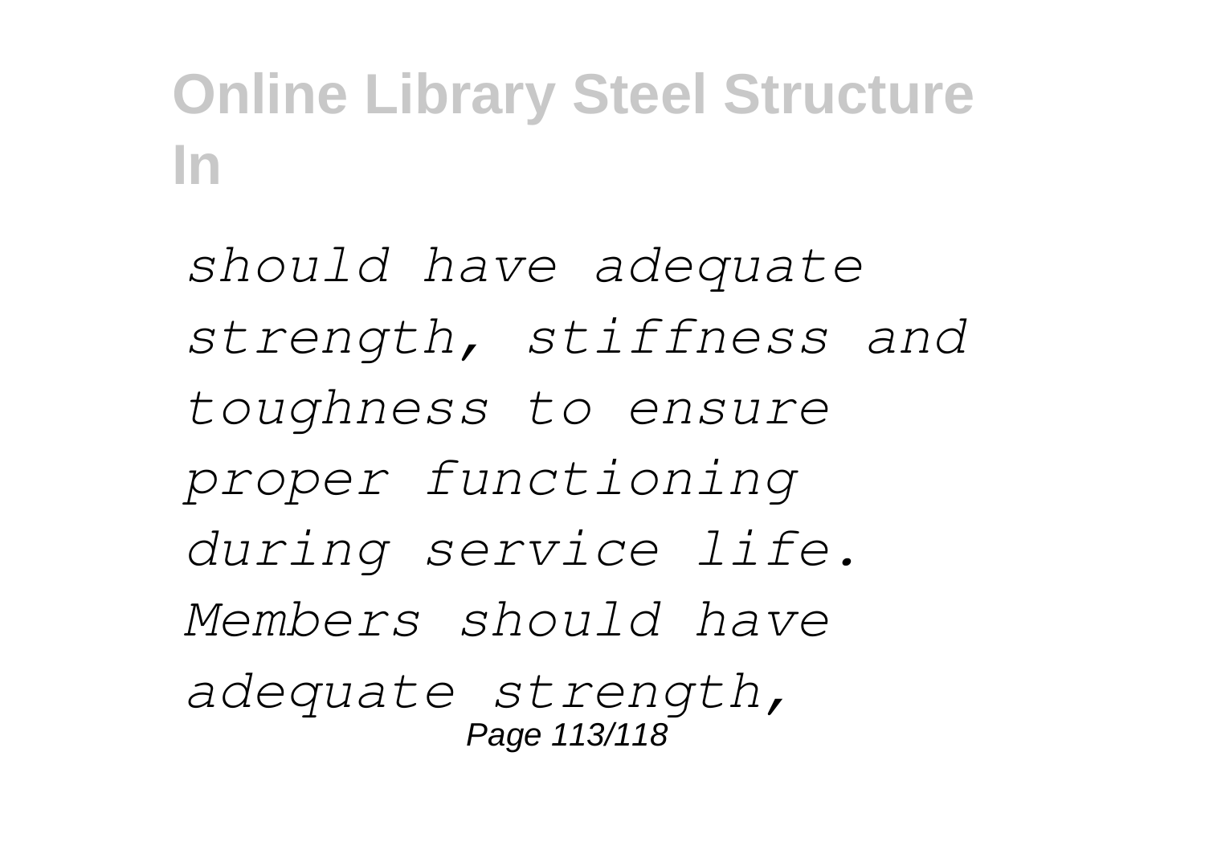*should have adequate strength, stiffness and toughness to ensure proper functioning during service life. Members should have adequate strength,*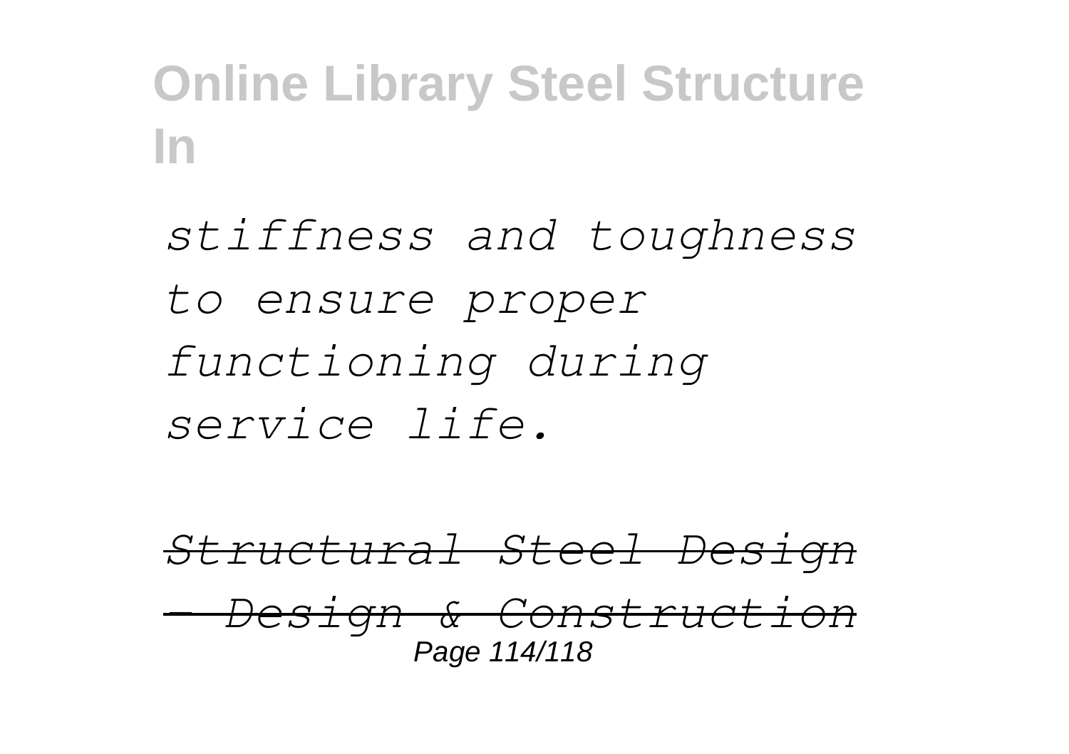*stiffness and toughness to ensure proper functioning during service life.*

*Structural Steel Design - Design & Construction*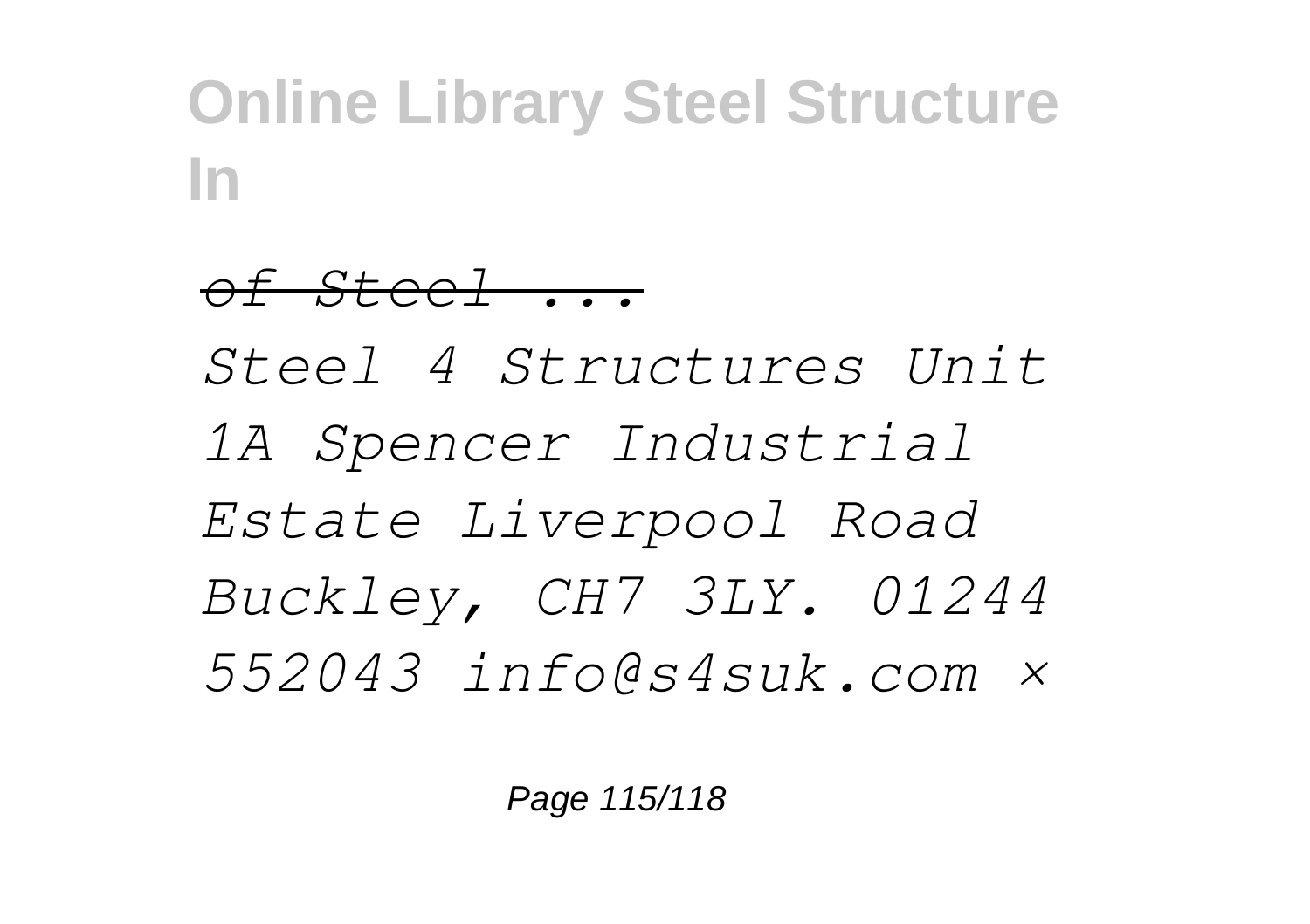*of Steel ...*

*Steel 4 Structures Unit 1A Spencer Industrial Estate Liverpool Road Buckley, CH7 3LY. 01244 552043 info@s4suk.com ×*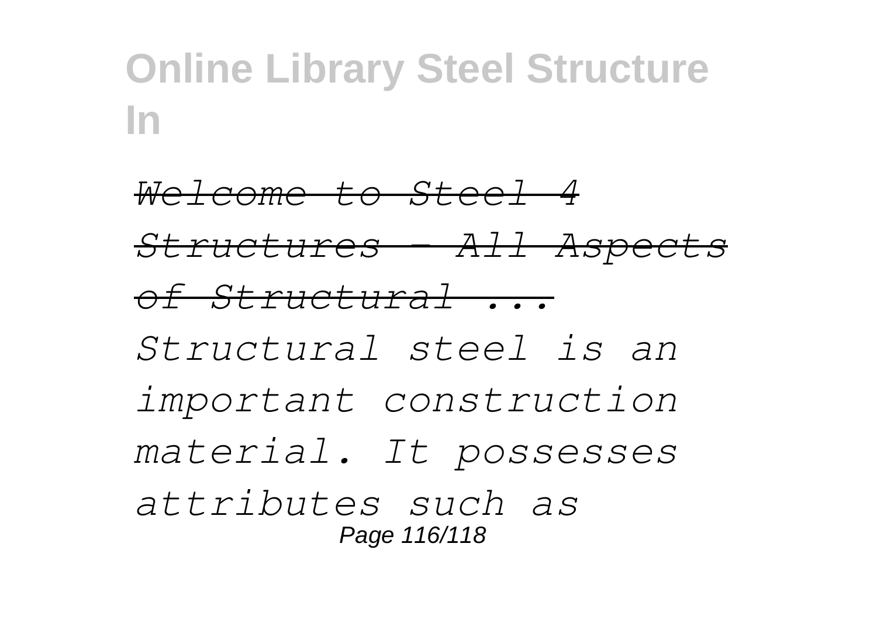*Welcome to Steel 4 Structures - All Aspects of Structural ...*

*Structural steel is an important construction material. It possesses attributes such as*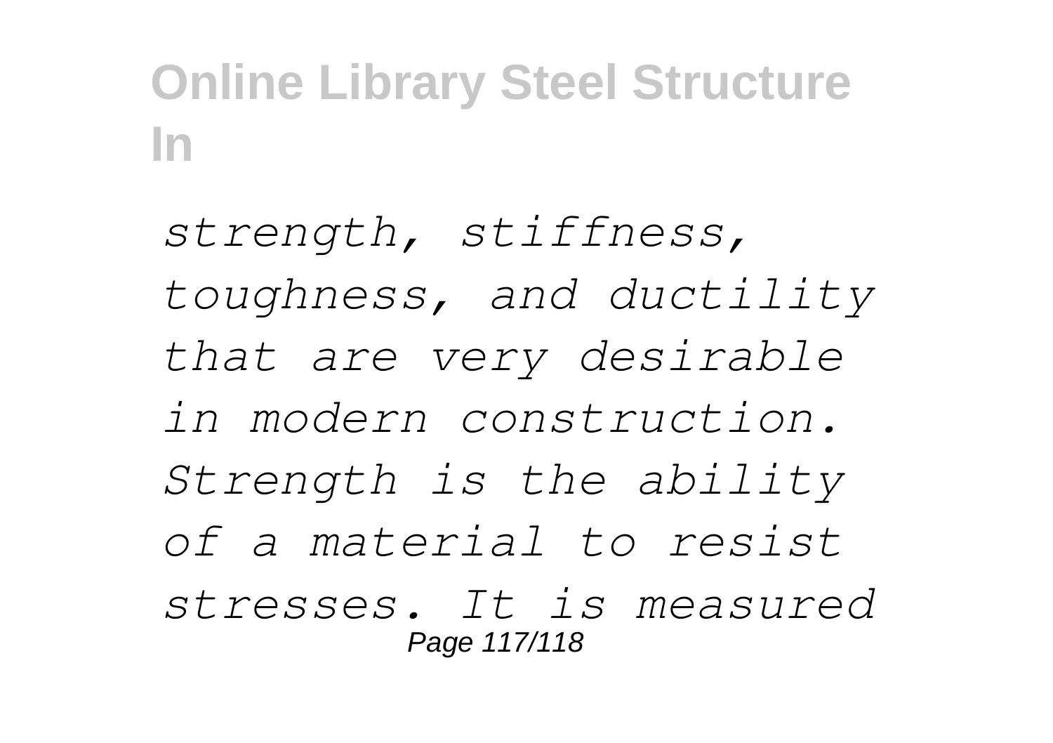*strength, stiffness, toughness, and ductility that are very desirable in modern construction. Strength is the ability of a material to resist stresses. It is measured*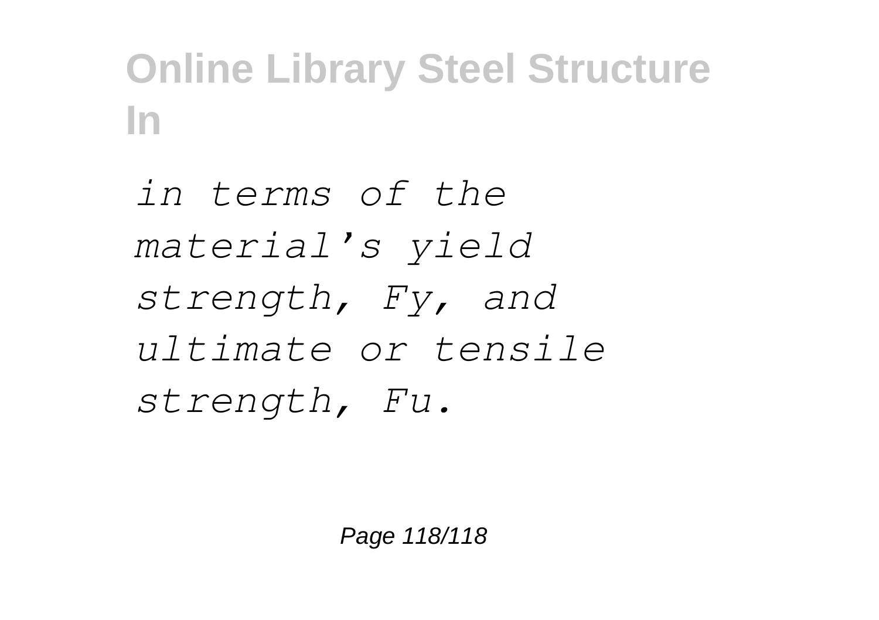*in terms of the material's yield strength, Fy, and ultimate or tensile strength, Fu.*